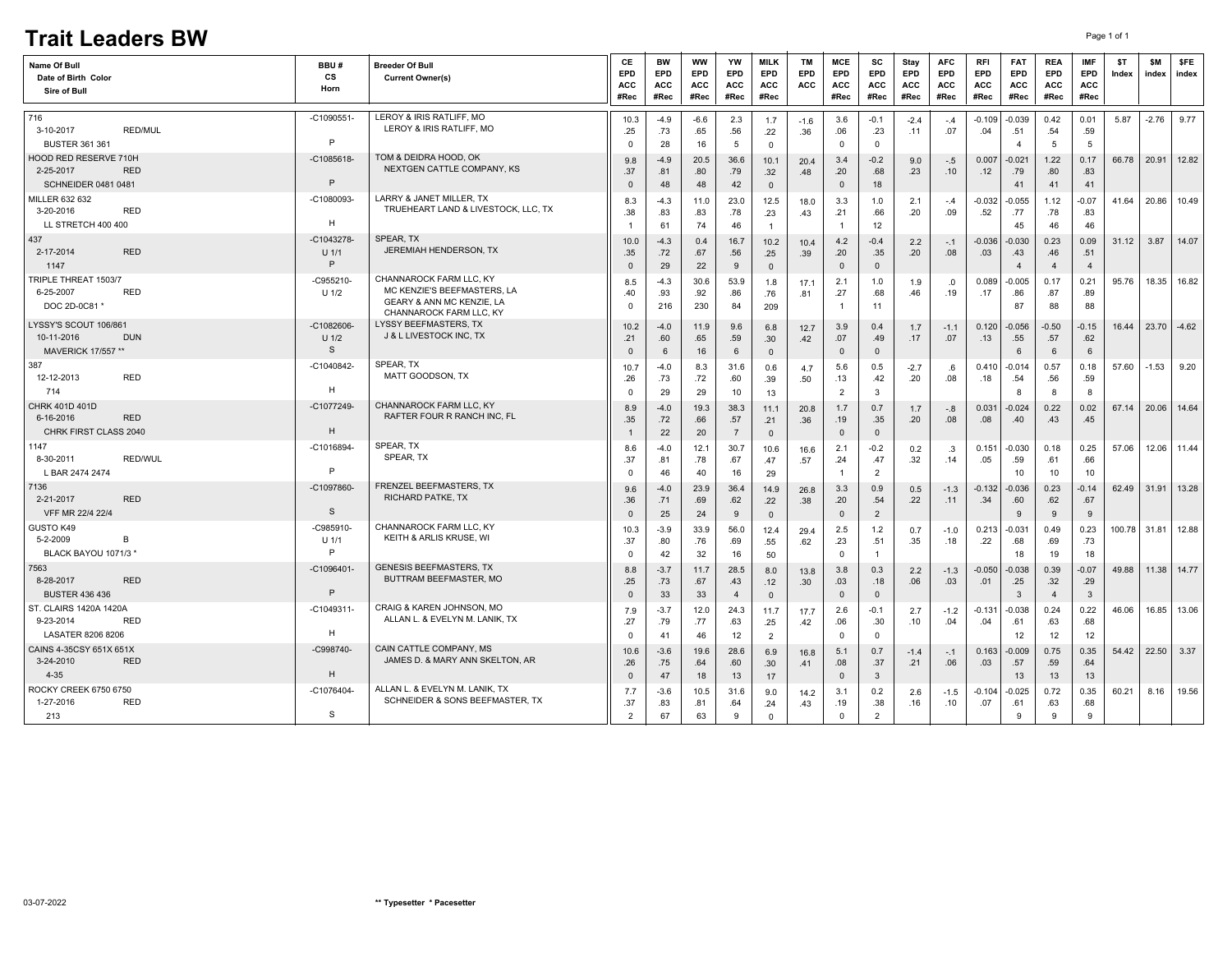# Trait Leaders BW

| Name Of Bull<br>Date of Birth Color<br>Sire of Bull | BBU #<br>CS<br>Horn | Breeder Of Bull<br>Current Owner(s) | CE<br>EPD<br>ACC<br>#Rec | BW<br>EPD<br>ACC<br>#Rec | WW<br>EPD<br>ACC<br>#Rec | YW<br>EPD<br>ACC<br>#Rec | MILK<br>EPD<br>ACC<br>#Rec | TM<br>EPD<br>ACC | MCE<br>EPD<br>ACC<br>#Rec | SC<br>EPD<br>ACC<br>#Rec | Stay<br>EPD<br>ACC<br>#Rec | AFC<br>EPD<br>ACC<br>#Rec | RFI<br>EPD<br>ACC<br>#Rec | FAT<br>EPD<br>ACC<br>#Rec | REA<br>EPD<br>ACC<br>#Rec | IMF<br>EPD<br>ACC<br>#Rec | $T<br>Index | $M<br>index | $FE<br>index |
|---|---|---|---|---|---|---|---|---|---|---|---|---|---|---|---|---|---|---|---|
| 716<br>3-10-2017 RED/MUL<br>BUSTER 361 361 | -C1090551-<br><br>P | LEROY & IRIS RATLIFF, MO<br>LEROY & IRIS RATLIFF, MO | 10.3<br>.25<br>0 | -4.9<br>.73<br>28 | -6.6<br>.65<br>16 | 2.3<br>.56<br>5 | 1.7<br>.22<br>0 | -1.6<br>.36 | 3.6<br>.06<br>0 | -0.1<br>.23<br>0 | -2.4<br>.11 | -.4<br>.07 | -0.109<br>.04 | -0.039<br>.51<br>4 | 0.42<br>.54<br>5 | 0.01<br>.59<br>5 | 5.87 | -2.76 | 9.77 |
| HOOD RED RESERVE 710H<br>2-25-2017 RED<br>SCHNEIDER 0481 0481 | -C1085618-<br><br>P | TOM & DEIDRA HOOD, OK<br>NEXTGEN CATTLE COMPANY, KS | 9.8<br>.37<br>0 | -4.9<br>.81<br>48 | 20.5<br>.80<br>48 | 36.6<br>.79<br>42 | 10.1<br>.32<br>0 | 20.4<br>.48 | 3.4<br>.20<br>0 | -0.2<br>.68<br>18 | 9.0<br>.23 | -.5<br>.10 | 0.007<br>.12 | -0.021<br>.79<br>41 | 1.22<br>.80<br>41 | 0.17<br>.83<br>41 | 66.78 | 20.91 | 12.82 |
| MILLER 632 632<br>3-20-2016 RED<br>LL STRETCH 400 400 | -C1080093-<br><br>H | LARRY & JANET MILLER, TX<br>TRUEHEART LAND & LIVESTOCK, LLC, TX | 8.3<br>.38<br>1 | -4.3<br>.83<br>61 | 11.0<br>.83<br>74 | 23.0<br>.78<br>46 | 12.5<br>.23<br>1 | 18.0<br>.43 | 3.3<br>.21<br>1 | 1.0<br>.66<br>12 | 2.1<br>.20 | -.4<br>.09 | -0.032<br>.52 | -0.055<br>.77<br>45 | 1.12<br>.78<br>46 | -0.07<br>.83<br>46 | 41.64 | 20.86 | 10.49 |
| 437<br>2-17-2014 RED<br>1147 | -C1043278-<br>U 1/1<br>P | SPEAR, TX<br>JEREMIAH HENDERSON, TX | 10.0<br>.35<br>0 | -4.3<br>.72<br>29 | 0.4<br>.67<br>22 | 16.7<br>.56<br>9 | 10.2<br>.25<br>0 | 10.4<br>.39 | 4.2<br>.20<br>0 | -0.4<br>.35<br>0 | 2.2<br>.20 | -.1<br>.08 | -0.036<br>.03 | -0.030<br>.43<br>4 | 0.23<br>.46<br>4 | 0.09<br>.51<br>4 | 31.12 | 3.87 | 14.07 |
| TRIPLE THREAT 1503/7<br>6-25-2007 RED<br>DOC 2D-0C81 * | -C955210-<br>U 1/2 | CHANNAROCK FARM LLC, KY<br>MC KENZIE'S BEEFMASTERS, LA<br>GEARY & ANN MC KENZIE, LA<br>CHANNAROCK FARM LLC, KY | 8.5<br>.40<br>0 | -4.3<br>.93<br>216 | 30.6<br>.92<br>230 | 53.9<br>.86<br>84 | 1.8<br>.76<br>209 | 17.1<br>.81 | 2.1<br>.27<br>1 | 1.0<br>.68<br>11 | 1.9<br>.46 | .0<br>.19 | 0.089<br>.17 | -0.005<br>.86<br>87 | 0.17<br>.87<br>88 | 0.21<br>.89<br>88 | 95.76 | 18.35 | 16.82 |
| LYSSY'S SCOUT 106/861<br>10-11-2016 DUN<br>MAVERICK 17/557 ** | -C1082606-<br>U 1/2<br>S | LYSSY BEEFMASTERS, TX<br>J & L LIVESTOCK INC, TX | 10.2<br>.21<br>0 | -4.0<br>.60<br>6 | 11.9<br>.65<br>16 | 9.6<br>.59<br>6 | 6.8<br>.30<br>0 | 12.7<br>.42 | 3.9<br>.07<br>0 | 0.4<br>.49<br>0 | 1.7<br>.17 | -1.1<br>.07 | 0.120<br>.13 | -0.056<br>.55<br>6 | -0.50<br>.57<br>6 | -0.15<br>.62<br>6 | 16.44 | 23.70 | -4.62 |
| 387<br>12-12-2013 RED<br>714 | -C1040842-<br><br>H | SPEAR, TX<br>MATT GOODSON, TX | 10.7<br>.26<br>0 | -4.0<br>.73<br>29 | 8.3<br>.72<br>29 | 31.6<br>.60<br>10 | 0.6<br>.39<br>13 | 4.7<br>.50 | 5.6<br>.13<br>2 | 0.5<br>.42<br>3 | -2.7<br>.20 | .6<br>.08 | 0.410<br>.18 | -0.014<br>.54<br>8 | 0.57<br>.56<br>8 | 0.18<br>.59<br>8 | 57.60 | -1.53 | 9.20 |
| CHRK 401D 401D<br>6-16-2016 RED<br>CHRK FIRST CLASS 2040 | -C1077249-<br><br>H | CHANNAROCK FARM LLC, KY<br>RAFTER FOUR R RANCH INC, FL | 8.9<br>.35<br>1 | -4.0<br>.72<br>22 | 19.3<br>.66<br>20 | 38.3<br>.57<br>7 | 11.1<br>.21<br>0 | 20.8<br>.36 | 1.7<br>.19<br>0 | 0.7<br>.35<br>0 | 1.7<br>.20 | -.8<br>.08 | 0.031<br>.08 | -0.024<br>.40 | 0.22<br>.43 | 0.02<br>.45 | 67.14 | 20.06 | 14.64 |
| 1147<br>8-30-2011 RED/WUL<br>L BAR 2474 2474 | -C1016894-<br><br>P | SPEAR, TX<br>SPEAR, TX | 8.6<br>.37<br>0 | -4.0<br>.81<br>46 | 12.1<br>.78<br>40 | 30.7<br>.67<br>16 | 10.6<br>.47<br>29 | 16.6<br>.57 | 2.1<br>.24<br>1 | -0.2<br>.47<br>2 | 0.2<br>.32 | .3<br>.14 | 0.151<br>.05 | -0.030<br>.59<br>10 | 0.18<br>.61<br>10 | 0.25<br>.66<br>10 | 57.06 | 12.06 | 11.44 |
| 7136<br>2-21-2017 RED<br>VFF MR 22/4 22/4 | -C1097860-<br><br>S | FRENZEL BEEFMASTERS, TX<br>RICHARD PATKE, TX | 9.6<br>.36<br>0 | -4.0<br>.71<br>25 | 23.9<br>.69<br>24 | 36.4<br>.62<br>9 | 14.9<br>.22<br>0 | 26.8<br>.38 | 3.3<br>.20<br>0 | 0.9<br>.54<br>2 | 0.5<br>.22 | -1.3<br>.11 | -0.132<br>.34 | -0.036<br>.60<br>9 | 0.23<br>.62<br>9 | -0.14<br>.67<br>9 | 62.49 | 31.91 | 13.28 |
| GUSTO K49<br>5-2-2009 B<br>BLACK BAYOU 1071/3 * | -C985910-<br>U 1/1<br>P | CHANNAROCK FARM LLC, KY<br>KEITH & ARLIS KRUSE, WI | 10.3<br>.37<br>0 | -3.9<br>.80<br>42 | 33.9<br>.76<br>32 | 56.0<br>.69<br>16 | 12.4<br>.55<br>50 | 29.4<br>.62 | 2.5<br>.23<br>0 | 1.2<br>.51<br>1 | 0.7<br>.35 | -1.0<br>.18 | 0.213<br>.22 | -0.031<br>.68<br>18 | 0.49<br>.69<br>19 | 0.23<br>.73<br>18 | 100.78 | 31.81 | 12.88 |
| 7563<br>8-28-2017 RED<br>BUSTER 436 436 | -C1096401-<br><br>P | GENESIS BEEFMASTERS, TX<br>BUTTRAM BEEFMASTER, MO | 8.8<br>.25<br>0 | -3.7<br>.73<br>33 | 11.7<br>.67<br>33 | 28.5<br>.43<br>4 | 8.0<br>.12<br>0 | 13.8<br>.30 | 3.8<br>.03<br>0 | 0.3<br>.18<br>0 | 2.2<br>.06 | -1.3<br>.03 | -0.050<br>.01 | -0.038<br>.25<br>3 | 0.39<br>.32<br>4 | -0.07<br>.29<br>3 | 49.88 | 11.38 | 14.77 |
| ST. CLAIRS 1420A 1420A<br>9-23-2014 RED<br>LASATER 8206 8206 | -C1049311-<br><br>H | CRAIG & KAREN JOHNSON, MO<br>ALLAN L. & EVELYN M. LANIK, TX | 7.9<br>.27<br>0 | -3.7<br>.79<br>41 | 12.0<br>.77<br>46 | 24.3<br>.63<br>12 | 11.7<br>.25<br>2 | 17.7<br>.42 | 2.6<br>.06<br>0 | -0.1<br>.30<br>0 | 2.7<br>.10 | -1.2<br>.04 | -0.131<br>.04 | -0.038<br>.61<br>12 | 0.24<br>.63<br>12 | 0.22<br>.68<br>12 | 46.06 | 16.85 | 13.06 |
| CAINS 4-35CSY 651X 651X<br>3-24-2010 RED<br>4-35 | -C998740-<br><br>H | CAIN CATTLE COMPANY, MS<br>JAMES D. & MARY ANN SKELTON, AR | 10.6<br>.26<br>0 | -3.6<br>.75<br>47 | 19.6<br>.64<br>18 | 28.6<br>.60<br>13 | 6.9<br>.30<br>17 | 16.8<br>.41 | 5.1<br>.08<br>0 | 0.7<br>.37<br>3 | -1.4<br>.21 | -.1<br>.06 | 0.163<br>.03 | -0.009<br>.57<br>13 | 0.75<br>.59<br>13 | 0.35<br>.64<br>13 | 54.42 | 22.50 | 3.37 |
| ROCKY CREEK 6750 6750<br>1-27-2016 RED<br>213 | -C1076404-<br><br>S | ALLAN L. & EVELYN M. LANIK, TX<br>SCHNEIDER & SONS BEEFMASTER, TX | 7.7<br>.37<br>2 | -3.6<br>.83<br>67 | 10.5<br>.81<br>63 | 31.6<br>.64<br>9 | 9.0<br>.24<br>0 | 14.2<br>.43 | 3.1<br>.19<br>0 | 0.2<br>.38<br>2 | 2.6<br>.16 | -1.5<br>.10 | -0.104<br>.07 | -0.025<br>.61<br>9 | 0.72<br>.63<br>9 | 0.35<br>.68<br>9 | 60.21 | 8.16 | 19.56 |

03-07-2022

** Typesetter * Pacesetter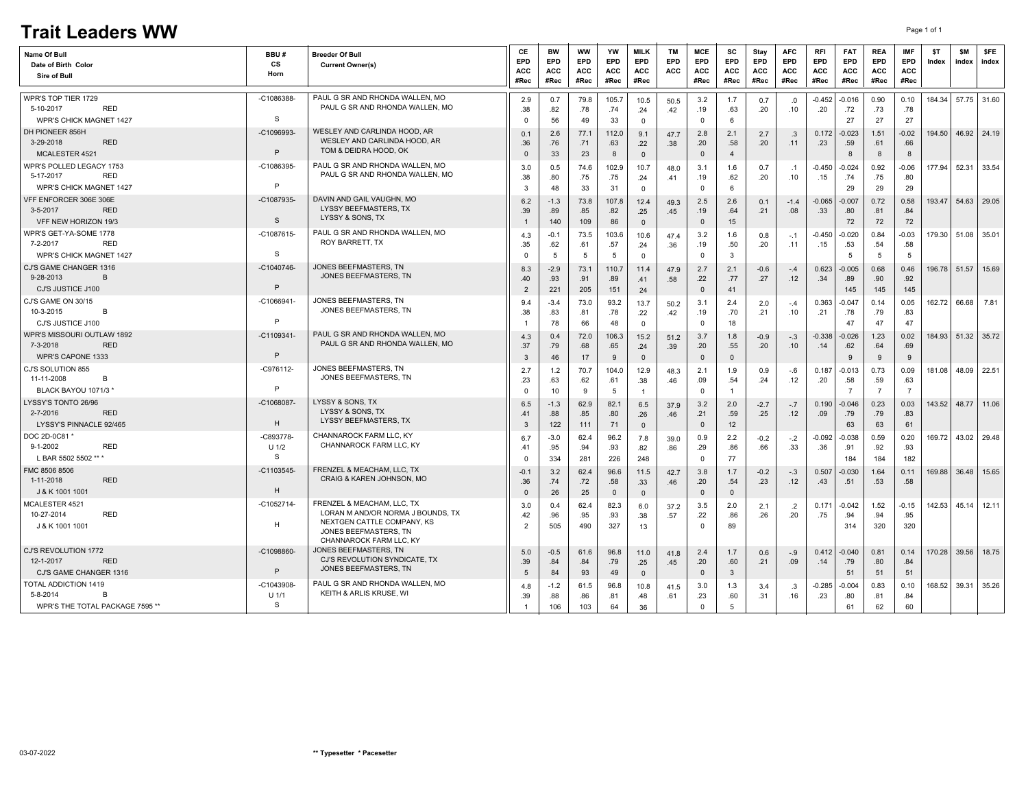# Trait Leaders WW

| Name Of Bull / Date of Birth Color / Sire of Bull | BBU # / CS / Horn | Breeder Of Bull / Current Owner(s) | CE EPD ACC #Rec | BW EPD ACC #Rec | WW EPD ACC #Rec | YW EPD ACC #Rec | MILK EPD ACC #Rec | TM EPD ACC | MCE EPD ACC #Rec | SC EPD ACC #Rec | Stay EPD ACC #Rec | AFC EPD ACC #Rec | RFI EPD ACC #Rec | FAT EPD ACC #Rec | REA EPD ACC #Rec | IMF EPD ACC #Rec | $T Index | $M index | $FE index |
|---|---|---|---|---|---|---|---|---|---|---|---|---|---|---|---|---|---|---|---|
| WPR'S TOP TIER 1729 / 5-10-2017 RED / WPR'S CHICK MAGNET 1427 | -C1086388- / S | PAUL G SR AND RHONDA WALLEN, MO / PAUL G SR AND RHONDA WALLEN, MO | 2.9 .38 0 | 0.7 .82 56 | 79.8 .78 49 | 105.7 .74 33 | 10.5 .24 0 | 50.5 .42 | 3.2 .19 0 | 1.7 .63 6 | 0.7 .20 | .0 .10 | -0.452 .20 | -0.016 .72 27 | 0.90 .73 27 | 0.10 .78 27 | 184.34 | 57.75 | 31.60 |
| DH PIONEER 856H / 3-29-2018 RED / MCALESTER 4521 | -C1096993- / P | WESLEY AND CARLINDA HOOD, AR / WESLEY AND CARLINDA HOOD, AR / TOM & DEIDRA HOOD, OK | 0.1 .36 0 | 2.6 .76 33 | 77.1 .71 23 | 112.0 .63 8 | 9.1 .22 0 | 47.7 .38 | 2.8 .20 0 | 2.1 .58 4 | 2.7 .20 | .3 .11 | 0.172 .23 | -0.023 .59 8 | 1.51 .61 8 | -0.02 .66 8 | 194.50 | 46.92 | 24.19 |
| WPR'S POLLED LEGACY 1753 / 5-17-2017 RED / WPR'S CHICK MAGNET 1427 | -C1086395- / P | PAUL G SR AND RHONDA WALLEN, MO / PAUL G SR AND RHONDA WALLEN, MO | 3.0 .38 3 | 0.5 .80 48 | 74.6 .75 33 | 102.9 .75 31 | 10.7 .24 0 | 48.0 .41 | 3.1 .19 0 | 1.6 .62 6 | 0.7 .20 | .1 .10 | -0.450 .15 | -0.024 .74 29 | 0.92 .75 29 | -0.06 .80 29 | 177.94 | 52.31 | 33.54 |
| VFF ENFORCER 306E 306E / 3-5-2017 RED / VFF NEW HORIZON 19/3 | -C1087935- / S | DAVIN AND GAIL VAUGHN, MO / LYSSY BEEFMASTERS, TX / LYSSY & SONS, TX | 6.2 .39 1 | -1.3 .89 140 | 73.8 .85 109 | 107.8 .82 86 | 12.4 .25 0 | 49.3 .45 | 2.5 .19 0 | 2.6 .64 15 | 0.1 .21 | -1.4 .08 | -0.065 .33 | -0.007 .80 72 | 0.72 .81 72 | 0.58 .84 72 | 193.47 | 54.63 | 29.05 |
| WPR'S GET-YA-SOME 1778 / 7-2-2017 RED / WPR'S CHICK MAGNET 1427 | -C1087615- / S | PAUL G SR AND RHONDA WALLEN, MO / ROY BARRETT, TX | 4.3 .35 0 | -0.1 .62 5 | 73.5 .61 5 | 103.6 .57 5 | 10.6 .24 0 | 47.4 .36 | 3.2 .19 0 | 1.6 .50 3 | 0.8 .20 | -.1 .11 | -0.450 .15 | -0.020 .53 5 | 0.84 .54 5 | -0.03 .58 5 | 179.30 | 51.08 | 35.01 |
| CJ'S GAME CHANGER 1316 / 9-28-2013 B / CJ'S JUSTICE J100 | -C1040746- / P | JONES BEEFMASTERS, TN / JONES BEEFMASTERS, TN | 8.3 .40 2 | -2.9 .93 221 | 73.1 .91 205 | 110.7 .89 151 | 11.4 .41 24 | 47.9 .58 | 2.7 .22 0 | 2.1 .77 41 | -0.6 .27 | -.4 .12 | 0.623 .34 | -0.005 .89 145 | 0.68 .90 145 | 0.46 .92 145 | 196.78 | 51.57 | 15.69 |
| CJ'S GAME ON 30/15 / 10-3-2015 B / CJ'S JUSTICE J100 | -C1066941- / P | JONES BEEFMASTERS, TN / JONES BEEFMASTERS, TN | 9.4 .38 1 | -3.4 .83 78 | 73.0 .81 66 | 93.2 .78 48 | 13.7 .22 0 | 50.2 .42 | 3.1 .19 0 | 2.4 .70 18 | 2.0 .21 | -.4 .10 | 0.363 .21 | -0.047 .78 47 | 0.14 .79 47 | 0.05 .83 47 | 162.72 | 66.68 | 7.81 |
| WPR'S MISSOURI OUTLAW 1892 / 7-3-2018 RED / WPR'S CAPONE 1333 | -C1109341- / P | PAUL G SR AND RHONDA WALLEN, MO / PAUL G SR AND RHONDA WALLEN, MO | 4.3 .37 3 | 0.4 .79 46 | 72.0 .68 17 | 106.3 .65 9 | 15.2 .24 0 | 51.2 .39 | 3.7 .20 0 | 1.8 .55 0 | -0.9 .20 | -.3 .10 | -0.338 .14 | -0.026 .62 9 | 1.23 .64 9 | 0.02 .69 9 | 184.93 | 51.32 | 35.72 |
| CJ'S SOLUTION 855 / 11-11-2008 B / BLACK BAYOU 1071/3 * | -C976112- / P | JONES BEEFMASTERS, TN / JONES BEEFMASTERS, TN | 2.7 .23 0 | 1.2 .63 10 | 70.7 .62 9 | 104.0 .61 5 | 12.9 .38 1 | 48.3 .46 | 2.1 .09 0 | 1.9 .54 1 | 0.9 .24 | -.6 .12 | 0.187 .20 | -0.013 .58 7 | 0.73 .59 7 | 0.09 .63 7 | 181.08 | 48.09 | 22.51 |
| LYSSY'S TONTO 26/96 / 2-7-2016 RED / LYSSY'S PINNACLE 92/465 | -C1068087- / H | LYSSY & SONS, TX / LYSSY & SONS, TX / LYSSY BEEFMASTERS, TX | 6.5 .41 3 | -1.3 .88 122 | 62.9 .85 111 | 82.1 .80 71 | 6.5 .26 0 | 37.9 .46 | 3.2 .21 0 | 2.0 .59 12 | -2.7 .25 | -.7 .12 | 0.190 .09 | -0.046 .79 63 | 0.23 .79 63 | 0.03 .83 61 | 143.52 | 48.77 | 11.06 |
| DOC 2D-0C81 * / 9-1-2002 RED / L BAR 5502 5502 ** * | -C893778- / U 1/2 / S | CHANNAROCK FARM LLC, KY / CHANNAROCK FARM LLC, KY | 6.7 .41 0 | -3.0 .95 334 | 62.4 .94 281 | 96.2 .93 226 | 7.8 .82 248 | 39.0 .86 | 0.9 .29 0 | 2.2 .86 77 | -0.2 .66 | -.2 .33 | -0.092 .36 | -0.038 .91 184 | 0.59 .92 184 | 0.20 .93 182 | 169.72 | 43.02 | 29.48 |
| FMC 8506 8506 / 1-11-2018 RED / J & K 1001 1001 | -C1103545- / H | FRENZEL & MEACHAM, LLC, TX / CRAIG & KAREN JOHNSON, MO | -0.1 .36 0 | 3.2 .74 26 | 62.4 .72 25 | 96.6 .58 0 | 11.5 .33 0 | 42.7 .46 | 3.8 .20 0 | 1.7 .54 0 | -0.2 .23 | -.3 .12 | 0.507 .43 | -0.030 .51 | 1.64 .53 | 0.11 .58 | 169.88 | 36.48 | 15.65 |
| MCALESTER 4521 / 10-27-2014 RED / J & K 1001 1001 | -C1052714- / H | FRENZEL & MEACHAM, LLC, TX / LORAN M AND/OR NORMA J BOUNDS, TX / NEXTGEN CATTLE COMPANY, KS / JONES BEEFMASTERS, TN / CHANNAROCK FARM LLC, KY | 3.0 .42 2 | 0.4 .96 505 | 62.4 .95 490 | 82.3 .93 327 | 6.0 .38 13 | 37.2 .57 | 3.5 .22 0 | 2.0 .86 89 | 2.1 .26 | .2 .20 | 0.171 .75 | -0.042 .94 314 | 1.52 .94 320 | -0.15 .95 320 | 142.53 | 45.14 | 12.11 |
| CJ'S REVOLUTION 1772 / 12-1-2017 RED / CJ'S GAME CHANGER 1316 | -C1098860- / P | JONES BEEFMASTERS, TN / CJ'S REVOLUTION SYNDICATE, TX / JONES BEEFMASTERS, TN | 5.0 .39 5 | -0.5 .84 84 | 61.6 .84 93 | 96.8 .79 49 | 11.0 .25 0 | 41.8 .45 | 2.4 .20 0 | 1.7 .60 3 | 0.6 .21 | -.9 .09 | 0.412 .14 | -0.040 .79 51 | 0.81 .80 51 | 0.14 .84 51 | 170.28 | 39.56 | 18.75 |
| TOTAL ADDICTION 1419 / 5-8-2014 B / WPR'S THE TOTAL PACKAGE 7595 ** | -C1043908- / U 1/1 / S | PAUL G SR AND RHONDA WALLEN, MO / KEITH & ARLIS KRUSE, WI | 4.8 .39 1 | -1.2 .88 106 | 61.5 .86 103 | 96.8 .81 64 | 10.8 .48 36 | 41.5 .61 | 3.0 .23 0 | 1.3 .60 5 | 3.4 .31 | .3 .16 | -0.285 .23 | -0.004 .80 61 | 0.83 .81 62 | 0.10 .84 60 | 168.52 | 39.31 | 35.26 |

03-07-2022

** Typesetter * Pacesetter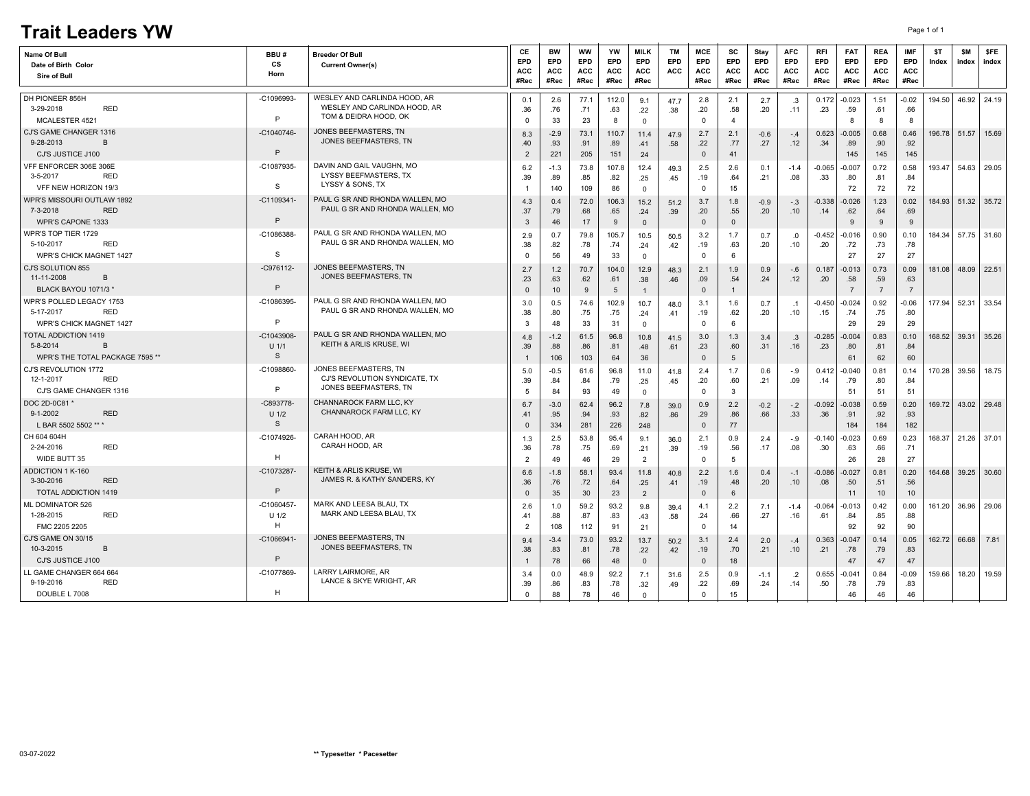# Trait Leaders YW

| Name Of Bull / Date of Birth Color / Sire of Bull | BBU # / CS / Horn | Breeder Of Bull / Current Owner(s) | CE EPD ACC #Rec | BW EPD ACC #Rec | WW EPD ACC #Rec | YW EPD ACC #Rec | MILK EPD ACC #Rec | TM EPD ACC | MCE EPD ACC #Rec | SC EPD ACC #Rec | Stay EPD ACC #Rec | AFC EPD ACC #Rec | RFI EPD ACC #Rec | FAT EPD ACC #Rec | REA EPD ACC #Rec | IMF EPD ACC #Rec | $T Index | $M index | $FE index |
|---|---|---|---|---|---|---|---|---|---|---|---|---|---|---|---|---|---|---|---|
| DH PIONEER 856H / 3-29-2018 RED / MCALESTER 4521 | -C1096993- / / P | WESLEY AND CARLINDA HOOD, AR / WESLEY AND CARLINDA HOOD, AR / TOM & DEIDRA HOOD, OK | 0.1 / .36 / 0 | 2.6 / .76 / 33 | 77.1 / .71 / 23 | 112.0 / .63 / 8 | 9.1 / .22 / 0 | 47.7 / .38 | 2.8 / .20 / 0 | 2.1 / .58 / 4 | 2.7 / .20 | .3 / .11 | 0.172 / .23 | -0.023 / .59 / 8 | 1.51 / .61 / 8 | -0.02 / .66 / 8 | 194.50 | 46.92 | 24.19 |
| CJ'S GAME CHANGER 1316 / 9-28-2013 B / CJ'S JUSTICE J100 | -C1040746- / / P | JONES BEEFMASTERS, TN / JONES BEEFMASTERS, TN | 8.3 / .40 / 2 | -2.9 / .93 / 221 | 73.1 / .91 / 205 | 110.7 / .89 / 151 | 11.4 / .41 / 24 | 47.9 / .58 | 2.7 / .22 / 0 | 2.1 / .77 / 41 | -0.6 / .27 | -.4 / .12 | 0.623 / .34 | -0.005 / .89 / 145 | 0.68 / .90 / 145 | 0.46 / .92 / 145 | 196.78 | 51.57 | 15.69 |
| VFF ENFORCER 306E 306E / 3-5-2017 RED / VFF NEW HORIZON 19/3 | -C1087935- / / S | DAVIN AND GAIL VAUGHN, MO / LYSSY BEEFMASTERS, TX / LYSSY & SONS, TX | 6.2 / .39 / 1 | -1.3 / .89 / 140 | 73.8 / .85 / 109 | 107.8 / .82 / 86 | 12.4 / .25 / 0 | 49.3 / .45 | 2.5 / .19 / 0 | 2.6 / .64 / 15 | 0.1 / .21 | -1.4 / .08 | -0.065 / .33 | -0.007 / .80 / 72 | 0.72 / .81 / 72 | 0.58 / .84 / 72 | 193.47 | 54.63 | 29.05 |
| WPR'S MISSOURI OUTLAW 1892 / 7-3-2018 RED / WPR'S CAPONE 1333 | -C1109341- / / P | PAUL G SR AND RHONDA WALLEN, MO / PAUL G SR AND RHONDA WALLEN, MO | 4.3 / .37 / 3 | 0.4 / .79 / 46 | 72.0 / .68 / 17 | 106.3 / .65 / 9 | 15.2 / .24 / 0 | 51.2 / .39 | 3.7 / .20 / 0 | 1.8 / .55 / 0 | -0.9 / .20 | -.3 / .10 | -0.338 / .14 | -0.026 / .62 / 9 | 1.23 / .64 / 9 | 0.02 / .69 / 9 | 184.93 | 51.32 | 35.72 |
| WPR'S TOP TIER 1729 / 5-10-2017 RED / WPR'S CHICK MAGNET 1427 | -C1086388- / / S | PAUL G SR AND RHONDA WALLEN, MO / PAUL G SR AND RHONDA WALLEN, MO | 2.9 / .38 / 0 | 0.7 / .82 / 56 | 79.8 / .78 / 49 | 105.7 / .74 / 33 | 10.5 / .24 / 0 | 50.5 / .42 | 3.2 / .19 / 0 | 1.7 / .63 / 6 | 0.7 / .20 | .0 / .10 | -0.452 / .20 | -0.016 / .72 / 27 | 0.90 / .73 / 27 | 0.10 / .78 / 27 | 184.34 | 57.75 | 31.60 |
| CJ'S SOLUTION 855 / 11-11-2008 B / BLACK BAYOU 1071/3 * | -C976112- / / P | JONES BEEFMASTERS, TN / JONES BEEFMASTERS, TN | 2.7 / .23 / 0 | 1.2 / .63 / 10 | 70.7 / .62 / 9 | 104.0 / .61 / 5 | 12.9 / .38 / 1 | 48.3 / .46 | 2.1 / .09 / 0 | 1.9 / .54 / 1 | 0.9 / .24 | -.6 / .12 | 0.187 / .20 | -0.013 / .58 / 7 | 0.73 / .59 / 7 | 0.09 / .63 / 7 | 181.08 | 48.09 | 22.51 |
| WPR'S POLLED LEGACY 1753 / 5-17-2017 RED / WPR'S CHICK MAGNET 1427 | -C1086395- / / P | PAUL G SR AND RHONDA WALLEN, MO / PAUL G SR AND RHONDA WALLEN, MO | 3.0 / .38 / 3 | 0.5 / .80 / 48 | 74.6 / .75 / 33 | 102.9 / .75 / 31 | 10.7 / .24 / 0 | 48.0 / .41 | 3.1 / .19 / 0 | 1.6 / .62 / 6 | 0.7 / .20 | .1 / .10 | -0.450 / .15 | -0.024 / .74 / 29 | 0.92 / .75 / 29 | -0.06 / .80 / 29 | 177.94 | 52.31 | 33.54 |
| TOTAL ADDICTION 1419 / 5-8-2014 B / WPR'S THE TOTAL PACKAGE 7595 ** | -C1043908- / U 1/1 / S | PAUL G SR AND RHONDA WALLEN, MO / KEITH & ARLIS KRUSE, WI | 4.8 / .39 / 1 | -1.2 / .88 / 106 | 61.5 / .86 / 103 | 96.8 / .81 / 64 | 10.8 / .48 / 36 | 41.5 / .61 | 3.0 / .23 / 0 | 1.3 / .60 / 5 | 3.4 / .31 | .3 / .16 | -0.285 / .23 | -0.004 / .80 / 61 | 0.83 / .81 / 62 | 0.10 / .84 / 60 | 168.52 | 39.31 | 35.26 |
| CJ'S REVOLUTION 1772 / 12-1-2017 RED / CJ'S GAME CHANGER 1316 | -C1098860- / / P | JONES BEEFMASTERS, TN / CJ'S REVOLUTION SYNDICATE, TX / JONES BEEFMASTERS, TN | 5.0 / .39 / 5 | -0.5 / .84 / 84 | 61.6 / .84 / 93 | 96.8 / .79 / 49 | 11.0 / .25 / 0 | 41.8 / .45 | 2.4 / .20 / 0 | 1.7 / .60 / 3 | 0.6 / .21 | -.9 / .09 | 0.412 / .14 | -0.040 / .79 / 51 | 0.81 / .80 / 51 | 0.14 / .84 / 51 | 170.28 | 39.56 | 18.75 |
| DOC 2D-0C81 * / 9-1-2002 RED / L BAR 5502 5502 ** * | -C893778- / U 1/2 / S | CHANNAROCK FARM LLC, KY / CHANNAROCK FARM LLC, KY | 6.7 / .41 / 0 | -3.0 / .95 / 334 | 62.4 / .94 / 281 | 96.2 / .93 / 226 | 7.8 / .82 / 248 | 39.0 / .86 | 0.9 / .29 / 0 | 2.2 / .86 / 77 | -0.2 / .66 | -.2 / .33 | -0.092 / .36 | -0.038 / .91 / 184 | 0.59 / .92 / 184 | 0.20 / .93 / 182 | 169.72 | 43.02 | 29.48 |
| CH 604 604H / 2-24-2016 RED / WIDE BUTT 35 | -C1074926- / / H | CARAH HOOD, AR / CARAH HOOD, AR | 1.3 / .36 / 2 | 2.5 / .78 / 49 | 53.8 / .75 / 46 | 95.4 / .69 / 29 | 9.1 / .21 / 2 | 36.0 / .39 | 2.1 / .19 / 0 | 0.9 / .56 / 5 | 2.4 / .17 | -.9 / .08 | -0.140 / .30 | -0.023 / .63 / 26 | 0.69 / .66 / 28 | 0.23 / .71 / 27 | 168.37 | 21.26 | 37.01 |
| ADDICTION 1 K-160 / 3-30-2016 RED / TOTAL ADDICTION 1419 | -C1073287- / / P | KEITH & ARLIS KRUSE, WI / JAMES R. & KATHY SANDERS, KY | 6.6 / .36 / 0 | -1.8 / .76 / 35 | 58.1 / .72 / 30 | 93.4 / .64 / 23 | 11.8 / .25 / 2 | 40.8 / .41 | 2.2 / .19 / 0 | 1.6 / .48 / 6 | 0.4 / .20 | -.1 / .10 | -0.086 / .08 | -0.027 / .50 / 11 | 0.81 / .51 / 10 | 0.20 / .56 / 10 | 164.68 | 39.25 | 30.60 |
| ML DOMINATOR 526 / 1-28-2015 RED / FMC 2205 2205 | -C1060457- / U 1/2 / H | MARK AND LEESA BLAU, TX / MARK AND LEESA BLAU, TX | 2.6 / .41 / 2 | 1.0 / .88 / 108 | 59.2 / .87 / 112 | 93.2 / .83 / 91 | 9.8 / .43 / 21 | 39.4 / .58 | 4.1 / .24 / 0 | 2.2 / .66 / 14 | 7.1 / .27 | -1.4 / .16 | -0.064 / .61 | -0.013 / .84 / 92 | 0.42 / .85 / 92 | 0.00 / .88 / 90 | 161.20 | 36.96 | 29.06 |
| CJ'S GAME ON 30/15 / 10-3-2015 B / CJ'S JUSTICE J100 | -C1066941- / / P | JONES BEEFMASTERS, TN | 9.4 / .38 / 1 | -3.4 / .83 / 78 | 73.0 / .81 / 66 | 93.2 / .78 / 48 | 13.7 / .22 / 0 | 50.2 / .42 | 3.1 / .19 / 0 | 2.4 / .70 / 18 | 2.0 / .21 | -.4 / .10 | 0.363 / .21 | -0.047 / .78 / 47 | 0.14 / .79 / 47 | 0.05 / .83 / 47 | 162.72 | 66.68 | 7.81 |
| LL GAME CHANGER 664 664 / 9-19-2016 RED / DOUBLE L 7008 | -C1077869- / / H | LARRY LAIRMORE, AR / LANCE & SKYE WRIGHT, AR | 3.4 / .39 / 0 | 0.0 / .86 / 88 | 48.9 / .83 / 78 | 92.2 / .78 / 46 | 7.1 / .32 / 0 | 31.6 / .49 | 2.5 / .22 / 0 | 0.9 / .69 / 15 | -1.1 / .24 | .2 / .14 | 0.655 / .50 | -0.041 / .78 / 46 | 0.84 / .79 / 46 | -0.09 / .83 / 46 | 159.66 | 18.20 | 19.59 |

03-07-2022

** Typesetter * Pacesetter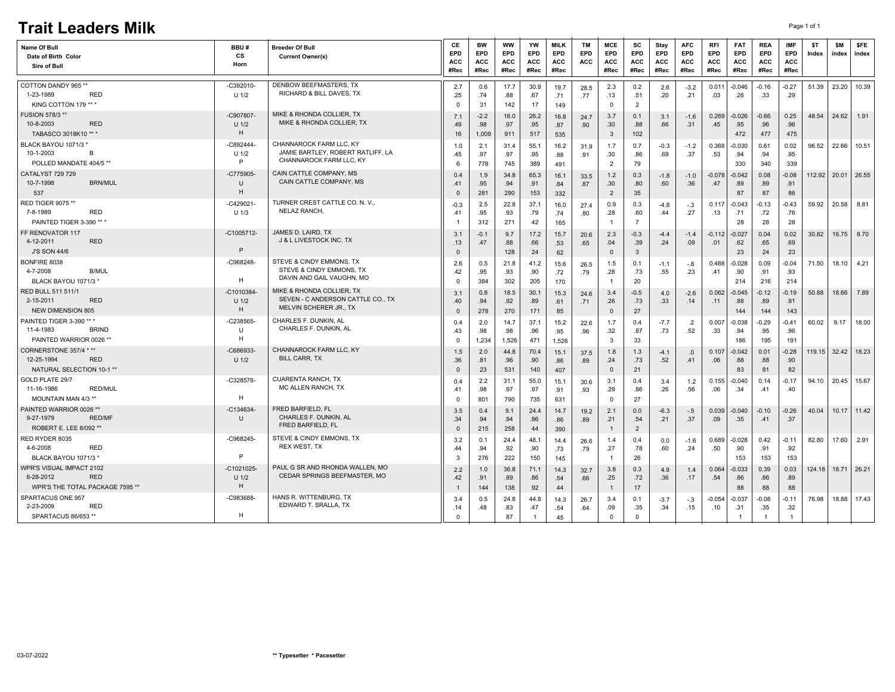# Trait Leaders Milk

| Name Of Bull<br>Date of Birth Color<br>Sire of Bull | BBU #<br>CS<br>Horn | Breeder Of Bull<br>Current Owner(s) | CE EPD ACC #Rec | BW EPD ACC #Rec | WW EPD ACC #Rec | YW EPD ACC #Rec | MILK EPD ACC #Rec | TM EPD ACC | MCE EPD ACC #Rec | SC EPD ACC #Rec | Stay EPD ACC #Rec | AFC EPD ACC #Rec | RFI EPD ACC #Rec | FAT EPD ACC #Rec | REA EPD ACC #Rec | IMF EPD ACC #Rec | $T Index | $M index | $FE index |
|---|---|---|---|---|---|---|---|---|---|---|---|---|---|---|---|---|---|---|---|
| COTTON DANDY 965 **<br>1-23-1989 RED<br>KING COTTON 179 ** * | -C392010-<br>U 1/2 | DENBOW BEEFMASTERS, TX<br>RICHARD & BILL DAVES, TX | 2.7<br>.25<br>0 | 0.6<br>.74<br>31 | 17.7<br>.88<br>142 | 30.9<br>.67<br>17 | 19.7<br>.71<br>149 | 28.5<br>.77 | 2.3<br>.13<br>0 | 0.2<br>.51<br>2 | 2.6<br>.20 | -3.2<br>.21 | 0.011<br>.03 | -0.046<br>.26 | -0.16<br>.33 | -0.27<br>.29 | 51.39 | 23.20 | 10.39 |
| FUSION 578/3 **<br>10-8-2003 RED<br>TABASCO 3018K10 ** * | -C907807-<br>U 1/2<br>H | MIKE & RHONDA COLLIER, TX<br>MIKE & RHONDA COLLIER, TX | 7.1<br>.49<br>16 | -2.2<br>.98<br>1,009 | 16.0<br>.97<br>911 | 26.2<br>.95<br>517 | 16.8<br>.87<br>535 | 24.7<br>.90 | 3.7<br>.30<br>3 | 0.1<br>.88<br>102 | 3.1<br>.66 | -1.6<br>.31 | 0.269<br>.45 | -0.026<br>.95<br>472 | -0.66<br>.96<br>477 | 0.25<br>.96<br>475 | 48.54 | 24.62 | 1.91 |
| BLACK BAYOU 1071/3 *<br>10-1-2003 B<br>POLLED MANDATE 404/5 ** | -C892444-<br>U 1/2<br>P | CHANNAROCK FARM LLC, KY<br>JAMIE BARTLEY, ROBERT RATLIFF, LA<br>CHANNAROCK FARM LLC, KY | 1.0<br>.45<br>6 | 2.1<br>.97<br>778 | 31.4<br>.97<br>745 | 55.1<br>.95<br>389 | 16.2<br>.88<br>491 | 31.9<br>.91 | 1.7<br>.30<br>2 | 0.7<br>.86<br>79 | -0.3<br>.69 | -1.2<br>.37 | 0.368<br>.53 | -0.030<br>.94<br>330 | 0.61<br>.94<br>340 | 0.02<br>.95<br>339 | 96.52 | 22.66 | 10.51 |
| CATALYST 729 729<br>10-7-1998 BRN/MUL<br>537 | -C775905-<br>U<br>H | CAIN CATTLE COMPANY, MS<br>CAIN CATTLE COMPANY, MS | 0.4<br>.41<br>0 | 1.9<br>.95<br>281 | 34.8<br>.94<br>290 | 65.3<br>.91<br>153 | 16.1<br>.84<br>332 | 33.5<br>.87 | 1.2<br>.30<br>2 | 0.3<br>.80<br>35 | -1.8<br>.60 | -1.0<br>.36 | -0.078<br>.47 | -0.042<br>.89<br>87 | 0.08<br>.89<br>87 | -0.08<br>.91<br>86 | 112.92 | 20.01 | 26.55 |
| RED TIGER 9075 **<br>7-8-1989 RED<br>PAINTED TIGER 3-390 ** * | -C429021-<br>U 1/3 | TURNER CREST CATTLE CO. N. V.,<br>NELAZ RANCH, | -0.3<br>.41<br>1 | 2.5<br>.95<br>312 | 22.8<br>.93<br>271 | 37.1<br>.79<br>42 | 16.0<br>.74<br>165 | 27.4<br>.80 | 0.9<br>.28<br>1 | 0.3<br>.60<br>7 | -4.8<br>.44 | -.3<br>.27 | 0.117<br>.13 | -0.043<br>.71<br>28 | -0.13<br>.72<br>28 | -0.43<br>.76<br>28 | 59.92 | 20.58 | 8.81 |
| FF RENOVATOR 117<br>4-12-2011 RED<br>J'S SON 44/6 | -C1005712-<br><br>P | JAMES D. LAIRD, TX<br>J & L LIVESTOCK INC, TX | 3.1<br>.13<br>0 | -0.1<br>.47 | 9.7<br>.88<br>128 | 17.2<br>.66<br>24 | 15.7<br>.53<br>62 | 20.6<br>.65 | 2.3<br>.04<br>0 | -0.3<br>.39<br>3 | -4.4<br>.24 | -1.4<br>.09 | -0.112<br>.01 | -0.027<br>.62<br>23 | 0.04<br>.65<br>24 | 0.02<br>.69<br>23 | 30.82 | 16.75 | 8.70 |
| BONFIRE 8038<br>4-7-2008 B/MUL<br>BLACK BAYOU 1071/3 * | -C968248-<br><br>H | STEVE & CINDY EMMONS, TX<br>STEVE & CINDY EMMONS, TX<br>DAVIN AND GAIL VAUGHN, MO | 2.6<br>.42<br>0 | 0.5<br>.95<br>384 | 21.8<br>.93<br>302 | 41.2<br>.90<br>205 | 15.6<br>.72<br>170 | 26.5<br>.79 | 1.5<br>.28<br>1 | 0.1<br>.73<br>20 | -1.1<br>.55 | -.8<br>.23 | 0.488<br>.41 | -0.028<br>.90<br>214 | 0.09<br>.91<br>216 | -0.04<br>.93<br>214 | 71.50 | 18.10 | 4.21 |
| RED BULL 511 511/1<br>2-15-2011 RED<br>NEW DIMENSION 805 | -C1010384-<br>U 1/2<br>H | MIKE & RHONDA COLLIER, TX<br>SEVEN - C ANDERSON CATTLE CO., TX<br>MELVIN SCHERER JR., TX | 3.1<br>.40<br>0 | 0.8<br>.94<br>278 | 18.5<br>.92<br>270 | 30.1<br>.89<br>171 | 15.3<br>.61<br>85 | 24.6<br>.71 | 3.4<br>.26<br>0 | -0.5<br>.73<br>27 | 4.0<br>.33 | -2.6<br>.14 | 0.062<br>.11 | -0.045<br>.88<br>144 | -0.12<br>.89<br>144 | -0.19<br>.91<br>143 | 50.88 | 18.66 | 7.89 |
| PAINTED TIGER 3-390 ** *<br>11-4-1983 BRIND<br>PAINTED WARRIOR 0026 ** | -C238565-<br>U<br>H | CHARLES F. DUNKIN, AL<br>CHARLES F. DUNKIN, AL | 0.4<br>.43<br>0 | 2.0<br>.98<br>1,234 | 14.7<br>.98<br>1,526 | 37.1<br>.96<br>471 | 15.2<br>.95<br>1,526 | 22.6<br>.96 | 1.7<br>.32<br>3 | 0.4<br>.87<br>33 | -7.7<br>.73 | .2<br>.52 | 0.007<br>.33 | -0.038<br>.94<br>186 | -0.29<br>.95<br>195 | -0.41<br>.96<br>191 | 60.02 | 9.17 | 18.00 |
| CORNERSTONE 357/4 * **<br>12-25-1994 RED<br>NATURAL SELECTION 10-1 ** | -C686933-<br>U 1/2 | CHANNAROCK FARM LLC, KY<br>BILL CARR, TX | 1.5<br>.36<br>0 | 2.0<br>.81<br>23 | 44.8<br>.96<br>531 | 70.4<br>.90<br>140 | 15.1<br>.86<br>407 | 37.5<br>.89 | 1.8<br>.24<br>0 | 1.3<br>.73<br>21 | -4.1<br>.52 | .0<br>.41 | 0.107<br>.06 | -0.042<br>.88<br>83 | 0.01<br>.88<br>81 | -0.28<br>.90<br>82 | 119.15 | 32.42 | 18.23 |
| GOLD PLATE 29/7<br>11-16-1986 RED/MUL<br>MOUNTAIN MAN 4/3 ** | -C328576-<br><br>H | CUARENTA RANCH, TX<br>MC ALLEN RANCH, TX | 0.4<br>.41<br>0 | 2.2<br>.98<br>801 | 31.1<br>.97<br>790 | 55.0<br>.97<br>735 | 15.1<br>.91<br>631 | 30.6<br>.93 | 3.1<br>.29<br>0 | 0.4<br>.86<br>27 | 3.4<br>.26 | 1.2<br>.56 | 0.155<br>.06 | -0.040<br>.34 | 0.14<br>.41 | -0.17<br>.40 | 94.10 | 20.45 | 15.67 |
| PAINTED WARRIOR 0026 **<br>9-27-1979 RED/MF<br>ROBERT E. LEE 8/092 ** | -C134634-<br>U | FRED BARFIELD, FL<br>CHARLES F. DUNKIN, AL<br>FRED BARFIELD, FL | 3.5<br>.34<br>0 | 0.4<br>.94<br>215 | 9.1<br>.94<br>258 | 24.4<br>.86<br>44 | 14.7<br>.86<br>390 | 19.2<br>.89 | 2.1<br>.21<br>1 | 0.0<br>.54<br>2 | -6.3<br>.21 | -.5<br>.37 | 0.039<br>.09 | -0.040<br>.35 | -0.10<br>.41 | -0.26<br>.37 | 40.04 | 10.17 | 11.42 |
| RED RYDER 8035<br>4-6-2008 RED<br>BLACK BAYOU 1071/3 * | -C968245-<br><br>P | STEVE & CINDY EMMONS, TX<br>REX WEST, TX | 3.2<br>.44<br>3 | 0.1<br>.94<br>276 | 24.4<br>.92<br>222 | 48.1<br>.90<br>150 | 14.4<br>.73<br>145 | 26.6<br>.79 | 1.4<br>.27<br>1 | 0.4<br>.78<br>26 | 0.0<br>.60 | -1.6<br>.24 | 0.689<br>.50 | -0.028<br>.90<br>153 | 0.42<br>.91<br>153 | -0.11<br>.92<br>153 | 82.80 | 17.60 | 2.91 |
| WPR'S VISUAL IMPACT 2102<br>6-28-2012 RED<br>WPR'S THE TOTAL PACKAGE 7595 ** | -C1021025-<br>U 1/2<br>H | PAUL G SR AND RHONDA WALLEN, MO<br>CEDAR SPRINGS BEEFMASTER, MO | 2.2<br>.42<br>1 | 1.0<br>.91<br>144 | 36.8<br>.89<br>138 | 71.1<br>.86<br>92 | 14.3<br>.54<br>44 | 32.7<br>.66 | 3.8<br>.25<br>1 | 0.3<br>.72<br>17 | 4.9<br>.36 | 1.4<br>.17 | 0.064<br>.54 | -0.033<br>.86<br>88 | 0.39<br>.86<br>88 | 0.03<br>.89<br>88 | 124.18 | 18.71 | 26.21 |
| SPARTACUS ONE 957<br>2-23-2009 RED<br>SPARTACUS 86/653 ** | -C983688-<br><br>H | HANS R. WITTENBURG, TX<br>EDWARD T. SRALLA, TX | 3.4<br>.14<br>0 | 0.5<br>.48 | 24.8<br>.83<br>87 | 44.8<br>.47<br>1 | 14.3<br>.54<br>45 | 26.7<br>.64 | 3.4<br>.09<br>0 | 0.1<br>.35<br>0 | -3.7<br>.34 | -.3<br>.15 | -0.054<br>.10 | -0.037<br>.31<br>1 | -0.08<br>.35<br>1 | -0.11<br>.32<br>1 | 76.98 | 18.88 | 17.43 |

03-07-2022

** Typesetter * Pacesetter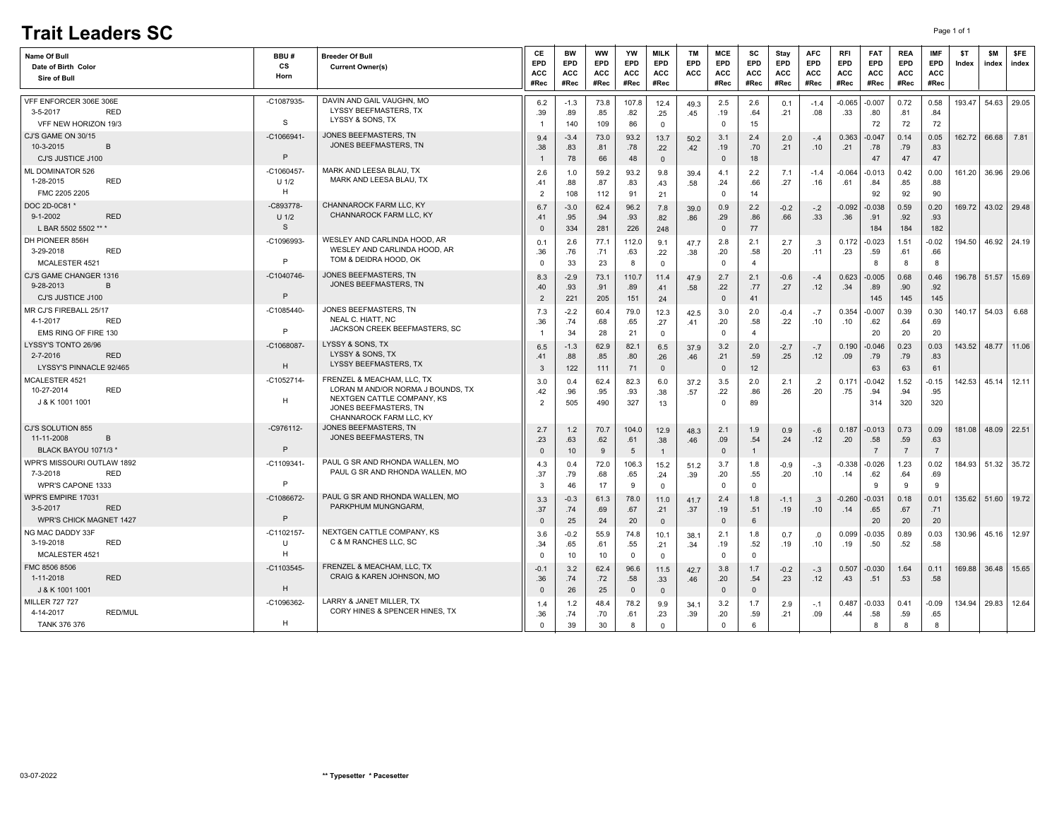# Trait Leaders SC

| Name Of Bull / Date of Birth Color / Sire of Bull | BBU # / CS / Horn | Breeder Of Bull / Current Owner(s) | CE EPD ACC #Rec | BW EPD ACC #Rec | WW EPD ACC #Rec | YW EPD ACC #Rec | MILK EPD ACC #Rec | TM EPD ACC | MCE EPD ACC #Rec | SC EPD ACC #Rec | Stay EPD ACC #Rec | AFC EPD ACC #Rec | RFI EPD ACC #Rec | FAT EPD ACC #Rec | REA EPD ACC #Rec | IMF EPD ACC #Rec | $T Index | $M index | $FE index |
|---|---|---|---|---|---|---|---|---|---|---|---|---|---|---|---|---|---|---|---|
| VFF ENFORCER 306E 306E / 3-5-2017 RED / VFF NEW HORIZON 19/3 | -C1087935- / / S | DAVIN AND GAIL VAUGHN, MO / LYSSY BEEFMASTERS, TX / LYSSY & SONS, TX | 6.2 .39 1 | -1.3 .89 140 | 73.8 .85 109 | 107.8 .82 86 | 12.4 .25 0 | 49.3 .45 | 2.5 .19 0 | 2.6 .64 15 | 0.1 .21 | -1.4 .08 | -0.065 .33 | -0.007 .80 72 | 0.72 .81 72 | 0.58 .84 72 | 193.47 | 54.63 | 29.05 |
| CJ'S GAME ON 30/15 / 10-3-2015 B / CJ'S JUSTICE J100 | -C1066941- / / P | JONES BEEFMASTERS, TN / JONES BEEFMASTERS, TN | 9.4 .38 1 | -3.4 .83 78 | 73.0 .81 66 | 93.2 .78 48 | 13.7 .22 0 | 50.2 .42 | 3.1 .19 0 | 2.4 .70 18 | 2.0 .21 | -.4 .10 | 0.363 .21 | -0.047 .78 47 | 0.14 .79 47 | 0.05 .83 47 | 162.72 | 66.68 | 7.81 |
| ML DOMINATOR 526 / 1-28-2015 RED / FMC 2205 2205 | -C1060457- / U 1/2 / H | MARK AND LEESA BLAU, TX / MARK AND LEESA BLAU, TX | 2.6 .41 2 | 1.0 .88 108 | 59.2 .87 112 | 93.2 .83 91 | 9.8 .43 21 | 39.4 .58 | 4.1 .24 0 | 2.2 .66 14 | 7.1 .27 | -1.4 .16 | -0.064 .61 | -0.013 .84 92 | 0.42 .85 92 | 0.00 .88 90 | 161.20 | 36.96 | 29.06 |
| DOC 2D-0C81 * / 9-1-2002 RED / L BAR 5502 5502 ** * | -C893778- / U 1/2 / S | CHANNAROCK FARM LLC, KY / CHANNAROCK FARM LLC, KY | 6.7 .41 0 | -3.0 .95 334 | 62.4 .94 281 | 96.2 .93 226 | 7.8 .82 248 | 39.0 .86 | 0.9 .29 0 | 2.2 .86 77 | -0.2 .66 | -.2 .33 | -0.092 .36 | -0.038 .91 184 | 0.59 .92 184 | 0.20 .93 182 | 169.72 | 43.02 | 29.48 |
| DH PIONEER 856H / 3-29-2018 RED / MCALESTER 4521 | -C1096993- / / P | WESLEY AND CARLINDA HOOD, AR / WESLEY AND CARLINDA HOOD, AR / TOM & DEIDRA HOOD, OK | 0.1 .36 0 | 2.6 .76 33 | 77.1 .71 23 | 112.0 .63 8 | 9.1 .22 0 | 47.7 .38 | 2.8 .20 0 | 2.1 .58 4 | 2.7 .20 | .3 .11 | 0.172 .23 | -0.023 .59 8 | 1.51 .61 8 | -0.02 .66 8 | 194.50 | 46.92 | 24.19 |
| CJ'S GAME CHANGER 1316 / 9-28-2013 B / CJ'S JUSTICE J100 | -C1040746- / / P | JONES BEEFMASTERS, TN / JONES BEEFMASTERS, TN | 8.3 .40 2 | -2.9 .93 221 | 73.1 .91 205 | 110.7 .89 151 | 11.4 .41 24 | 47.9 .58 | 2.7 .22 0 | 2.1 .77 41 | -0.6 .27 | -.4 .12 | 0.623 .34 | -0.005 .89 145 | 0.68 .90 145 | 0.46 .92 145 | 196.78 | 51.57 | 15.69 |
| MR CJ'S FIREBALL 25/17 / 4-1-2017 RED / EMS RING OF FIRE 130 | -C1085440- / / P | JONES BEEFMASTERS, TN / NEAL C. HIATT, NC / JACKSON CREEK BEEFMASTERS, SC | 7.3 .36 1 | -2.2 .74 34 | 60.4 .68 28 | 79.0 .65 21 | 12.3 .27 0 | 42.5 .41 | 3.0 .20 0 | 2.0 .58 4 | -0.4 .22 | -.7 .10 | 0.354 .10 | -0.007 .62 20 | 0.39 .64 20 | 0.30 .69 20 | 140.17 | 54.03 | 6.68 |
| LYSSY'S TONTO 26/96 / 2-7-2016 RED / LYSSY'S PINNACLE 92/465 | -C1068087- / / H | LYSSY & SONS, TX / LYSSY & SONS, TX / LYSSY BEEFMASTERS, TX | 6.5 .41 3 | -1.3 .88 122 | 62.9 .85 111 | 82.1 .80 71 | 6.5 .26 0 | 37.9 .46 | 3.2 .21 0 | 2.0 .59 12 | -2.7 .25 | -.7 .12 | 0.190 .09 | -0.046 .79 63 | 0.23 .79 63 | 0.03 .83 61 | 143.52 | 48.77 | 11.06 |
| MCALESTER 4521 / 10-27-2014 RED / J & K 1001 1001 | -C1052714- / / H | FRENZEL & MEACHAM, LLC, TX / LORAN M AND/OR NORMA J BOUNDS, TX / NEXTGEN CATTLE COMPANY, KS / JONES BEEFMASTERS, TN / CHANNAROCK FARM LLC, KY | 3.0 .42 2 | 0.4 .96 505 | 62.4 .95 490 | 82.3 .93 327 | 6.0 .38 13 | 37.2 .57 | 3.5 .22 0 | 2.0 .86 89 | 2.1 .26 | .2 .20 | 0.171 .75 | -0.042 .94 314 | 1.52 .94 320 | -0.15 .95 320 | 142.53 | 45.14 | 12.11 |
| CJ'S SOLUTION 855 / 11-11-2008 B / BLACK BAYOU 1071/3 * | -C976112- / / P | JONES BEEFMASTERS, TN / JONES BEEFMASTERS, TN | 2.7 .23 0 | 1.2 .63 10 | 70.7 .62 9 | 104.0 .61 5 | 12.9 .38 1 | 48.3 .46 | 2.1 .09 0 | 1.9 .54 1 | 0.9 .24 | -.6 .12 | 0.187 .20 | -0.013 .58 7 | 0.73 .59 7 | 0.09 .63 7 | 181.08 | 48.09 | 22.51 |
| WPR'S MISSOURI OUTLAW 1892 / 7-3-2018 RED / WPR'S CAPONE 1333 | -C1109341- / / P | PAUL G SR AND RHONDA WALLEN, MO / PAUL G SR AND RHONDA WALLEN, MO | 4.3 .37 3 | 0.4 .79 46 | 72.0 .68 17 | 106.3 .65 9 | 15.2 .24 0 | 51.2 .39 | 3.7 .20 0 | 1.8 .55 0 | -0.9 .20 | -.3 .10 | -0.338 .14 | -0.026 .62 9 | 1.23 .64 9 | 0.02 .69 9 | 184.93 | 51.32 | 35.72 |
| WPR'S EMPIRE 17031 / 3-5-2017 RED / WPR'S CHICK MAGNET 1427 | -C1086672- / / P | PAUL G SR AND RHONDA WALLEN, MO / PARKPHUM MUNGNGARM, | 3.3 .37 0 | -0.3 .74 25 | 61.3 .69 24 | 78.0 .67 20 | 11.0 .21 0 | 41.7 .37 | 2.4 .19 0 | 1.8 .51 6 | -1.1 .19 | .3 .10 | -0.260 .14 | -0.031 .65 20 | 0.18 .67 20 | 0.01 .71 20 | 135.62 | 51.60 | 19.72 |
| NG MAC DADDY 33F / 3-19-2018 RED / MCALESTER 4521 | -C1102157- / U / H | NEXTGEN CATTLE COMPANY, KS / C & M RANCHES LLC, SC | 3.6 .34 0 | -0.2 .65 10 | 55.9 .61 10 | 74.8 .55 0 | 10.1 .21 0 | 38.1 .34 | 2.1 .19 0 | 1.8 .52 0 | 0.7 .19 | .0 .10 | 0.099 .19 | -0.035 .50 | 0.89 .52 | 0.03 .58 | 130.96 | 45.16 | 12.97 |
| FMC 8506 8506 / 1-11-2018 RED / J & K 1001 1001 | -C1103545- / / H | FRENZEL & MEACHAM, LLC, TX / CRAIG & KAREN JOHNSON, MO | -0.1 .36 0 | 3.2 .74 26 | 62.4 .72 25 | 96.6 .58 0 | 11.5 .33 0 | 42.7 .46 | 3.8 .20 0 | 1.7 .54 0 | -0.2 .23 | -.3 .12 | 0.507 .43 | -0.030 .51 | 1.64 .53 | 0.11 .58 | 169.88 | 36.48 | 15.65 |
| MILLER 727 727 / 4-14-2017 RED/MUL / TANK 376 376 | -C1096362- / / H | LARRY & JANET MILLER, TX / CORY HINES & SPENCER HINES, TX | 1.4 .36 0 | 1.2 .74 39 | 48.4 .70 30 | 78.2 .61 8 | 9.9 .23 0 | 34.1 .39 | 3.2 .20 0 | 1.7 .59 6 | 2.9 .21 | -.1 .09 | 0.487 .44 | -0.033 .58 8 | 0.41 .59 8 | -0.09 .65 8 | 134.94 | 29.83 | 12.64 |

03-07-2022

** Typesetter * Pacesetter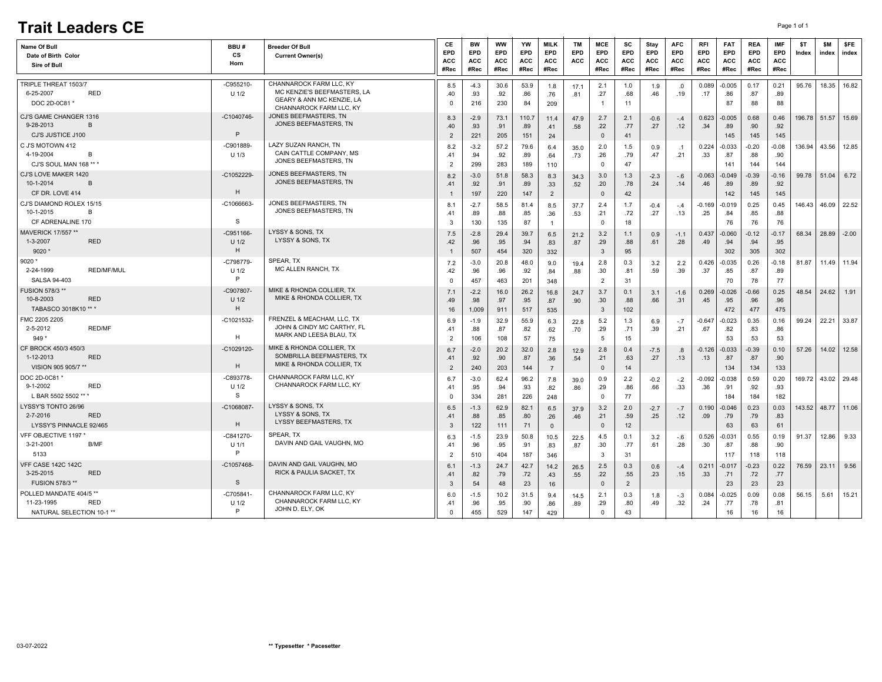# Trait Leaders CE

| Name Of Bull / Date of Birth Color / Sire of Bull | BBU # / CS / Horn | Breeder Of Bull / Current Owner(s) | CE EPD ACC #Rec | BW EPD ACC #Rec | WW EPD ACC #Rec | YW EPD ACC #Rec | MILK EPD ACC #Rec | TM EPD ACC | MCE EPD ACC #Rec | SC EPD ACC #Rec | Stay EPD ACC #Rec | AFC EPD ACC #Rec | RFI EPD ACC #Rec | FAT EPD ACC #Rec | REA EPD ACC #Rec | IMF EPD ACC #Rec | $T Index | $M index | $FE index |
|---|---|---|---|---|---|---|---|---|---|---|---|---|---|---|---|---|---|---|---|
| TRIPLE THREAT 1503/7<br>6-25-2007 RED<br>DOC 2D-0C81 * | -C955210-<br>U 1/2 | CHANNAROCK FARM LLC, KY<br>MC KENZIE'S BEEFMASTERS, LA<br>GEARY & ANN MC KENZIE, LA<br>CHANNAROCK FARM LLC, KY | 8.5<br>.40<br>0 | -4.3<br>.93<br>216 | 30.6<br>.92<br>230 | 53.9<br>.86<br>84 | 1.8<br>.76<br>209 | 17.1<br>.81 | 2.1<br>.27<br>1 | 1.0<br>.68<br>11 | 1.9<br>.46 | .0<br>.19 | 0.089<br>.17 | -0.005<br>.86<br>87 | 0.17<br>.87<br>88 | 0.21<br>.89<br>88 | 95.76 | 18.35 | 16.82 |
| CJ'S GAME CHANGER 1316<br>9-28-2013 B<br>CJ'S JUSTICE J100 | -C1040746-<br>P | JONES BEEFMASTERS, TN<br>JONES BEEFMASTERS, TN | 8.3<br>.40<br>2 | -2.9<br>.93<br>221 | 73.1<br>.91<br>205 | 110.7<br>.89<br>151 | 11.4<br>.41<br>24 | 47.9<br>.58 | 2.7<br>.22<br>0 | 2.1<br>.77<br>41 | -0.6<br>.27 | -.4<br>.12 | 0.623<br>.34 | -0.005<br>.89<br>145 | 0.68<br>.90<br>145 | 0.46<br>.92<br>145 | 196.78 | 51.57 | 15.69 |
| C J'S MOTOWN 412<br>4-19-2004 B<br>CJ'S SOUL MAN 168 ** * | -C901889-<br>U 1/3 | LAZY SUZAN RANCH, TN<br>CAIN CATTLE COMPANY, MS<br>JONES BEEFMASTERS, TN | 8.2<br>.41<br>2 | -3.2<br>.94<br>299 | 57.2<br>.92<br>283 | 79.6<br>.89<br>189 | 6.4<br>.64<br>110 | 35.0<br>.73 | 2.0<br>.26<br>0 | 1.5<br>.79<br>47 | 0.9<br>.47 | .1<br>.21 | 0.224<br>.33 | -0.033<br>.87<br>141 | -0.20<br>.88<br>144 | -0.08<br>.90<br>144 | 136.94 | 43.56 | 12.85 |
| CJ'S LOVE MAKER 1420<br>10-1-2014 B<br>CF DR. LOVE 414 | -C1052229-<br>H | JONES BEEFMASTERS, TN<br>JONES BEEFMASTERS, TN | 8.2<br>.41<br>1 | -3.0<br>.92<br>197 | 51.8<br>.91<br>220 | 58.3<br>.89<br>147 | 8.3<br>.33<br>2 | 34.3<br>.52 | 3.0<br>.20<br>0 | 1.3<br>.78<br>42 | -2.3<br>.24 | -.6<br>.14 | -0.063<br>.46 | -0.049<br>.89<br>142 | -0.39<br>.89<br>145 | -0.16<br>.92<br>145 | 99.78 | 51.04 | 6.72 |
| CJ'S DIAMOND ROLEX 15/15<br>10-1-2015 B<br>CF ADRENALINE 170 | -C1066663-<br>S | JONES BEEFMASTERS, TN<br>JONES BEEFMASTERS, TN | 8.1<br>.41<br>3 | -2.7<br>.89<br>130 | 58.5<br>.88<br>135 | 81.4<br>.85<br>87 | 8.5<br>.36<br>1 | 37.7<br>.53 | 2.4<br>.21<br>0 | 1.7<br>.72<br>18 | -0.4<br>.27 | -.4<br>.13 | -0.169<br>.25 | -0.019<br>.84<br>76 | 0.25<br>.85<br>76 | 0.45<br>.88<br>76 | 146.43 | 46.09 | 22.52 |
| MAVERICK 17/557 **<br>1-3-2007 RED<br>9020 * | -C951166-<br>U 1/2<br>H | LYSSY & SONS, TX<br>LYSSY & SONS, TX | 7.5<br>.42<br>1 | -2.8<br>.96<br>507 | 29.4<br>.95<br>454 | 39.7<br>.94<br>320 | 6.5<br>.83<br>332 | 21.2<br>.87 | 3.2<br>.29<br>3 | 1.1<br>.88<br>95 | 0.9<br>.61 | -1.1<br>.28 | 0.437<br>.49 | -0.060<br>.94<br>302 | -0.12<br>.94<br>305 | -0.17<br>.95<br>302 | 68.34 | 28.89 | -2.00 |
| 9020 *<br>2-24-1999 RED/MF/MUL<br>SALSA 94-403 | -C798779-<br>U 1/2<br>P | SPEAR, TX<br>MC ALLEN RANCH, TX | 7.2<br>.42<br>0 | -3.0<br>.96<br>457 | 20.8<br>.96<br>463 | 48.0<br>.92<br>201 | 9.0<br>.84<br>348 | 19.4<br>.88 | 2.8<br>.30<br>2 | 0.3<br>.81<br>31 | 3.2<br>.59 | 2.2<br>.39 | 0.426<br>.37 | -0.035<br>.85<br>70 | 0.26<br>.87<br>78 | -0.18<br>.89<br>77 | 81.87 | 11.49 | 11.94 |
| FUSION 578/3 **<br>10-8-2003 RED<br>TABASCO 3018K10 ** * | -C907807-<br>U 1/2<br>H | MIKE & RHONDA COLLIER, TX<br>MIKE & RHONDA COLLIER, TX | 7.1<br>.49<br>16 | -2.2<br>.98<br>1,009 | 16.0<br>.97<br>911 | 26.2<br>.95<br>517 | 16.8<br>.87<br>535 | 24.7<br>.90 | 3.7<br>.30<br>3 | 0.1<br>.88<br>102 | 3.1<br>.66 | -1.6<br>.31 | 0.269<br>.45 | -0.026<br>.95<br>472 | -0.66<br>.96<br>477 | 0.25<br>.96<br>475 | 48.54 | 24.62 | 1.91 |
| FMC 2205 2205<br>2-5-2012 RED/MF<br>949 * | -C1021532-<br>H | FRENZEL & MEACHAM, LLC, TX<br>JOHN & CINDY MC CARTHY, FL<br>MARK AND LEESA BLAU, TX | 6.9<br>.41<br>2 | -1.9<br>.88<br>106 | 32.9<br>.87<br>108 | 55.9<br>.82<br>57 | 6.3<br>.62<br>75 | 22.8<br>.70 | 5.2<br>.29<br>5 | 1.3<br>.71<br>15 | 6.9<br>.39 | -.7<br>.21 | -0.647<br>.67 | -0.023<br>.82<br>53 | 0.35<br>.83<br>53 | 0.16<br>.86<br>53 | 99.24 | 22.21 | 33.87 |
| CF BROCK 450/3 450/3<br>1-12-2013 RED<br>VISION 905 905/7 ** | -C1029120-<br>H | MIKE & RHONDA COLLIER, TX<br>SOMBRILLA BEEFMASTERS, TX<br>MIKE & RHONDA COLLIER, TX | 6.7<br>.41<br>2 | -2.0<br>.92<br>240 | 20.2<br>.90<br>203 | 32.0<br>.87<br>144 | 2.8<br>.36<br>7 | 12.9<br>.54 | 2.8<br>.21<br>0 | 0.4<br>.63<br>14 | -7.5<br>.27 | .8<br>.13 | -0.126<br>.13 | -0.033<br>.87<br>134 | -0.39<br>.87<br>134 | 0.10<br>.90<br>133 | 57.26 | 14.02 | 12.58 |
| DOC 2D-0C81 *<br>9-1-2002 RED<br>L BAR 5502 5502 ** * | -C893778-<br>U 1/2<br>S | CHANNAROCK FARM LLC, KY<br>CHANNAROCK FARM LLC, KY | 6.7<br>.41<br>0 | -3.0<br>.95<br>334 | 62.4<br>.94<br>281 | 96.2<br>.93<br>226 | 7.8<br>.82<br>248 | 39.0<br>.86 | 0.9<br>.29<br>0 | 2.2<br>.86<br>77 | -0.2<br>.66 | -.2<br>.33 | -0.092<br>.36 | -0.038<br>.91<br>184 | 0.59<br>.92<br>184 | 0.20<br>.93<br>182 | 169.72 | 43.02 | 29.48 |
| LYSSY'S TONTO 26/96<br>2-7-2016 RED<br>LYSSY'S PINNACLE 92/465 | -C1068087-<br>H | LYSSY & SONS, TX<br>LYSSY & SONS, TX<br>LYSSY BEEFMASTERS, TX | 6.5<br>.41<br>3 | -1.3<br>.88<br>122 | 62.9<br>.85<br>111 | 82.1<br>.80<br>71 | 6.5<br>.26<br>0 | 37.9<br>.46 | 3.2<br>.21<br>0 | 2.0<br>.59<br>12 | -2.7<br>.25 | -.7<br>.12 | 0.190<br>.09 | -0.046<br>.79<br>63 | 0.23<br>.79<br>63 | 0.03<br>.83<br>61 | 143.52 | 48.77 | 11.06 |
| VFF OBJECTIVE 1197 *<br>3-21-2001 B/MF<br>5133 | -C841270-<br>U 1/1<br>P | SPEAR, TX<br>DAVIN AND GAIL VAUGHN, MO | 6.3<br>.41<br>2 | -1.5<br>.96<br>510 | 23.9<br>.95<br>404 | 50.8<br>.91<br>187 | 10.5<br>.83<br>346 | 22.5<br>.87 | 4.5<br>.30<br>3 | 0.1<br>.77<br>31 | 3.2<br>.61 | -.6<br>.28 | 0.526<br>.30 | -0.031<br>.87<br>117 | 0.55<br>.88<br>118 | 0.19<br>.90<br>118 | 91.37 | 12.86 | 9.33 |
| VFF CASE 142C 142C<br>3-25-2015 RED<br>FUSION 578/3 ** | -C1057468-<br>S | DAVIN AND GAIL VAUGHN, MO<br>RICK & PAULIA SACKET, TX | 6.1<br>.41<br>3 | -1.3<br>.82<br>54 | 24.7<br>.79<br>48 | 42.7<br>.72<br>23 | 14.2<br>.43<br>16 | 26.5<br>.55 | 2.5<br>.22<br>0 | 0.3<br>.55<br>2 | 0.6<br>.23 | -.4<br>.15 | 0.211<br>.33 | -0.017<br>.71<br>23 | -0.23<br>.72<br>23 | 0.22<br>.77<br>23 | 76.59 | 23.11 | 9.56 |
| POLLED MANDATE 404/5 **<br>11-23-1995 RED<br>NATURAL SELECTION 10-1 ** | -C705841-<br>U 1/2<br>P | CHANNAROCK FARM LLC, KY<br>CHANNAROCK FARM LLC, KY<br>JOHN D. ELY, OK | 6.0<br>.41<br>0 | -1.5<br>.96<br>455 | 10.2<br>.95<br>529 | 31.5<br>.90<br>147 | 9.4<br>.86<br>429 | 14.5<br>.89 | 2.1<br>.29<br>0 | 0.3<br>.80<br>43 | 1.8<br>.49 | -.3<br>.32 | 0.084<br>.24 | -0.025<br>.77<br>16 | 0.09<br>.78<br>16 | 0.08<br>.81<br>16 | 56.15 | 5.61 | 15.21 |

03-07-2022

** Typesetter * Pacesetter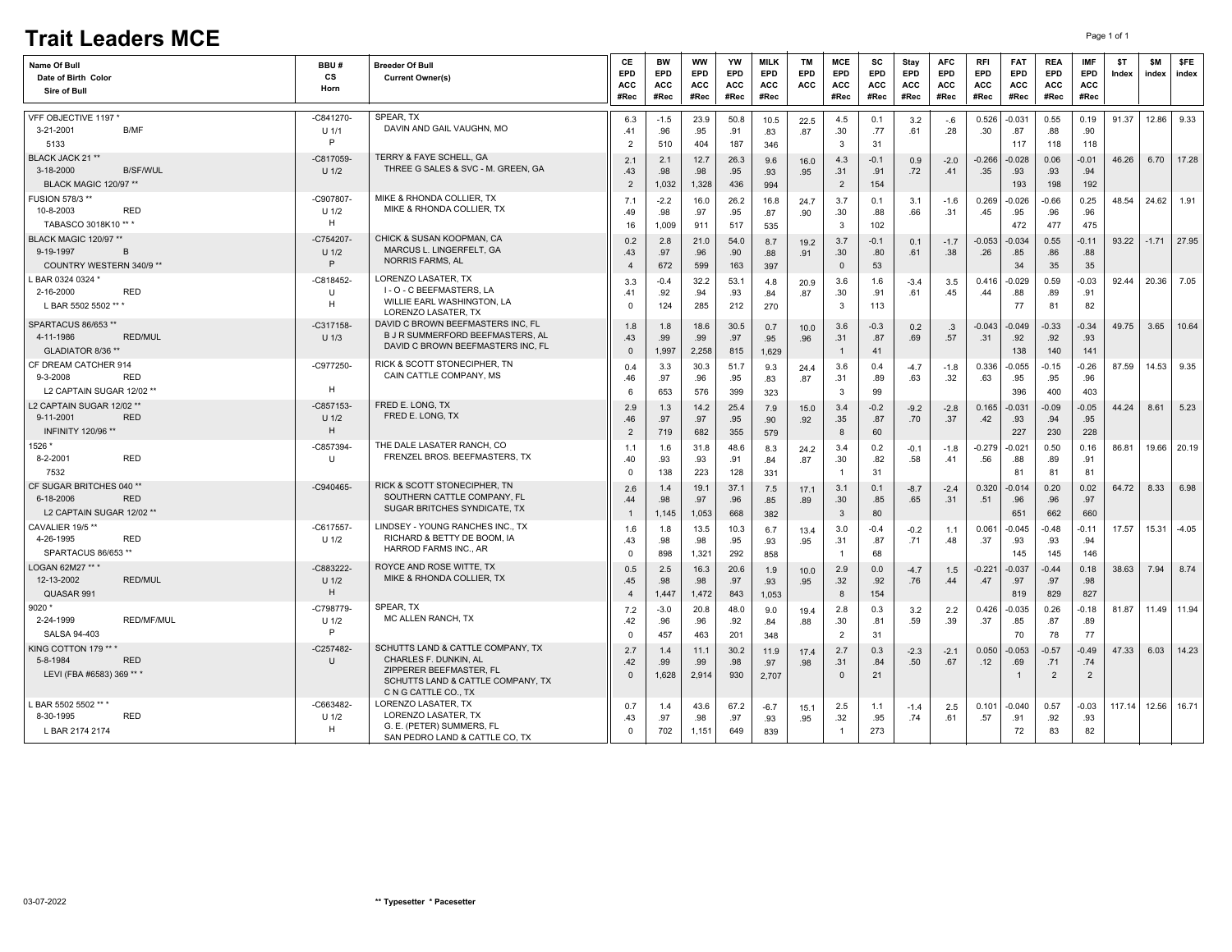# Trait Leaders MCE

| Name Of Bull / Date of Birth Color / Sire of Bull | BBU # / CS / Horn | Breeder Of Bull / Current Owner(s) | CE EPD ACC #Rec | BW EPD ACC #Rec | WW EPD ACC #Rec | YW EPD ACC #Rec | MILK EPD ACC #Rec | TM EPD ACC | MCE EPD ACC #Rec | SC EPD ACC #Rec | Stay EPD ACC #Rec | AFC EPD ACC #Rec | RFI EPD ACC #Rec | FAT EPD ACC #Rec | REA EPD ACC #Rec | IMF EPD ACC #Rec | $T Index | $M index | $FE index |
|---|---|---|---|---|---|---|---|---|---|---|---|---|---|---|---|---|---|---|---|
| VFF OBJECTIVE 1197 * <br> 3-21-2001 B/MF <br> 5133 | -C841270- <br> U 1/1 <br> P | SPEAR, TX <br> DAVIN AND GAIL VAUGHN, MO | 6.3 <br> .41 <br> 2 | -1.5 <br> .96 <br> 510 | 23.9 <br> .95 <br> 404 | 50.8 <br> .91 <br> 187 | 10.5 <br> .83 <br> 346 | 22.5 <br> .87 | 4.5 <br> .30 <br> 3 | 0.1 <br> .77 <br> 31 | 3.2 <br> .61 | -.6 <br> .28 | 0.526 <br> .30 | -0.031 <br> .87 <br> 117 | 0.55 <br> .88 <br> 118 | 0.19 <br> .90 <br> 118 | 91.37 | 12.86 | 9.33 |
| BLACK JACK 21 ** <br> 3-18-2000 B/SF/WUL <br> BLACK MAGIC 120/97 ** | -C817059- <br> U 1/2 | TERRY & FAYE SCHELL, GA <br> THREE G SALES & SVC - M. GREEN, GA | 2.1 <br> .43 <br> 2 | 2.1 <br> .98 <br> 1,032 | 12.7 <br> .98 <br> 1,328 | 26.3 <br> .95 <br> 436 | 9.6 <br> .93 <br> 994 | 16.0 <br> .95 | 4.3 <br> .31 <br> 2 | -0.1 <br> .91 <br> 154 | 0.9 <br> .72 | -2.0 <br> .41 | -0.266 <br> .35 | -0.028 <br> .93 <br> 193 | 0.06 <br> .93 <br> 198 | -0.01 <br> .94 <br> 192 | 46.26 | 6.70 | 17.28 |
| FUSION 578/3 ** <br> 10-8-2003 RED <br> TABASCO 3018K10 ** * | -C907807- <br> U 1/2 <br> H | MIKE & RHONDA COLLIER, TX <br> MIKE & RHONDA COLLIER, TX | 7.1 <br> .49 <br> 16 | -2.2 <br> .98 <br> 1,009 | 16.0 <br> .97 <br> 911 | 26.2 <br> .95 <br> 517 | 16.8 <br> .87 <br> 535 | 24.7 <br> .90 | 3.7 <br> .30 <br> 3 | 0.1 <br> .88 <br> 102 | 3.1 <br> .66 | -1.6 <br> .31 | 0.269 <br> .45 | -0.026 <br> .95 <br> 472 | -0.66 <br> .96 <br> 477 | 0.25 <br> .96 <br> 475 | 48.54 | 24.62 | 1.91 |
| BLACK MAGIC 120/97 ** <br> 9-19-1997 B <br> COUNTRY WESTERN 340/9 ** | -C754207- <br> U 1/2 <br> P | CHICK & SUSAN KOOPMAN, CA <br> MARCUS L. LINGERFELT, GA <br> NORRIS FARMS, AL | 0.2 <br> .43 <br> 4 | 2.8 <br> .97 <br> 672 | 21.0 <br> .96 <br> 599 | 54.0 <br> .90 <br> 163 | 8.7 <br> .88 <br> 397 | 19.2 <br> .91 | 3.7 <br> .30 <br> 0 | -0.1 <br> .80 <br> 53 | 0.1 <br> .61 | -1.7 <br> .38 | -0.053 <br> .26 | -0.034 <br> .85 <br> 34 | 0.55 <br> .86 <br> 35 | -0.11 <br> .88 <br> 35 | 93.22 | -1.71 | 27.95 |
| L BAR 0324 0324 * <br> 2-16-2000 RED <br> L BAR 5502 5502 ** * | -C818452- <br> U <br> H | LORENZO LASATER, TX <br> I - O - C BEEFMASTERS, LA <br> WILLIE EARL WASHINGTON, LA <br> LORENZO LASATER, TX | 3.3 <br> .41 <br> 0 | -0.4 <br> .92 <br> 124 | 32.2 <br> .94 <br> 285 | 53.1 <br> .93 <br> 212 | 4.8 <br> .84 <br> 270 | 20.9 <br> .87 | 3.6 <br> .30 <br> 3 | 1.6 <br> .91 <br> 113 | -3.4 <br> .61 | 3.5 <br> .45 | 0.416 <br> .44 | -0.029 <br> .88 <br> 77 | 0.59 <br> .89 <br> 81 | -0.03 <br> .91 <br> 82 | 92.44 | 20.36 | 7.05 |
| SPARTACUS 86/653 ** <br> 4-11-1986 RED/MUL <br> GLADIATOR 8/36 ** | -C317158- <br> U 1/3 | DAVID C BROWN BEEFMASTERS INC, FL <br> B J R SUMMERFORD BEEFMASTERS, AL <br> DAVID C BROWN BEEFMASTERS INC, FL | 1.8 <br> .43 <br> 0 | 1.8 <br> .99 <br> 1,997 | 18.6 <br> .99 <br> 2,258 | 30.5 <br> .97 <br> 815 | 0.7 <br> .95 <br> 1,629 | 10.0 <br> .96 | 3.6 <br> .31 <br> 1 | -0.3 <br> .87 <br> 41 | 0.2 <br> .69 | .3 <br> .57 | -0.043 <br> .31 | -0.049 <br> .92 <br> 138 | -0.33 <br> .92 <br> 140 | -0.34 <br> .93 <br> 141 | 49.75 | 3.65 | 10.64 |
| CF DREAM CATCHER 914 <br> 9-3-2008 RED <br> L2 CAPTAIN SUGAR 12/02 ** | -C977250- <br> <br> H | RICK & SCOTT STONECIPHER, TN <br> CAIN CATTLE COMPANY, MS | 0.4 <br> .46 <br> 6 | 3.3 <br> .97 <br> 653 | 30.3 <br> .96 <br> 576 | 51.7 <br> .95 <br> 399 | 9.3 <br> .83 <br> 323 | 24.4 <br> .87 | 3.6 <br> .31 <br> 3 | 0.4 <br> .89 <br> 99 | -4.7 <br> .63 | -1.8 <br> .32 | 0.336 <br> .63 | -0.055 <br> .95 <br> 396 | -0.15 <br> .95 <br> 400 | -0.26 <br> .96 <br> 403 | 87.59 | 14.53 | 9.35 |
| L2 CAPTAIN SUGAR 12/02 ** <br> 9-11-2001 RED <br> INFINITY 120/96 ** | -C857153- <br> U 1/2 <br> H | FRED E. LONG, TX <br> FRED E. LONG, TX | 2.9 <br> .46 <br> 2 | 1.3 <br> .97 <br> 719 | 14.2 <br> .97 <br> 682 | 25.4 <br> .95 <br> 355 | 7.9 <br> .90 <br> 579 | 15.0 <br> .92 | 3.4 <br> .35 <br> 8 | -0.2 <br> .87 <br> 60 | -9.2 <br> .70 | -2.8 <br> .37 | 0.165 <br> .42 | -0.031 <br> .93 <br> 227 | -0.09 <br> .94 <br> 230 | -0.05 <br> .95 <br> 228 | 44.24 | 8.61 | 5.23 |
| 1526 * <br> 8-2-2001 RED <br> 7532 | -C857394- <br> U | THE DALE LASATER RANCH, CO <br> FRENZEL BROS. BEEFMASTERS, TX | 1.1 <br> .40 <br> 0 | 1.6 <br> .93 <br> 138 | 31.8 <br> .93 <br> 223 | 48.6 <br> .91 <br> 128 | 8.3 <br> .84 <br> 331 | 24.2 <br> .87 | 3.4 <br> .30 <br> 1 | 0.2 <br> .82 <br> 31 | -0.1 <br> .58 | -1.8 <br> .41 | -0.279 <br> .56 | -0.021 <br> .88 <br> 81 | 0.50 <br> .89 <br> 81 | 0.16 <br> .91 <br> 81 | 86.81 | 19.66 | 20.19 |
| CF SUGAR BRITCHES 040 ** <br> 6-18-2006 RED <br> L2 CAPTAIN SUGAR 12/02 ** | -C940465- | RICK & SCOTT STONECIPHER, TN <br> SOUTHERN CATTLE COMPANY, FL <br> SUGAR BRITCHES SYNDICATE, TX | 2.6 <br> .44 <br> 1 | 1.4 <br> .98 <br> 1,145 | 19.1 <br> .97 <br> 1,053 | 37.1 <br> .96 <br> 668 | 7.5 <br> .85 <br> 382 | 17.1 <br> .89 | 3.1 <br> .30 <br> 3 | 0.1 <br> .85 <br> 80 | -8.7 <br> .65 | -2.4 <br> .31 | 0.320 <br> .51 | -0.014 <br> .96 <br> 651 | 0.20 <br> .96 <br> 662 | 0.02 <br> .97 <br> 660 | 64.72 | 8.33 | 6.98 |
| CAVALIER 19/5 ** <br> 4-26-1995 RED <br> SPARTACUS 86/653 ** | -C617557- <br> U 1/2 | LINDSEY - YOUNG RANCHES INC., TX <br> RICHARD & BETTY DE BOOM, IA <br> HARROD FARMS INC., AR | 1.6 <br> .43 <br> 0 | 1.8 <br> .98 <br> 898 | 13.5 <br> .98 <br> 1,321 | 10.3 <br> .95 <br> 292 | 6.7 <br> .93 <br> 858 | 13.4 <br> .95 | 3.0 <br> .31 <br> 1 | -0.4 <br> .87 <br> 68 | -0.2 <br> .71 | 1.1 <br> .48 | 0.061 <br> .37 | -0.045 <br> .93 <br> 145 | -0.48 <br> .93 <br> 145 | -0.11 <br> .94 <br> 146 | 17.57 | 15.31 | -4.05 |
| LOGAN 62M27 ** * <br> 12-13-2002 RED/MUL <br> QUASAR 991 | -C883222- <br> U 1/2 <br> H | ROYCE AND ROSE WITTE, TX <br> MIKE & RHONDA COLLIER, TX | 0.5 <br> .45 <br> 4 | 2.5 <br> .98 <br> 1,447 | 16.3 <br> .98 <br> 1,472 | 20.6 <br> .97 <br> 843 | 1.9 <br> .93 <br> 1,053 | 10.0 <br> .95 | 2.9 <br> .32 <br> 8 | 0.0 <br> .92 <br> 154 | -4.7 <br> .76 | 1.5 <br> .44 | -0.221 <br> .47 | -0.037 <br> .97 <br> 819 | -0.44 <br> .97 <br> 829 | 0.18 <br> .98 <br> 827 | 38.63 | 7.94 | 8.74 |
| 9020 * <br> 2-24-1999 RED/MF/MUL <br> SALSA 94-403 | -C798779- <br> U 1/2 <br> P | SPEAR, TX <br> MC ALLEN RANCH, TX | 7.2 <br> .42 <br> 0 | -3.0 <br> .96 <br> 457 | 20.8 <br> .96 <br> 463 | 48.0 <br> .92 <br> 201 | 9.0 <br> .84 <br> 348 | 19.4 <br> .88 | 2.8 <br> .30 <br> 2 | 0.3 <br> .81 <br> 31 | 3.2 <br> .59 | 2.2 <br> .39 | 0.426 <br> .37 | -0.035 <br> .85 <br> 70 | 0.26 <br> .87 <br> 78 | -0.18 <br> .89 <br> 77 | 81.87 | 11.49 | 11.94 |
| KING COTTON 179 ** * <br> 5-8-1984 RED <br> LEVI (FBA #6583) 369 ** * | -C257482- <br> U | SCHUTTS LAND & CATTLE COMPANY, TX <br> CHARLES F. DUNKIN, AL <br> ZIPPERER BEEFMASTER, FL <br> SCHUTTS LAND & CATTLE COMPANY, TX <br> C N G CATTLE CO., TX | 2.7 <br> .42 <br> 0 | 1.4 <br> .99 <br> 1,628 | 11.1 <br> .99 <br> 2,914 | 30.2 <br> .98 <br> 930 | 11.9 <br> .97 <br> 2,707 | 17.4 <br> .98 | 2.7 <br> .31 <br> 0 | 0.3 <br> .84 <br> 21 | -2.3 <br> .50 | -2.1 <br> .67 | 0.050 <br> .12 | -0.053 <br> .69 <br> 1 | -0.57 <br> .71 <br> 2 | -0.49 <br> .74 <br> 2 | 47.33 | 6.03 | 14.23 |
| L BAR 5502 5502 ** * <br> 8-30-1995 RED <br> L BAR 2174 2174 | -C663482- <br> U 1/2 <br> H | LORENZO LASATER, TX <br> LORENZO LASATER, TX <br> G. E. (PETER) SUMMERS, FL <br> SAN PEDRO LAND & CATTLE CO, TX | 0.7 <br> .43 <br> 0 | 1.4 <br> .97 <br> 702 | 43.6 <br> .98 <br> 1,151 | 67.2 <br> .97 <br> 649 | -6.7 <br> .93 <br> 839 | 15.1 <br> .95 | 2.5 <br> .32 <br> 1 | 1.1 <br> .95 <br> 273 | -1.4 <br> .74 | 2.5 <br> .61 | 0.101 <br> .57 | -0.040 <br> .91 <br> 72 | 0.57 <br> .92 <br> 83 | -0.03 <br> .93 <br> 82 | 117.14 | 12.56 | 16.71 |

03-07-2022

** Typesetter * Pacesetter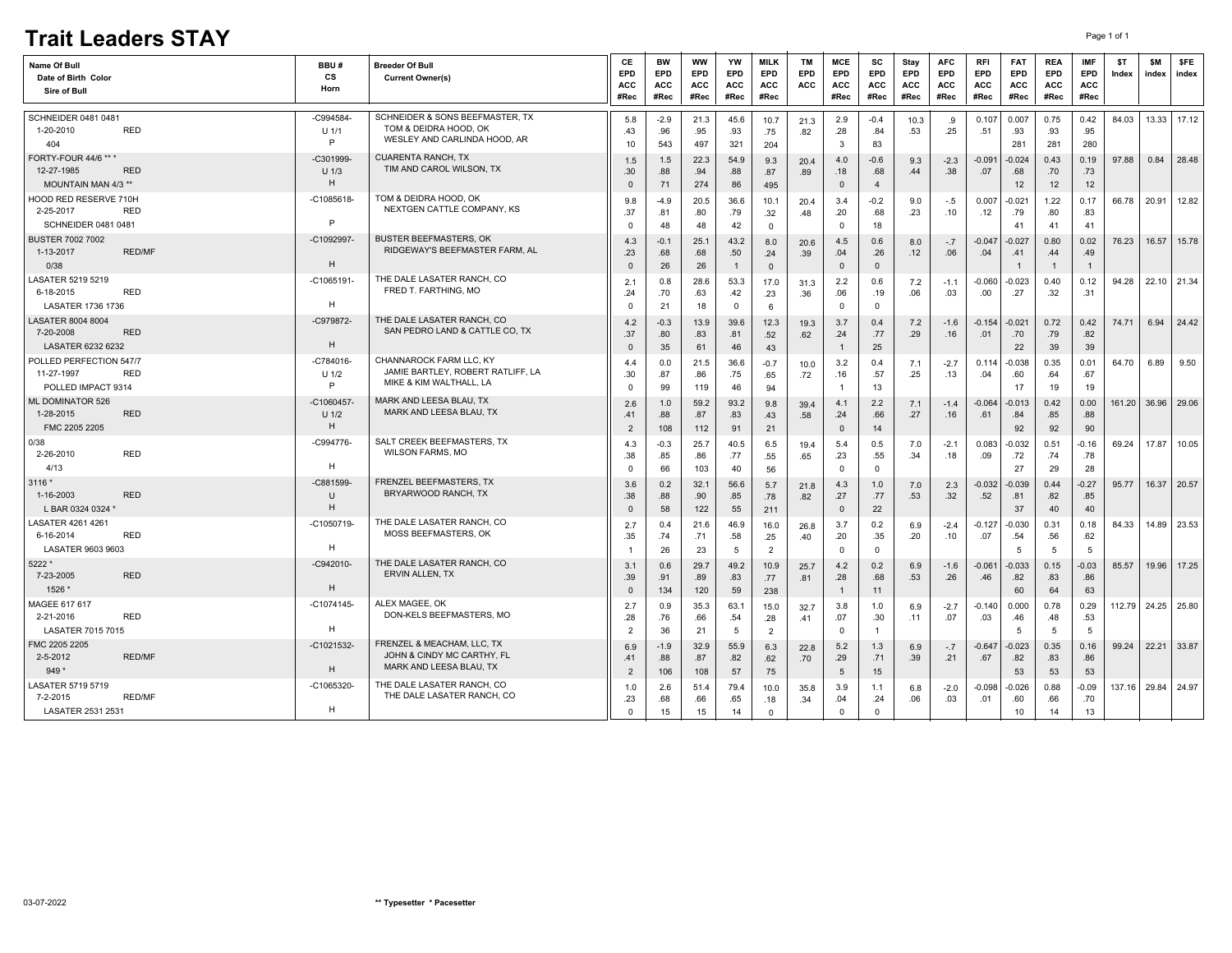# Trait Leaders STAY

| Name Of Bull / Date of Birth Color / Sire of Bull | BBU # / CS / Horn | Breeder Of Bull / Current Owner(s) | CE EPD ACC #Rec | BW EPD ACC #Rec | WW EPD ACC #Rec | YW EPD ACC #Rec | MILK EPD ACC #Rec | TM EPD ACC | MCE EPD ACC #Rec | SC EPD ACC #Rec | Stay EPD ACC #Rec | AFC EPD ACC | RFI EPD ACC | FAT EPD ACC #Rec | REA EPD ACC #Rec | IMF EPD ACC #Rec | $T Index | $M index | $FE index |
|---|---|---|---|---|---|---|---|---|---|---|---|---|---|---|---|---|---|---|---|
| SCHNEIDER 0481 0481<br>1-20-2010 RED<br>404 | -C994584-<br>U 1/1<br>P | SCHNEIDER & SONS BEEFMASTER, TX<br>TOM & DEIDRA HOOD, OK<br>WESLEY AND CARLINDA HOOD, AR | 5.8<br>.43<br>10 | -2.9<br>.96<br>543 | 21.3<br>.95<br>497 | 45.6<br>.93<br>321 | 10.7<br>.75<br>204 | 21.3<br>.82 | 2.9<br>.28<br>3 | -0.4<br>.84<br>83 | 10.3<br>.53 | .9<br>.25 | 0.107<br>.51 | 0.007<br>.93<br>281 | 0.75<br>.93<br>281 | 0.42<br>.95<br>280 | 84.03 | 13.33 | 17.12 |
| FORTY-FOUR 44/6 ** *<br>12-27-1985 RED<br>MOUNTAIN MAN 4/3 ** | -C301999-<br>U 1/3<br>H | CUARENTA RANCH, TX<br>TIM AND CAROL WILSON, TX | 1.5<br>.30<br>0 | 1.5<br>.88<br>71 | 22.3<br>.94<br>274 | 54.9<br>.88<br>86 | 9.3<br>.87<br>495 | 20.4<br>.89 | 4.0<br>.18<br>0 | -0.6<br>.68<br>4 | 9.3<br>.44 | -2.3<br>.38 | -0.091<br>.07 | -0.024<br>.68<br>12 | 0.43<br>.70<br>12 | 0.19<br>.73<br>12 | 97.88 | 0.84 | 28.48 |
| HOOD RED RESERVE 710H<br>2-25-2017 RED<br>SCHNEIDER 0481 0481 | -C1085618-<br><br>P | TOM & DEIDRA HOOD, OK<br>NEXTGEN CATTLE COMPANY, KS | 9.8<br>.37<br>0 | -4.9<br>.81<br>48 | 20.5<br>.80<br>48 | 36.6<br>.79<br>42 | 10.1<br>.32<br>0 | 20.4<br>.48 | 3.4<br>.20<br>0 | -0.2<br>.68<br>18 | 9.0<br>.23 | -.5<br>.10 | 0.007<br>.12 | -0.021<br>.79<br>41 | 1.22<br>.80<br>41 | 0.17<br>.83<br>41 | 66.78 | 20.91 | 12.82 |
| BUSTER 7002 7002<br>1-13-2017 RED/MF<br>0/38 | -C1092997-<br><br>H | BUSTER BEEFMASTERS, OK<br>RIDGEWAY'S BEEFMASTER FARM, AL | 4.3<br>.23<br>0 | -0.1<br>.68<br>26 | 25.1<br>.68<br>26 | 43.2<br>.50<br>1 | 8.0<br>.24<br>0 | 20.6<br>.39 | 4.5<br>.04<br>0 | 0.6<br>.26<br>0 | 8.0<br>.12 | -.7<br>.06 | -0.047<br>.04 | -0.027<br>.41<br>1 | 0.80<br>.44<br>1 | 0.02<br>.49<br>1 | 76.23 | 16.57 | 15.78 |
| LASATER 5219 5219<br>6-18-2015 RED<br>LASATER 1736 1736 | -C1065191-<br><br>H | THE DALE LASATER RANCH, CO<br>FRED T. FARTHING, MO | 2.1<br>.24<br>0 | 0.8<br>.70<br>21 | 28.6<br>.63<br>18 | 53.3<br>.42<br>0 | 17.0<br>.23<br>6 | 31.3<br>.36 | 2.2<br>.06<br>0 | 0.6<br>.19<br>0 | 7.2<br>.06 | -1.1<br>.03 | -0.060<br>.00 | -0.023<br>.27 | 0.40<br>.32 | 0.12<br>.31 | 94.28 | 22.10 | 21.34 |
| LASATER 8004 8004<br>7-20-2008 RED<br>LASATER 6232 6232 | -C979872-<br><br>H | THE DALE LASATER RANCH, CO<br>SAN PEDRO LAND & CATTLE CO, TX | 4.2<br>.37<br>0 | -0.3<br>.80<br>35 | 13.9<br>.83<br>61 | 39.6<br>.81<br>46 | 12.3<br>.52<br>43 | 19.3<br>.62 | 3.7<br>.24<br>1 | 0.4<br>.77<br>25 | 7.2<br>.29 | -1.6<br>.16 | -0.154<br>.01 | -0.021<br>.70<br>22 | 0.72<br>.79<br>39 | 0.42<br>.82<br>39 | 74.71 | 6.94 | 24.42 |
| POLLED PERFECTION 547/7<br>11-27-1997 RED<br>POLLED IMPACT 9314 | -C784016-<br>U 1/2<br>P | CHANNAROCK FARM LLC, KY<br>JAMIE BARTLEY, ROBERT RATLIFF, LA<br>MIKE & KIM WALTHALL, LA | 4.4<br>.30<br>0 | 0.0<br>.87<br>99 | 21.5<br>.86<br>119 | 36.6<br>.75<br>46 | -0.7<br>.65<br>94 | 10.0<br>.72 | 3.2<br>.16<br>1 | 0.4<br>.57<br>13 | 7.1<br>.25 | -2.7<br>.13 | 0.114<br>.04 | -0.038<br>.60<br>17 | 0.35<br>.64<br>19 | 0.01<br>.67<br>19 | 64.70 | 6.89 | 9.50 |
| ML DOMINATOR 526<br>1-28-2015 RED<br>FMC 2205 2205 | -C1060457-<br>U 1/2<br>H | MARK AND LEESA BLAU, TX<br>MARK AND LEESA BLAU, TX | 2.6<br>.41<br>2 | 1.0<br>.88<br>108 | 59.2<br>.87<br>112 | 93.2<br>.83<br>91 | 9.8<br>.43<br>21 | 39.4<br>.58 | 4.1<br>.24<br>0 | 2.2<br>.66<br>14 | 7.1<br>.27 | -1.4<br>.16 | -0.064<br>.61 | -0.013<br>.84<br>92 | 0.42<br>.85<br>92 | 0.00<br>.88<br>90 | 161.20 | 36.96 | 29.06 |
| 0/38<br>2-26-2010 RED<br>4/13 | -C994776-<br><br>H | SALT CREEK BEEFMASTERS, TX<br>WILSON FARMS, MO | 4.3<br>.38<br>0 | -0.3<br>.85<br>66 | 25.7<br>.86<br>103 | 40.5<br>.77<br>40 | 6.5<br>.55<br>56 | 19.4<br>.65 | 5.4<br>.23<br>0 | 0.5<br>.55<br>0 | 7.0<br>.34 | -2.1<br>.18 | 0.083<br>.09 | -0.032<br>.72<br>27 | 0.51<br>.74<br>29 | -0.16<br>.78<br>28 | 69.24 | 17.87 | 10.05 |
| 3116 *<br>1-16-2003 RED<br>L BAR 0324 0324 * | -C881599-<br>U<br>H | FRENZEL BEEFMASTERS, TX<br>BRYARWOOD RANCH, TX | 3.6<br>.38<br>0 | 0.2<br>.88<br>58 | 32.1<br>.90<br>122 | 56.6<br>.85<br>55 | 5.7<br>.78<br>211 | 21.8<br>.82 | 4.3<br>.27<br>0 | 1.0<br>.77<br>22 | 7.0<br>.53 | 2.3<br>.32 | -0.032<br>.52 | -0.039<br>.81<br>37 | 0.44<br>.82<br>40 | -0.27<br>.85<br>40 | 95.77 | 16.37 | 20.57 |
| LASATER 4261 4261<br>6-16-2014 RED<br>LASATER 9603 9603 | -C1050719-<br><br>H | THE DALE LASATER RANCH, CO<br>MOSS BEEFMASTERS, OK | 2.7<br>.35<br>1 | 0.4<br>.74<br>26 | 21.6<br>.71<br>23 | 46.9<br>.58<br>5 | 16.0<br>.25<br>2 | 26.8<br>.40 | 3.7<br>.20<br>0 | 0.2<br>.35<br>0 | 6.9<br>.20 | -2.4<br>.10 | -0.127<br>.07 | -0.030<br>.54<br>5 | 0.31<br>.56<br>5 | 0.18<br>.62<br>5 | 84.33 | 14.89 | 23.53 |
| 5222 *<br>7-23-2005 RED<br>1526 * | -C942010-<br><br>H | THE DALE LASATER RANCH, CO<br>ERVIN ALLEN, TX | 3.1<br>.39<br>0 | 0.6<br>.91<br>134 | 29.7<br>.89<br>120 | 49.2<br>.83<br>59 | 10.9<br>.77<br>238 | 25.7<br>.81 | 4.2<br>.28<br>1 | 0.2<br>.68<br>11 | 6.9<br>.53 | -1.6<br>.26 | -0.061<br>.46 | -0.033<br>.82<br>60 | 0.15<br>.83<br>64 | -0.03<br>.86<br>63 | 85.57 | 19.96 | 17.25 |
| MAGEE 617 617<br>2-21-2016 RED<br>LASATER 7015 7015 | -C1074145-<br><br>H | ALEX MAGEE, OK<br>DON-KELS BEEFMASTERS, MO | 2.7<br>.28<br>2 | 0.9<br>.76<br>36 | 35.3<br>.66<br>21 | 63.1<br>.54<br>5 | 15.0<br>.28<br>2 | 32.7<br>.41 | 3.8<br>.07<br>0 | 1.0<br>.30<br>1 | 6.9<br>.11 | -2.7<br>.07 | -0.140<br>.03 | 0.000<br>.46<br>5 | 0.78<br>.48<br>5 | 0.29<br>.53<br>5 | 112.79 | 24.25 | 25.80 |
| FMC 2205 2205<br>2-5-2012 RED/MF<br>949 * | -C1021532-<br><br>H | FRENZEL & MEACHAM, LLC, TX<br>JOHN & CINDY MC CARTHY, FL<br>MARK AND LEESA BLAU, TX | 6.9<br>.41<br>2 | -1.9<br>.88<br>106 | 32.9<br>.87<br>108 | 55.9<br>.82<br>57 | 6.3<br>.62<br>75 | 22.8<br>.70 | 5.2<br>.29<br>5 | 1.3<br>.71<br>15 | 6.9<br>.39 | -.7<br>.21 | -0.647<br>.67 | -0.023<br>.82<br>53 | 0.35<br>.83<br>53 | 0.16<br>.86<br>53 | 99.24 | 22.21 | 33.87 |
| LASATER 5719 5719<br>7-2-2015 RED/MF<br>LASATER 2531 2531 | -C1065320-<br><br>H | THE DALE LASATER RANCH, CO<br>THE DALE LASATER RANCH, CO | 1.0<br>.23<br>0 | 2.6<br>.68<br>15 | 51.4<br>.66<br>15 | 79.4<br>.65<br>14 | 10.0<br>.18<br>0 | 35.8<br>.34 | 3.9<br>.04<br>0 | 1.1<br>.24<br>0 | 6.8<br>.06 | -2.0<br>.03 | -0.098<br>.01 | -0.026<br>.60<br>10 | 0.88<br>.66<br>14 | -0.09<br>.70<br>13 | 137.16 | 29.84 | 24.97 |

03-07-2022

** Typesetter * Pacesetter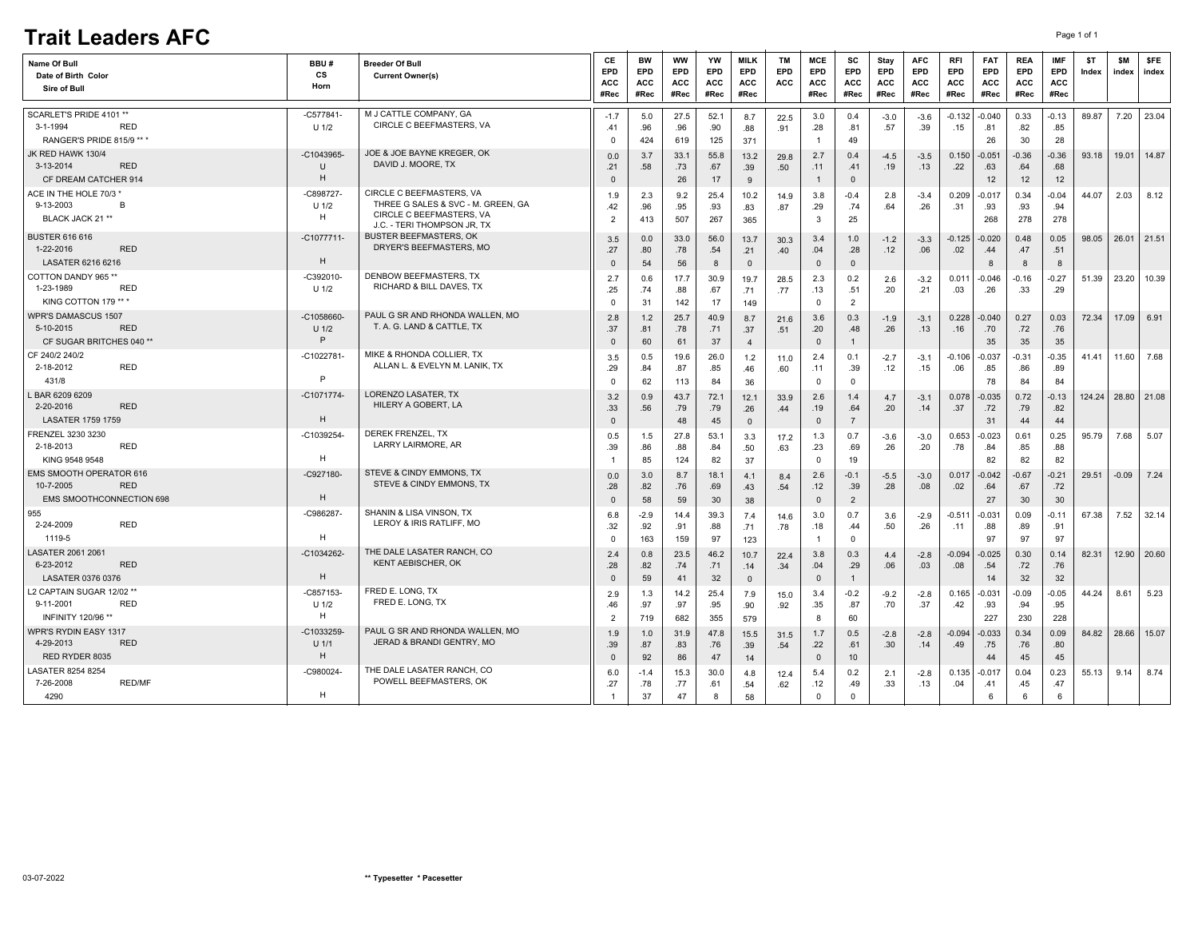# Trait Leaders AFC

| Name Of Bull / Date of Birth Color / Sire of Bull | BBU # / CS / Horn | Breeder Of Bull / Current Owner(s) | CE EPD ACC #Rec | BW EPD ACC #Rec | WW EPD ACC #Rec | YW EPD ACC #Rec | MILK EPD ACC #Rec | TM EPD ACC | MCE EPD ACC #Rec | SC EPD ACC #Rec | Stay EPD ACC #Rec | AFC EPD ACC #Rec | RFI EPD ACC #Rec | FAT EPD ACC #Rec | REA EPD ACC #Rec | IMF EPD ACC #Rec | $T Index | $M index | $FE index |
|---|---|---|---|---|---|---|---|---|---|---|---|---|---|---|---|---|---|---|---|
| SCARLET'S PRIDE 4101 ** <br> 3-1-1994 RED <br> RANGER'S PRIDE 815/9 ** * | -C577841- <br> U 1/2 | M J CATTLE COMPANY, GA <br> CIRCLE C BEEFMASTERS, VA | -1.7 <br> .41 <br> 0 | 5.0 <br> .96 <br> 424 | 27.5 <br> .96 <br> 619 | 52.1 <br> .90 <br> 125 | 8.7 <br> .88 <br> 371 | 22.5 <br> .91 | 3.0 <br> .28 <br> 1 | 0.4 <br> .81 <br> 49 | -3.0 <br> .57 | -3.6 <br> .39 | -0.132 <br> .15 | -0.040 <br> .81 <br> 26 | 0.33 <br> .82 <br> 30 | -0.13 <br> .85 <br> 28 | 89.87 | 7.20 | 23.04 |
| JK RED HAWK 130/4 <br> 3-13-2014 RED <br> CF DREAM CATCHER 914 | -C1043965- <br> U <br> H | JOE & JOE BAYNE KREGER, OK <br> DAVID J. MOORE, TX | 0.0 <br> .21 <br> 0 | 3.7 <br> .58 | 33.1 <br> .73 <br> 26 | 55.8 <br> .67 <br> 17 | 13.2 <br> .39 <br> 9 | 29.8 <br> .50 | 2.7 <br> .11 <br> 1 | 0.4 <br> .41 <br> 0 | -4.5 <br> .19 | -3.5 <br> .13 | 0.150 <br> .22 | -0.051 <br> .63 <br> 12 | -0.36 <br> .64 <br> 12 | -0.36 <br> .68 <br> 12 | 93.18 | 19.01 | 14.87 |
| ACE IN THE HOLE 70/3 * <br> 9-13-2003 B <br> BLACK JACK 21 ** | -C898727- <br> U 1/2 <br> H | CIRCLE C BEEFMASTERS, VA <br> THREE G SALES & SVC - M. GREEN, GA <br> CIRCLE C BEEFMASTERS, VA <br> J.C. - TERI THOMPSON JR, TX | 1.9 <br> .42 <br> 2 | 2.3 <br> .96 <br> 413 | 9.2 <br> .95 <br> 507 | 25.4 <br> .93 <br> 267 | 10.2 <br> .83 <br> 365 | 14.9 <br> .87 | 3.8 <br> .29 <br> 3 | -0.4 <br> .74 <br> 25 | 2.8 <br> .64 | -3.4 <br> .26 | 0.209 <br> .31 | -0.017 <br> .93 <br> 268 | 0.34 <br> .93 <br> 278 | -0.04 <br> .94 <br> 278 | 44.07 | 2.03 | 8.12 |
| BUSTER 616 616 <br> 1-22-2016 RED <br> LASATER 6216 6216 | -C1077711- <br> <br> H | BUSTER BEEFMASTERS, OK <br> DRYER'S BEEFMASTERS, MO | 3.5 <br> .27 <br> 0 | 0.0 <br> .80 <br> 54 | 33.0 <br> .78 <br> 56 | 56.0 <br> .54 <br> 8 | 13.7 <br> .21 <br> 0 | 30.3 <br> .40 | 3.4 <br> .04 <br> 0 | 1.0 <br> .28 <br> 0 | -1.2 <br> .12 | -3.3 <br> .06 | -0.125 <br> .02 | -0.020 <br> .44 <br> 8 | 0.48 <br> .47 <br> 8 | 0.05 <br> .51 <br> 8 | 98.05 | 26.01 | 21.51 |
| COTTON DANDY 965 ** <br> 1-23-1989 RED <br> KING COTTON 179 ** * | -C392010- <br> U 1/2 | DENBOW BEEFMASTERS, TX <br> RICHARD & BILL DAVES, TX | 2.7 <br> .25 <br> 0 | 0.6 <br> .74 <br> 31 | 17.7 <br> .88 <br> 142 | 30.9 <br> .67 <br> 17 | 19.7 <br> .71 <br> 149 | 28.5 <br> .77 | 2.3 <br> .13 <br> 0 | 0.2 <br> .51 <br> 2 | 2.6 <br> .20 | -3.2 <br> .21 | 0.011 <br> .03 | -0.046 <br> .26 | -0.16 <br> .33 | -0.27 <br> .29 | 51.39 | 23.20 | 10.39 |
| WPR'S DAMASCUS 1507 <br> 5-10-2015 RED <br> CF SUGAR BRITCHES 040 ** | -C1058660- <br> U 1/2 <br> P | PAUL G SR AND RHONDA WALLEN, MO <br> T. A. G. LAND & CATTLE, TX | 2.8 <br> .37 <br> 0 | 1.2 <br> .81 <br> 60 | 25.7 <br> .78 <br> 61 | 40.9 <br> .71 <br> 37 | 8.7 <br> .37 <br> 4 | 21.6 <br> .51 | 3.6 <br> .20 <br> 0 | 0.3 <br> .48 <br> 1 | -1.9 <br> .26 | -3.1 <br> .13 | 0.228 <br> .16 | -0.040 <br> .70 <br> 35 | 0.27 <br> .72 <br> 35 | 0.03 <br> .76 <br> 35 | 72.34 | 17.09 | 6.91 |
| CF 240/2 240/2 <br> 2-18-2012 RED <br> 431/8 | -C1022781- <br> <br> P | MIKE & RHONDA COLLIER, TX <br> ALLAN L. & EVELYN M. LANIK, TX | 3.5 <br> .29 <br> 0 | 0.5 <br> .84 <br> 62 | 19.6 <br> .87 <br> 113 | 26.0 <br> .85 <br> 84 | 1.2 <br> .46 <br> 36 | 11.0 <br> .60 | 2.4 <br> .11 <br> 0 | 0.1 <br> .39 <br> 0 | -2.7 <br> .12 | -3.1 <br> .15 | -0.106 <br> .06 | -0.037 <br> .85 <br> 78 | -0.31 <br> .86 <br> 84 | -0.35 <br> .89 <br> 84 | 41.41 | 11.60 | 7.68 |
| L BAR 6209 6209 <br> 2-20-2016 RED <br> LASATER 1759 1759 | -C1071774- <br> <br> H | LORENZO LASATER, TX <br> HILERY A GOBERT, LA | 3.2 <br> .33 <br> 0 | 0.9 <br> .56 | 43.7 <br> .79 <br> 48 | 72.1 <br> .79 <br> 45 | 12.1 <br> .26 <br> 0 | 33.9 <br> .44 | 2.6 <br> .19 <br> 0 | 1.4 <br> .64 <br> 7 | 4.7 <br> .20 | -3.1 <br> .14 | 0.078 <br> .37 | -0.035 <br> .72 <br> 31 | 0.72 <br> .79 <br> 44 | -0.13 <br> .82 <br> 44 | 124.24 | 28.80 | 21.08 |
| FRENZEL 3230 3230 <br> 2-18-2013 RED <br> KING 9548 9548 | -C1039254- <br> <br> H | DEREK FRENZEL, TX <br> LARRY LAIRMORE, AR | 0.5 <br> .39 <br> 1 | 1.5 <br> .86 <br> 85 | 27.8 <br> .88 <br> 124 | 53.1 <br> .84 <br> 82 | 3.3 <br> .50 <br> 37 | 17.2 <br> .63 | 1.3 <br> .23 <br> 0 | 0.7 <br> .69 <br> 19 | -3.6 <br> .26 | -3.0 <br> .20 | 0.653 <br> .78 | -0.023 <br> .84 <br> 82 | 0.61 <br> .85 <br> 82 | 0.25 <br> .88 <br> 82 | 95.79 | 7.68 | 5.07 |
| EMS SMOOTH OPERATOR 616 <br> 10-7-2005 RED <br> EMS SMOOTHCONNECTION 698 | -C927180- <br> <br> H | STEVE & CINDY EMMONS, TX <br> STEVE & CINDY EMMONS, TX | 0.0 <br> .28 <br> 0 | 3.0 <br> .82 <br> 58 | 8.7 <br> .76 <br> 59 | 18.1 <br> .69 <br> 30 | 4.1 <br> .43 <br> 38 | 8.4 <br> .54 | 2.6 <br> .12 <br> 0 | -0.1 <br> .39 <br> 2 | -5.5 <br> .28 | -3.0 <br> .08 | 0.017 <br> .02 | -0.042 <br> .64 <br> 27 | -0.67 <br> .67 <br> 30 | -0.21 <br> .72 <br> 30 | 29.51 | -0.09 | 7.24 |
| 955 <br> 2-24-2009 RED <br> 1119-5 | -C986287- <br> <br> H | SHANIN & LISA VINSON, TX <br> LEROY & IRIS RATLIFF, MO | 6.8 <br> .32 <br> 0 | -2.9 <br> .92 <br> 163 | 14.4 <br> .91 <br> 159 | 39.3 <br> .88 <br> 97 | 7.4 <br> .71 <br> 123 | 14.6 <br> .78 | 3.0 <br> .18 <br> 1 | 0.7 <br> .44 <br> 0 | 3.6 <br> .50 | -2.9 <br> .26 | -0.511 <br> .11 | -0.031 <br> .88 <br> 97 | 0.09 <br> .89 <br> 97 | -0.11 <br> .91 <br> 97 | 67.38 | 7.52 | 32.14 |
| LASATER 2061 2061 <br> 6-23-2012 RED <br> LASATER 0376 0376 | -C1034262- <br> <br> H | THE DALE LASATER RANCH, CO <br> KENT AEBISCHER, OK | 2.4 <br> .28 <br> 0 | 0.8 <br> .82 <br> 59 | 23.5 <br> .74 <br> 41 | 46.2 <br> .71 <br> 32 | 10.7 <br> .14 <br> 0 | 22.4 <br> .34 | 3.8 <br> .04 <br> 0 | 0.3 <br> .29 <br> 1 | 4.4 <br> .06 | -2.8 <br> .03 | -0.094 <br> .08 | -0.025 <br> .54 <br> 14 | 0.30 <br> .72 <br> 32 | 0.14 <br> .76 <br> 32 | 82.31 | 12.90 | 20.60 |
| L2 CAPTAIN SUGAR 12/02 ** <br> 9-11-2001 RED <br> INFINITY 120/96 ** | -C857153- <br> U 1/2 <br> H | FRED E. LONG, TX <br> FRED E. LONG, TX | 2.9 <br> .46 <br> 2 | 1.3 <br> .97 <br> 719 | 14.2 <br> .97 <br> 682 | 25.4 <br> .95 <br> 355 | 7.9 <br> .90 <br> 579 | 15.0 <br> .92 | 3.4 <br> .35 <br> 8 | -0.2 <br> .87 <br> 60 | -9.2 <br> .70 | -2.8 <br> .37 | 0.165 <br> .42 | -0.031 <br> .93 <br> 227 | -0.09 <br> .94 <br> 230 | -0.05 <br> .95 <br> 228 | 44.24 | 8.61 | 5.23 |
| WPR'S RYDIN EASY 1317 <br> 4-29-2013 RED <br> RED RYDER 8035 | -C1033259- <br> U 1/1 <br> H | PAUL G SR AND RHONDA WALLEN, MO <br> JERAD & BRANDI GENTRY, MO | 1.9 <br> .39 <br> 0 | 1.0 <br> .87 <br> 92 | 31.9 <br> .83 <br> 86 | 47.8 <br> .76 <br> 47 | 15.5 <br> .39 <br> 14 | 31.5 <br> .54 | 1.7 <br> .22 <br> 0 | 0.5 <br> .61 <br> 10 | -2.8 <br> .30 | -2.8 <br> .14 | -0.094 <br> .49 | -0.033 <br> .75 <br> 44 | 0.34 <br> .76 <br> 45 | 0.09 <br> .80 <br> 45 | 84.82 | 28.66 | 15.07 |
| LASATER 8254 8254 <br> 7-26-2008 RED/MF <br> 4290 | -C980024- <br> <br> H | THE DALE LASATER RANCH, CO <br> POWELL BEEFMASTERS, OK | 6.0 <br> .27 <br> 1 | -1.4 <br> .78 <br> 37 | 15.3 <br> .77 <br> 47 | 30.0 <br> .61 <br> 8 | 4.8 <br> .54 <br> 58 | 12.4 <br> .62 | 5.4 <br> .12 <br> 0 | 0.2 <br> .49 <br> 0 | 2.1 <br> .33 | -2.8 <br> .13 | 0.135 <br> .04 | -0.017 <br> .41 <br> 6 | 0.04 <br> .45 <br> 6 | 0.23 <br> .47 <br> 6 | 55.13 | 9.14 | 8.74 |

03-07-2022

** Typesetter * Pacesetter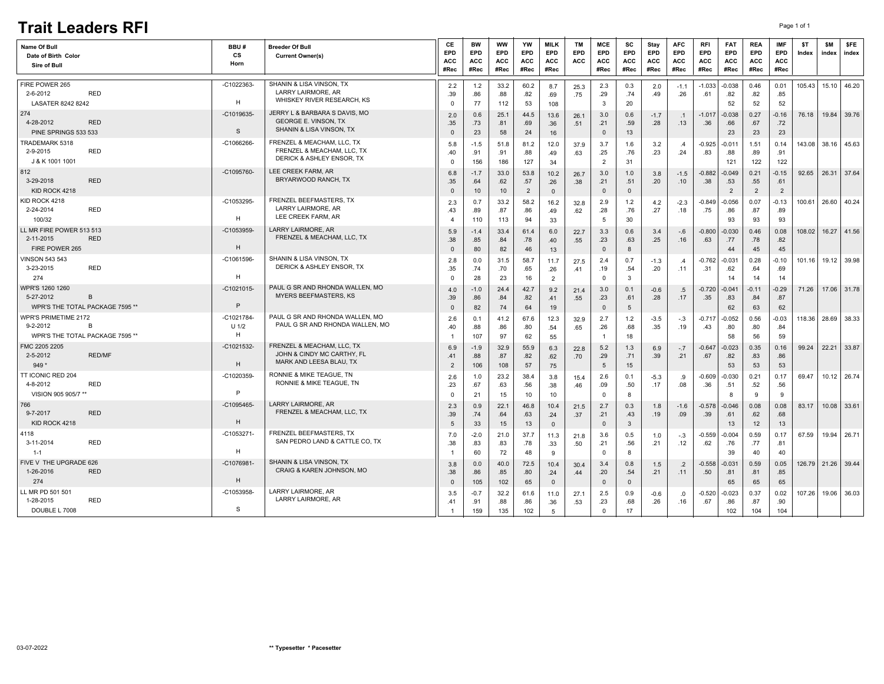# Trait Leaders RFI

| Name Of Bull / Date of Birth Color / Sire of Bull | BBU # / CS / Horn | Breeder Of Bull / Current Owner(s) | CE EPD ACC #Rec | BW EPD ACC #Rec | WW EPD ACC #Rec | YW EPD ACC #Rec | MILK EPD ACC #Rec | TM EPD ACC | MCE EPD ACC #Rec | SC EPD ACC #Rec | Stay EPD ACC #Rec | AFC EPD ACC #Rec | RFI EPD ACC #Rec | FAT EPD ACC #Rec | REA EPD ACC #Rec | IMF EPD ACC #Rec | $T Index | $M index | $FE index |
|---|---|---|---|---|---|---|---|---|---|---|---|---|---|---|---|---|---|---|---|
| FIRE POWER 265<br>2-6-2012 RED<br>LASATER 8242 8242 | -C1022363-<br><br>H | SHANIN & LISA VINSON, TX<br>LARRY LAIRMORE, AR<br>WHISKEY RIVER RESEARCH, KS | 2.2<br>.39<br>0 | 1.2<br>.86<br>77 | 33.2<br>.88<br>112 | 60.2<br>.82<br>53 | 8.7<br>.69<br>108 | 25.3<br>.75 | 2.3<br>.29<br>3 | 0.3<br>.74<br>20 | 2.0<br>.49 | -1.1<br>.26 | -1.033<br>.61 | -0.038<br>.82<br>52 | 0.46<br>.82<br>52 | 0.01<br>.85<br>52 | 105.43 | 15.10 | 46.20 |
| 274<br>4-28-2012 RED<br>PINE SPRINGS 533 533 | -C1019635-<br><br>S | JERRY L & BARBARA S DAVIS, MO<br>GEORGE E. VINSON, TX<br>SHANIN & LISA VINSON, TX | 2.0<br>.35<br>0 | 0.6<br>.73<br>23 | 25.1<br>.81<br>58 | 44.5<br>.69<br>24 | 13.6<br>.36<br>16 | 26.1<br>.51 | 3.0<br>.21<br>0 | 0.6<br>.59<br>13 | -1.7<br>.28 | .1<br>.13 | -1.017<br>.36 | -0.038<br>.66<br>23 | 0.27<br>.67<br>23 | -0.16<br>.72<br>23 | 76.18 | 19.84 | 39.76 |
| TRADEMARK 5318<br>2-9-2015 RED<br>J & K 1001 1001 | -C1066266- | FRENZEL & MEACHAM, LLC, TX<br>FRENZEL & MEACHAM, LLC, TX<br>DERICK & ASHLEY ENSOR, TX | 5.8<br>.40<br>0 | -1.5<br>.91<br>156 | 51.8<br>.91<br>186 | 81.2<br>.88<br>127 | 12.0<br>.49<br>34 | 37.9<br>.63 | 3.7<br>.25<br>2 | 1.6<br>.76<br>31 | 3.2<br>.23 | .4<br>.24 | -0.925<br>.83 | -0.011<br>.88<br>121 | 1.51<br>.89<br>122 | 0.14<br>.91<br>122 | 143.08 | 38.16 | 45.63 |
| 812<br>3-29-2018 RED<br>KID ROCK 4218 | -C1095760- | LEE CREEK FARM, AR<br>BRYARWOOD RANCH, TX | 6.8<br>.35<br>0 | -1.7<br>.64<br>10 | 33.0<br>.62<br>10 | 53.8<br>.57<br>2 | 10.2<br>.26<br>0 | 26.7<br>.38 | 3.0<br>.21<br>0 | 1.0<br>.51<br>0 | 3.8<br>.20 | -1.5<br>.10 | -0.882<br>.38 | -0.049<br>.53<br>2 | 0.21<br>.55<br>2 | -0.15<br>.61<br>2 | 92.65 | 26.31 | 37.64 |
| KID ROCK 4218<br>2-24-2014 RED<br>100/32 | -C1053295-<br><br>H | FRENZEL BEEFMASTERS, TX<br>LARRY LAIRMORE, AR<br>LEE CREEK FARM, AR | 2.3<br>.43<br>4 | 0.7<br>.89<br>110 | 33.2<br>.87<br>113 | 58.2<br>.86<br>94 | 16.2<br>.49<br>33 | 32.8<br>.62 | 2.9<br>.28<br>5 | 1.2<br>.76<br>30 | 4.2<br>.27 | -2.3<br>.18 | -0.849<br>.75 | -0.056<br>.86<br>93 | 0.07<br>.87<br>93 | -0.13<br>.89<br>93 | 100.61 | 26.60 | 40.24 |
| LL MR FIRE POWER 513 513<br>2-11-2015 RED<br>FIRE POWER 265 | -C1053959-<br><br>H | LARRY LAIRMORE, AR<br>FRENZEL & MEACHAM, LLC, TX | 5.9<br>.38<br>0 | -1.4<br>.85<br>80 | 33.4<br>.84<br>82 | 61.4<br>.78<br>46 | 6.0<br>.40<br>13 | 22.7<br>.55 | 3.3<br>.23<br>5 | 0.6<br>.63<br>8 | 3.4<br>.25 | -.6<br>.16 | -0.800<br>.63 | -0.030<br>.77<br>44 | 0.46<br>.78<br>45 | 0.08<br>.82<br>45 | 108.02 | 16.27 | 41.56 |
| VINSON 543 543<br>3-23-2015 RED<br>274 | -C1061596-<br><br>H | SHANIN & LISA VINSON, TX<br>DERICK & ASHLEY ENSOR, TX | 2.8<br>.35<br>0 | 0.0<br>.74<br>28 | 31.5<br>.70<br>23 | 58.7<br>.65<br>16 | 11.7<br>.26<br>2 | 27.5<br>.41 | 2.4<br>.19<br>0 | 0.7<br>.54<br>3 | -1.3<br>.20 | .4<br>.11 | -0.762<br>.31 | -0.031<br>.62<br>14 | 0.28<br>.64<br>14 | -0.10<br>.69<br>14 | 101.16 | 19.12 | 39.98 |
| WPR'S 1260 1260<br>5-27-2012 B<br>WPR'S THE TOTAL PACKAGE 7595 ** | -C1021015-<br><br>P | PAUL G SR AND RHONDA WALLEN, MO<br>MYERS BEEFMASTERS, KS | 4.0<br>.39<br>0 | -1.0<br>.86<br>82 | 24.4<br>.84<br>74 | 42.7<br>.82<br>64 | 9.2<br>.41<br>19 | 21.4<br>.55 | 3.0<br>.23<br>0 | 0.1<br>.61<br>5 | -0.6<br>.28 | .5<br>.17 | -0.720<br>.35 | -0.041<br>.83<br>62 | -0.11<br>.84<br>63 | -0.29<br>.87<br>62 | 71.26 | 17.06 | 31.78 |
| WPR'S PRIMETIME 2172<br>9-2-2012 B<br>WPR'S THE TOTAL PACKAGE 7595 ** | -C1021784-<br>U 1/2<br>H | PAUL G SR AND RHONDA WALLEN, MO<br>PAUL G SR AND RHONDA WALLEN, MO | 2.6<br>.40<br>1 | 0.1<br>.88<br>107 | 41.2<br>.86<br>97 | 67.6<br>.80<br>62 | 12.3<br>.54<br>55 | 32.9<br>.65 | 2.7<br>.26<br>1 | 1.2<br>.68<br>18 | -3.5<br>.35 | -.3<br>.19 | -0.717<br>.43 | -0.052<br>.80<br>58 | 0.56<br>.80<br>56 | -0.03<br>.84<br>59 | 118.36 | 28.69 | 38.33 |
| FMC 2205 2205<br>2-5-2012 RED/MF<br>949 * | -C1021532-<br><br>H | FRENZEL & MEACHAM, LLC, TX<br>JOHN & CINDY MC CARTHY, FL<br>MARK AND LEESA BLAU, TX | 6.9<br>.41<br>2 | -1.9<br>.88<br>106 | 32.9<br>.87<br>108 | 55.9<br>.82<br>57 | 6.3<br>.62<br>75 | 22.8<br>.70 | 5.2<br>.29<br>5 | 1.3<br>.71<br>15 | 6.9<br>.39 | -.7<br>.21 | -0.647<br>.67 | -0.023<br>.82<br>53 | 0.35<br>.83<br>53 | 0.16<br>.86<br>53 | 99.24 | 22.21 | 33.87 |
| TT ICONIC RED 204<br>4-8-2012 RED<br>VISION 905 905/7 ** | -C1020359-<br><br>P | RONNIE & MIKE TEAGUE, TN<br>RONNIE & MIKE TEAGUE, TN | 2.6<br>.23<br>0 | 1.0<br>.67<br>21 | 23.2<br>.63<br>15 | 38.4<br>.56<br>10 | 3.8<br>.38<br>10 | 15.4<br>.46 | 2.6<br>.09<br>0 | 0.1<br>.50<br>8 | -5.3<br>.17 | .9<br>.08 | -0.609<br>.36 | -0.030<br>.51<br>8 | 0.21<br>.52<br>9 | 0.17<br>.56<br>9 | 69.47 | 10.12 | 26.74 |
| 766<br>9-7-2017 RED<br>KID ROCK 4218 | -C1095465-<br><br>H | LARRY LAIRMORE, AR<br>FRENZEL & MEACHAM, LLC, TX | 2.3<br>.39<br>5 | 0.9<br>.74<br>33 | 22.1<br>.64<br>15 | 46.8<br>.63<br>13 | 10.4<br>.24<br>0 | 21.5<br>.37 | 2.7<br>.21<br>0 | 0.3<br>.43<br>3 | 1.8<br>.19 | -1.6<br>.09 | -0.578<br>.39 | -0.046<br>.61<br>13 | 0.08<br>.62<br>12 | 0.08<br>.68<br>13 | 83.17 | 10.08 | 33.61 |
| 4118<br>3-11-2014 RED<br>1-1 | -C1053271-<br><br>H | FRENZEL BEEFMASTERS, TX<br>SAN PEDRO LAND & CATTLE CO, TX | 7.0<br>.38<br>1 | -2.0<br>.83<br>60 | 21.0<br>.83<br>72 | 37.7<br>.78<br>48 | 11.3<br>.33<br>9 | 21.8<br>.50 | 3.6<br>.21<br>0 | 0.5<br>.56<br>8 | 1.0<br>.21 | -.3<br>.12 | -0.559<br>.62 | -0.004<br>.76<br>39 | 0.59<br>.77<br>40 | 0.17<br>.81<br>40 | 67.59 | 19.94 | 26.71 |
| FIVE V THE UPGRADE 626<br>1-26-2016 RED<br>274 | -C1076981-<br><br>H | SHANIN & LISA VINSON, TX<br>CRAIG & KAREN JOHNSON, MO | 3.8<br>.38<br>0 | 0.0<br>.86<br>105 | 40.0<br>.85<br>102 | 72.5<br>.80<br>65 | 10.4<br>.24<br>0 | 30.4<br>.44 | 3.4<br>.20<br>0 | 0.8<br>.54<br>0 | 1.5<br>.21 | .2<br>.11 | -0.558<br>.50 | -0.031<br>.81<br>65 | 0.59<br>.81<br>65 | 0.05<br>.85<br>65 | 126.79 | 21.26 | 39.44 |
| LL MR PD 501 501<br>1-28-2015 RED<br>DOUBLE L 7008 | -C1053958-<br><br>S | LARRY LAIRMORE, AR<br>LARRY LAIRMORE, AR | 3.5<br>.41<br>1 | -0.7<br>.91<br>159 | 32.2<br>.88<br>135 | 61.6<br>.86<br>102 | 11.0<br>.36<br>5 | 27.1<br>.53 | 2.5<br>.23<br>0 | 0.9<br>.68<br>17 | -0.6<br>.26 | .0<br>.16 | -0.520<br>.67 | -0.023<br>.86<br>102 | 0.37<br>.87<br>104 | 0.02<br>.90<br>104 | 107.26 | 19.06 | 36.03 |

03-07-2022

** Typesetter * Pacesetter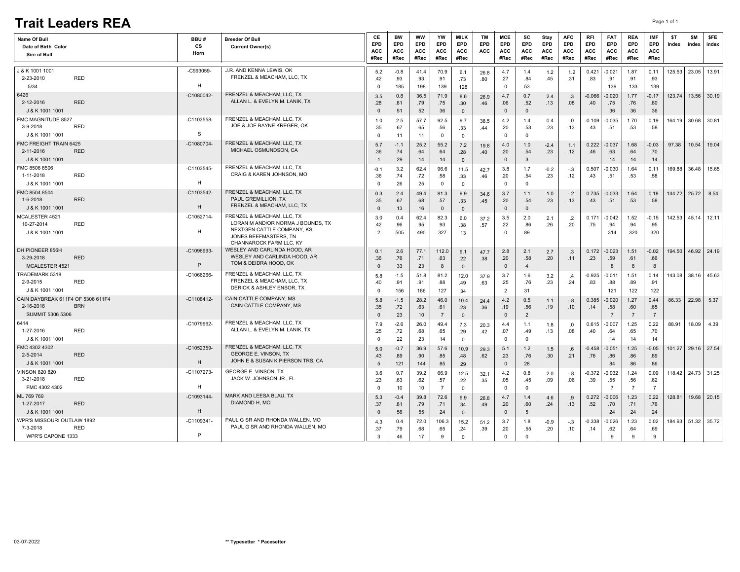# Trait Leaders REA

| Name Of Bull / Date of Birth Color / Sire of Bull | BBU # / CS / Horn | Breeder Of Bull / Current Owner(s) | CE EPD ACC #Rec | BW EPD ACC #Rec | WW EPD ACC #Rec | YW EPD ACC #Rec | MILK EPD ACC #Rec | TM EPD ACC | MCE EPD ACC #Rec | SC EPD ACC #Rec | Stay EPD ACC #Rec | AFC EPD ACC #Rec | RFI EPD ACC #Rec | FAT EPD ACC #Rec | REA EPD ACC #Rec | IMF EPD ACC #Rec | $T Index | $M index | $FE index |
|---|---|---|---|---|---|---|---|---|---|---|---|---|---|---|---|---|---|---|---|
| J & K 1001 1001 / 2-23-2010 RED / 5/34 | -C993059- / H | J.R. AND KENNA LEWIS, OK / FRENZEL & MEACHAM, LLC, TX | 5.2 .42 0 | -0.8 .93 185 | 41.4 .93 198 | 70.9 .91 139 | 6.1 .73 128 | 26.8 .80 | 4.7 .27 0 | 1.4 .84 53 | 1.2 .45 | 1.2 .31 | 0.421 .83 | -0.021 .91 139 | 1.87 .91 133 | 0.11 .93 139 | 125.53 | 23.05 | 13.91 |
| 6426 / 2-12-2016 RED / J & K 1001 1001 | -C1080042- | FRENZEL & MEACHAM, LLC, TX / ALLAN L. & EVELYN M. LANIK, TX | 3.5 .28 0 | 0.8 .81 51 | 36.5 .79 52 | 71.9 .75 36 | 8.6 .30 0 | 26.9 .46 | 4.7 .06 0 | 0.7 .52 0 | 2.4 .13 | .3 .08 | -0.066 .40 | -0.020 .75 36 | 1.77 .76 36 | -0.17 .80 36 | 123.74 | 13.56 | 30.19 |
| FMC MAGNITUDE 8527 / 3-9-2018 RED / J & K 1001 1001 | -C1103558- / S | FRENZEL & MEACHAM, LLC, TX / JOE & JOE BAYNE KREGER, OK | 1.0 .35 0 | 2.5 .67 11 | 57.7 .65 11 | 92.5 .56 0 | 9.7 .33 0 | 38.5 .44 | 4.2 .20 0 | 1.4 .53 0 | 0.4 .23 | .0 .13 | -0.109 .43 | -0.035 .51 | 1.70 .53 | 0.19 .58 | 164.19 | 30.68 | 30.81 |
| FMC FREIGHT TRAIN 6425 / 2-11-2016 RED / J & K 1001 1001 | -C1080704- | FRENZEL & MEACHAM, LLC, TX / MICHAEL OSMUNDSON, CA | 5.7 .36 1 | -1.1 .74 29 | 25.2 .64 14 | 55.2 .64 14 | 7.2 .28 0 | 19.8 .40 | 4.0 .20 0 | 1.0 .54 3 | -2.4 .23 | 1.1 .12 | 0.222 .46 | -0.037 .63 14 | 1.68 .64 14 | -0.03 .70 14 | 97.38 | 10.54 | 19.04 |
| FMC 8506 8506 / 1-11-2018 RED / J & K 1001 1001 | -C1103545- / H | FRENZEL & MEACHAM, LLC, TX / CRAIG & KAREN JOHNSON, MO | -0.1 .36 0 | 3.2 .74 26 | 62.4 .72 25 | 96.6 .58 0 | 11.5 .33 0 | 42.7 .46 | 3.8 .20 0 | 1.7 .54 0 | -0.2 .23 | -.3 .12 | 0.507 .43 | -0.030 .51 | 1.64 .53 | 0.11 .58 | 169.88 | 36.48 | 15.65 |
| FMC 8504 8504 / 1-6-2018 RED / J & K 1001 1001 | -C1103542- / H | FRENZEL & MEACHAM, LLC, TX / PAUL GREMILLION, TX / FRENZEL & MEACHAM, LLC, TX | 0.3 .35 0 | 2.4 .67 13 | 49.4 .68 16 | 81.3 .57 0 | 9.9 .33 0 | 34.6 .45 | 3.7 .20 0 | 1.1 .54 0 | 1.0 .23 | -.2 .13 | 0.735 .43 | -0.033 .51 | 1.64 .53 | 0.18 .58 | 144.72 | 25.72 | 8.54 |
| MCALESTER 4521 / 10-27-2014 RED / J & K 1001 1001 | -C1052714- / H | FRENZEL & MEACHAM, LLC, TX / LORAN M AND/OR NORMA J BOUNDS, TX / NEXTGEN CATTLE COMPANY, KS / JONES BEEFMASTERS, TN / CHANNAROCK FARM LLC, KY | 3.0 .42 2 | 0.4 .96 505 | 62.4 .95 490 | 82.3 .93 327 | 6.0 .38 13 | 37.2 .57 | 3.5 .22 0 | 2.0 .86 89 | 2.1 .26 | .2 .20 | 0.171 .75 | -0.042 .94 314 | 1.52 .94 320 | -0.15 .95 320 | 142.53 | 45.14 | 12.11 |
| DH PIONEER 856H / 3-29-2018 RED / MCALESTER 4521 | -C1096993- / P | WESLEY AND CARLINDA HOOD, AR / WESLEY AND CARLINDA HOOD, AR / TOM & DEIDRA HOOD, OK | 0.1 .36 0 | 2.6 .76 33 | 77.1 .71 23 | 112.0 .63 8 | 9.1 .22 0 | 47.7 .38 | 2.8 .20 0 | 2.1 .58 4 | 2.7 .20 | .3 .11 | 0.172 .23 | -0.023 .59 8 | 1.51 .61 8 | -0.02 .66 8 | 194.50 | 46.92 | 24.19 |
| TRADEMARK 5318 / 2-9-2015 RED / J & K 1001 1001 | -C1066266- | FRENZEL & MEACHAM, LLC, TX / FRENZEL & MEACHAM, LLC, TX / DERICK & ASHLEY ENSOR, TX | 5.8 .40 0 | -1.5 .91 156 | 51.8 .91 186 | 81.2 .88 127 | 12.0 .49 34 | 37.9 .63 | 3.7 .25 2 | 1.6 .76 31 | 3.2 .23 | .4 .24 | -0.925 .83 | -0.011 .88 121 | 1.51 .89 122 | 0.14 .91 122 | 143.08 | 38.16 | 45.63 |
| CAIN DAYBREAK 611F4 OF 5306 611F4 / 2-16-2018 BRN / SUMMIT 5306 5306 | -C1108412- | CAIN CATTLE COMPANY, MS / CAIN CATTLE COMPANY, MS | 5.8 .35 0 | -1.5 .72 23 | 28.2 .63 10 | 46.0 .61 7 | 10.4 .23 0 | 24.4 .36 | 4.2 .19 0 | 0.5 .56 2 | 1.1 .19 | -.8 .10 | 0.385 .14 | -0.020 .58 7 | 1.27 .60 7 | 0.44 .65 7 | 86.33 | 22.98 | 5.37 |
| 6414 / 1-27-2016 RED / J & K 1001 1001 | -C1079962- | FRENZEL & MEACHAM, LLC, TX / ALLAN L. & EVELYN M. LANIK, TX | 7.9 .25 0 | -2.6 .72 22 | 26.0 .68 23 | 49.4 .65 14 | 7.3 .29 0 | 20.3 .42 | 4.4 .07 0 | 1.1 .49 0 | 1.8 .13 | .0 .08 | 0.615 .40 | -0.007 .64 14 | 1.25 .65 14 | 0.22 .70 14 | 88.91 | 18.09 | 4.39 |
| FMC 4302 4302 / 2-5-2014 RED / J & K 1001 1001 | -C1052359- / H | FRENZEL & MEACHAM, LLC, TX / GEORGE E. VINSON, TX / JOHN E & SUSAN K PIERSON TRS, CA | 5.0 .43 5 | -0.7 .89 121 | 36.9 .90 144 | 57.6 .85 85 | 10.9 .48 29 | 29.3 .62 | 5.1 .23 0 | 1.2 .76 28 | 1.5 .30 | .6 .21 | -0.458 .76 | -0.051 .86 84 | 1.25 .86 86 | -0.05 .89 86 | 101.27 | 29.16 | 27.54 |
| VINSON 820 820 / 3-21-2018 RED / FMC 4302 4302 | -C1107273- / H | GEORGE E. VINSON, TX / JACK W. JOHNSON JR., FL | 3.6 .23 0 | 0.7 .63 10 | 39.2 .62 10 | 66.9 .57 7 | 12.5 .22 0 | 32.1 .35 | 4.2 .05 0 | 0.8 .45 0 | 2.0 .09 | -.8 .06 | -0.372 .39 | -0.032 .55 7 | 1.24 .56 7 | 0.09 .62 7 | 118.42 | 24.73 | 31.25 |
| ML 769 769 / 1-27-2017 RED / J & K 1001 1001 | -C1093144- / H | MARK AND LEESA BLAU, TX / DIAMOND H, MO | 5.3 .37 0 | -0.4 .81 56 | 39.8 .79 55 | 72.6 .71 24 | 6.9 .34 0 | 26.8 .49 | 4.7 .20 0 | 1.4 .60 5 | 4.6 .24 | .9 .13 | 0.272 .52 | -0.006 .70 24 | 1.23 .71 24 | 0.22 .76 24 | 128.81 | 19.68 | 20.15 |
| WPR'S MISSOURI OUTLAW 1892 / 7-3-2018 RED / WPR'S CAPONE 1333 | -C1109341- / P | PAUL G SR AND RHONDA WALLEN, MO / PAUL G SR AND RHONDA WALLEN, MO | 4.3 .37 3 | 0.4 .79 46 | 72.0 .68 17 | 106.3 .65 9 | 15.2 .24 0 | 51.2 .39 | 3.7 .20 0 | 1.8 .55 0 | -0.9 .20 | -.3 .10 | -0.338 .14 | -0.026 .62 9 | 1.23 .64 9 | 0.02 .69 9 | 184.93 | 51.32 | 35.72 |

03-07-2022

** Typesetter * Pacesetter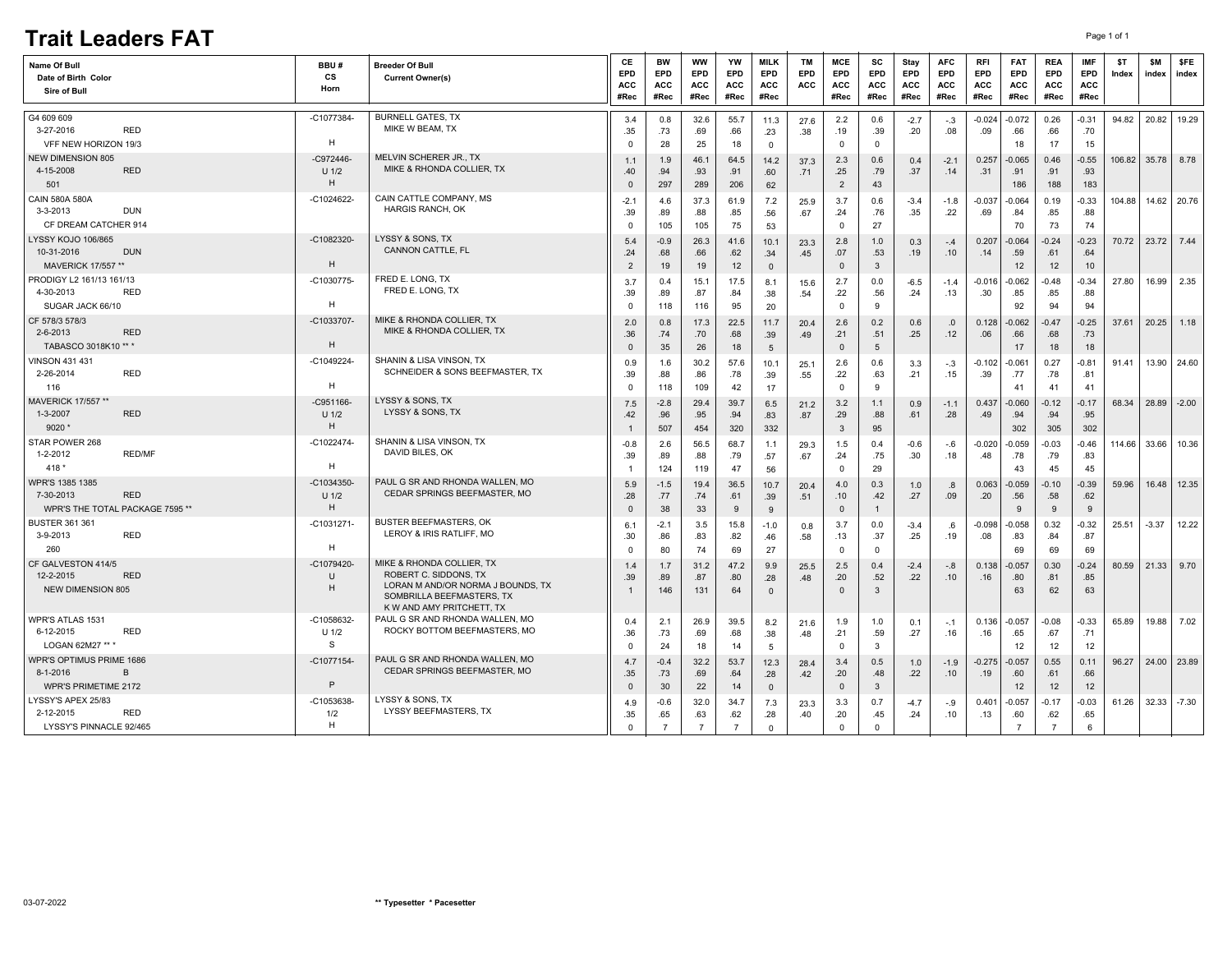# Trait Leaders FAT

| Name Of Bull<br>Date of Birth Color<br>Sire of Bull | BBU #<br>CS<br>Horn | Breeder Of Bull<br>Current Owner(s) | CE EPD ACC #Rec | BW EPD ACC #Rec | WW EPD ACC #Rec | YW EPD ACC #Rec | MILK EPD ACC #Rec | TM EPD ACC | MCE EPD ACC #Rec | SC EPD ACC #Rec | Stay EPD ACC #Rec | AFC EPD ACC #Rec | RFI EPD ACC #Rec | FAT EPD ACC #Rec | REA EPD ACC #Rec | IMF EPD ACC #Rec | $T Index | $M index | $FE index |
|---|---|---|---|---|---|---|---|---|---|---|---|---|---|---|---|---|---|---|---|
| G4 609 609<br>3-27-2016 RED<br>VFF NEW HORIZON 19/3 | -C1077384-<br><br>H | BURNELL GATES, TX<br>MIKE W BEAM, TX | 3.4<br>.35<br>0 | 0.8<br>.73<br>28 | 32.6<br>.69<br>25 | 55.7<br>.66<br>18 | 11.3<br>.23<br>0 | 27.6<br>.38 | 2.2<br>.19<br>0 | 0.6<br>.39<br>0 | -2.7<br>.20 | -.3<br>.08 | -0.024<br>.09 | -0.072<br>.66<br>18 | 0.26<br>.66<br>17 | -0.31<br>.70<br>15 | 94.82 | 20.82 | 19.29 |
| NEW DIMENSION 805<br>4-15-2008 RED<br>501 | -C972446-<br>U 1/2<br>H | MELVIN SCHERER JR., TX<br>MIKE & RHONDA COLLIER, TX | 1.1<br>.40<br>0 | 1.9<br>.94<br>297 | 46.1<br>.93<br>289 | 64.5<br>.91<br>206 | 14.2<br>.60<br>62 | 37.3<br>.71 | 2.3<br>.25<br>2 | 0.6<br>.79<br>43 | 0.4<br>.37 | -2.1<br>.14 | 0.257<br>.31 | -0.065<br>.91<br>186 | 0.46<br>.91<br>188 | -0.55<br>.93<br>183 | 106.82 | 35.78 | 8.78 |
| CAIN 580A 580A<br>3-3-2013 DUN<br>CF DREAM CATCHER 914 | -C1024622- | CAIN CATTLE COMPANY, MS<br>HARGIS RANCH, OK | -2.1<br>.39<br>0 | 4.6<br>.89<br>105 | 37.3<br>.88<br>105 | 61.9<br>.85<br>75 | 7.2<br>.56<br>53 | 25.9<br>.67 | 3.7<br>.24<br>0 | 0.6<br>.76<br>27 | -3.4<br>.35 | -1.8<br>.22 | -0.037<br>.69 | -0.064<br>.84<br>70 | 0.19<br>.85<br>73 | -0.33<br>.88<br>74 | 104.88 | 14.62 | 20.76 |
| LYSSY KOJO 106/865<br>10-31-2016 DUN<br>MAVERICK 17/557 ** | -C1082320-<br><br>H | LYSSY & SONS, TX<br>CANNON CATTLE, FL | 5.4<br>.24<br>2 | -0.9<br>.68<br>19 | 26.3<br>.66<br>19 | 41.6<br>.62<br>12 | 10.1<br>.34<br>0 | 23.3<br>.45 | 2.8<br>.07<br>0 | 1.0<br>.53<br>3 | 0.3<br>.19 | -.4<br>.10 | 0.207<br>.14 | -0.064<br>.59<br>12 | -0.24<br>.61<br>12 | -0.23<br>.64<br>10 | 70.72 | 23.72 | 7.44 |
| PRODIGY L2 161/13 161/13<br>4-30-2013 RED<br>SUGAR JACK 66/10 | -C1030775-<br><br>H | FRED E. LONG, TX<br>FRED E. LONG, TX | 3.7<br>.39<br>0 | 0.4<br>.89<br>118 | 15.1<br>.87<br>116 | 17.5<br>.84<br>95 | 8.1<br>.38<br>20 | 15.6<br>.54 | 2.7<br>.22<br>0 | 0.0<br>.56<br>9 | -6.5<br>.24 | -1.4<br>.13 | -0.016<br>.30 | -0.062<br>.85<br>92 | -0.48<br>.85<br>94 | -0.34<br>.88<br>94 | 27.80 | 16.99 | 2.35 |
| CF 578/3 578/3<br>2-6-2013 RED<br>TABASCO 3018K10 ** * | -C1033707-<br><br>H | MIKE & RHONDA COLLIER, TX<br>MIKE & RHONDA COLLIER, TX | 2.0<br>.36<br>0 | 0.8<br>.74<br>35 | 17.3<br>.70<br>26 | 22.5<br>.68<br>18 | 11.7<br>.39<br>5 | 20.4<br>.49 | 2.6<br>.21<br>0 | 0.2<br>.51<br>5 | 0.6<br>.25 | .0<br>.12 | 0.128<br>.06 | -0.062<br>.66<br>17 | -0.47<br>.68<br>18 | -0.25<br>.73<br>18 | 37.61 | 20.25 | 1.18 |
| VINSON 431 431<br>2-26-2014 RED<br>116 | -C1049224-<br><br>H | SHANIN & LISA VINSON, TX<br>SCHNEIDER & SONS BEEFMASTER, TX | 0.9<br>.39<br>0 | 1.6<br>.88<br>118 | 30.2<br>.86<br>109 | 57.6<br>.78<br>42 | 10.1<br>.39<br>17 | 25.1<br>.55 | 2.6<br>.22<br>0 | 0.6<br>.63<br>9 | 3.3<br>.21 | -.3<br>.15 | -0.102<br>.39 | -0.061<br>.77<br>41 | 0.27<br>.78<br>41 | -0.81<br>.81<br>41 | 91.41 | 13.90 | 24.60 |
| MAVERICK 17/557 **<br>1-3-2007 RED<br>9020 * | -C951166-<br>U 1/2<br>H | LYSSY & SONS, TX<br>LYSSY & SONS, TX | 7.5<br>.42<br>1 | -2.8<br>.96<br>507 | 29.4<br>.95<br>454 | 39.7<br>.94<br>320 | 6.5<br>.83<br>332 | 21.2<br>.87 | 3.2<br>.29<br>3 | 1.1<br>.88<br>95 | 0.9<br>.61 | -1.1<br>.28 | 0.437<br>.49 | -0.060<br>.94<br>302 | -0.12<br>.94<br>305 | -0.17<br>.95<br>302 | 68.34 | 28.89 | -2.00 |
| STAR POWER 268<br>1-2-2012 RED/MF<br>418 * | -C1022474-<br><br>H | SHANIN & LISA VINSON, TX<br>DAVID BILES, OK | -0.8<br>.39<br>1 | 2.6<br>.89<br>124 | 56.5<br>.88<br>119 | 68.7<br>.79<br>47 | 1.1<br>.57<br>56 | 29.3<br>.67 | 1.5<br>.24<br>0 | 0.4<br>.75<br>29 | -0.6<br>.30 | -.6<br>.18 | -0.020<br>.48 | -0.059<br>.78<br>43 | -0.03<br>.79<br>45 | -0.46<br>.83<br>45 | 114.66 | 33.66 | 10.36 |
| WPR'S 1385 1385<br>7-30-2013 RED<br>WPR'S THE TOTAL PACKAGE 7595 ** | -C1034350-<br>U 1/2<br>H | PAUL G SR AND RHONDA WALLEN, MO<br>CEDAR SPRINGS BEEFMASTER, MO | 5.9<br>.28<br>0 | -1.5<br>.77<br>38 | 19.4<br>.74<br>33 | 36.5<br>.61<br>9 | 10.7<br>.39<br>9 | 20.4<br>.51 | 4.0<br>.10<br>0 | 0.3<br>.42<br>1 | 1.0<br>.27 | .8<br>.09 | 0.063<br>.20 | -0.059<br>.56<br>9 | -0.10<br>.58<br>9 | -0.39<br>.62<br>9 | 59.96 | 16.48 | 12.35 |
| BUSTER 361 361<br>3-9-2013 RED<br>260 | -C1031271-<br><br>H | BUSTER BEEFMASTERS, OK<br>LEROY & IRIS RATLIFF, MO | 6.1<br>.30<br>0 | -2.1<br>.86<br>80 | 3.5<br>.83<br>74 | 15.8<br>.82<br>69 | -1.0<br>.46<br>27 | 0.8<br>.58 | 3.7<br>.13<br>0 | 0.0<br>.37<br>0 | -3.4<br>.25 | .6<br>.19 | -0.098<br>.08 | -0.058<br>.83<br>69 | 0.32<br>.84<br>69 | -0.32<br>.87<br>69 | 25.51 | -3.37 | 12.22 |
| CF GALVESTON 414/5<br>12-2-2015 RED<br>NEW DIMENSION 805 | -C1079420-<br>U<br>H | MIKE & RHONDA COLLIER, TX<br>ROBERT C. SIDDONS, TX<br>LORAN M AND/OR NORMA J BOUNDS, TX<br>SOMBRILLA BEEFMASTERS, TX<br>K W AND AMY PRITCHETT, TX | 1.4<br>.39<br>1 | 1.7<br>.89<br>146 | 31.2<br>.87<br>131 | 47.2<br>.80<br>64 | 9.9<br>.28<br>0 | 25.5<br>.48 | 2.5<br>.20<br>0 | 0.4<br>.52<br>3 | -2.4<br>.22 | -.8<br>.10 | 0.138<br>.16 | -0.057<br>.80<br>63 | 0.30<br>.81<br>62 | -0.24<br>.85<br>63 | 80.59 | 21.33 | 9.70 |
| WPR'S ATLAS 1531<br>6-12-2015 RED<br>LOGAN 62M27 ** * | -C1058632-<br>U 1/2<br>S | PAUL G SR AND RHONDA WALLEN, MO<br>ROCKY BOTTOM BEEFMASTERS, MO | 0.4<br>.36<br>0 | 2.1<br>.73<br>24 | 26.9<br>.69<br>18 | 39.5<br>.68<br>14 | 8.2<br>.38<br>5 | 21.6<br>.48 | 1.9<br>.21<br>0 | 1.0<br>.59<br>3 | 0.1<br>.27 | -.1<br>.16 | 0.136<br>.16 | -0.057<br>.65<br>12 | -0.08<br>.67<br>12 | -0.33<br>.71<br>12 | 65.89 | 19.88 | 7.02 |
| WPR'S OPTIMUS PRIME 1686<br>8-1-2016 B<br>WPR'S PRIMETIME 2172 | -C1077154-<br><br>P | PAUL G SR AND RHONDA WALLEN, MO<br>CEDAR SPRINGS BEEFMASTER, MO | 4.7<br>.35<br>0 | -0.4<br>.73<br>30 | 32.2<br>.69<br>22 | 53.7<br>.64<br>14 | 12.3<br>.28<br>0 | 28.4<br>.42 | 3.4<br>.20<br>0 | 0.5<br>.48<br>3 | 1.0<br>.22 | -1.9<br>.10 | -0.275<br>.19 | -0.057<br>.60<br>12 | 0.55<br>.61<br>12 | 0.11<br>.66<br>12 | 96.27 | 24.00 | 23.89 |
| LYSSY'S APEX 25/83<br>2-12-2015 RED<br>LYSSY'S PINNACLE 92/465 | -C1053638-<br>1/2<br>H | LYSSY & SONS, TX<br>LYSSY BEEFMASTERS, TX | 4.9<br>.35<br>0 | -0.6<br>.65<br>7 | 32.0<br>.63<br>7 | 34.7<br>.62<br>7 | 7.3<br>.28<br>0 | 23.3<br>.40 | 3.3<br>.20<br>0 | 0.7<br>.45<br>0 | -4.7<br>.24 | -.9<br>.10 | 0.401<br>.13 | -0.057<br>.60<br>7 | -0.17<br>.62<br>7 | -0.03<br>.65<br>6 | 61.26 | 32.33 | -7.30 |

03-07-2022

** Typesetter * Pacesetter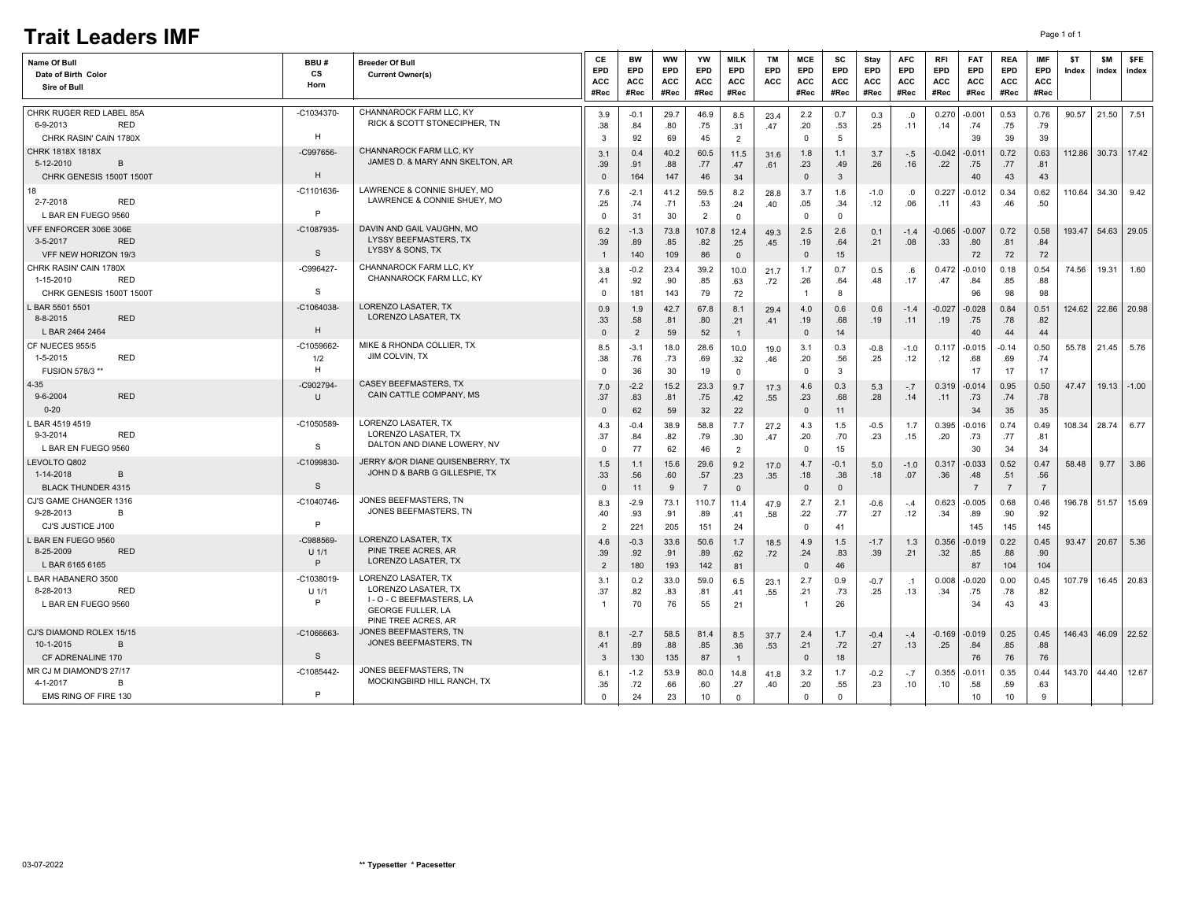# Trait Leaders IMF

| Name Of Bull / Date of Birth Color / Sire of Bull | BBU # / CS / Horn | Breeder Of Bull / Current Owner(s) | CE EPD ACC #Rec | BW EPD ACC #Rec | WW EPD ACC #Rec | YW EPD ACC #Rec | MILK EPD ACC #Rec | TM EPD ACC | MCE EPD ACC #Rec | SC EPD ACC #Rec | Stay EPD ACC #Rec | AFC EPD ACC #Rec | RFI EPD ACC #Rec | FAT EPD ACC #Rec | REA EPD ACC #Rec | IMF EPD ACC #Rec | $T Index | $M index | $FE index |
|---|---|---|---|---|---|---|---|---|---|---|---|---|---|---|---|---|---|---|---|
| CHRK RUGER RED LABEL 85A<br>6-9-2013 RED<br>CHRK RASIN' CAIN 1780X | -C1034370-<br><br>H | CHANNAROCK FARM LLC, KY<br>RICK & SCOTT STONECIPHER, TN | 3.9<br>.38<br>3 | -0.1<br>.84<br>92 | 29.7<br>.80<br>69 | 46.9<br>.75<br>45 | 8.5<br>.31<br>2 | 23.4<br>.47 | 2.2<br>.20<br>0 | 0.7<br>.53<br>5 | 0.3<br>.25 | .0<br>.11 | 0.270<br>.14 | -0.001<br>.74<br>39 | 0.53<br>.75<br>39 | 0.76<br>.79<br>39 | 90.57 | 21.50 | 7.51 |
| CHRK 1818X 1818X<br>5-12-2010 B<br>CHRK GENESIS 1500T 1500T | -C997656-<br><br>H | CHANNAROCK FARM LLC, KY<br>JAMES D. & MARY ANN SKELTON, AR | 3.1<br>.39<br>0 | 0.4<br>.91<br>164 | 40.2<br>.88<br>147 | 60.5<br>.77<br>46 | 11.5<br>.47<br>34 | 31.6<br>.61 | 1.8<br>.23<br>0 | 1.1<br>.49<br>3 | 3.7<br>.26 | -.5<br>.16 | -0.042<br>.22 | -0.011<br>.75<br>40 | 0.72<br>.77<br>43 | 0.63<br>.81<br>43 | 112.86 | 30.73 | 17.42 |
| 18<br>2-7-2018 RED<br>L BAR EN FUEGO 9560 | -C1101636-<br><br>P | LAWRENCE & CONNIE SHUEY, MO<br>LAWRENCE & CONNIE SHUEY, MO | 7.6<br>.25<br>0 | -2.1<br>.74<br>31 | 41.2<br>.71<br>30 | 59.5<br>.53<br>2 | 8.2<br>.24<br>0 | 28.8<br>.40 | 3.7<br>.05<br>0 | 1.6<br>.34<br>0 | -1.0<br>.12 | .0<br>.06 | 0.227<br>.11 | -0.012<br>.43 | 0.34<br>.46 | 0.62<br>.50 | 110.64 | 34.30 | 9.42 |
| VFF ENFORCER 306E 306E<br>3-5-2017 RED<br>VFF NEW HORIZON 19/3 | -C1087935-<br><br>S | DAVIN AND GAIL VAUGHN, MO<br>LYSSY BEEFMASTERS, TX<br>LYSSY & SONS, TX | 6.2<br>.39<br>1 | -1.3<br>.89<br>140 | 73.8<br>.85<br>109 | 107.8<br>.82<br>86 | 12.4<br>.25<br>0 | 49.3<br>.45 | 2.5<br>.19<br>0 | 2.6<br>.64<br>15 | 0.1<br>.21 | -1.4<br>.08 | -0.065<br>.33 | -0.007<br>.80<br>72 | 0.72<br>.81<br>72 | 0.58<br>.84<br>72 | 193.47 | 54.63 | 29.05 |
| CHRK RASIN' CAIN 1780X<br>1-15-2010 RED<br>CHRK GENESIS 1500T 1500T | -C996427-<br><br>S | CHANNAROCK FARM LLC, KY<br>CHANNAROCK FARM LLC, KY | 3.8<br>.41<br>0 | -0.2<br>.92<br>181 | 23.4<br>.90<br>143 | 39.2<br>.85<br>79 | 10.0<br>.63<br>72 | 21.7<br>.72 | 1.7<br>.26<br>1 | 0.7<br>.64<br>8 | 0.5<br>.48 | .6<br>.17 | 0.472<br>.47 | -0.010<br>.84<br>96 | 0.18<br>.85<br>98 | 0.54<br>.88<br>98 | 74.56 | 19.31 | 1.60 |
| L BAR 5501 5501<br>8-8-2015 RED<br>L BAR 2464 2464 | -C1064038-<br><br>H | LORENZO LASATER, TX<br>LORENZO LASATER, TX | 0.9<br>.33<br>0 | 1.9<br>.58<br>2 | 42.7<br>.81<br>59 | 67.8<br>.80<br>52 | 8.1<br>.21<br>1 | 29.4<br>.41 | 4.0<br>.19<br>0 | 0.6<br>.68<br>14 | 0.6<br>.19 | -1.4<br>.11 | -0.027<br>.19 | -0.028<br>.75<br>40 | 0.84<br>.78<br>44 | 0.51<br>.82<br>44 | 124.62 | 22.86 | 20.98 |
| CF NUECES 955/5<br>1-5-2015 RED<br>FUSION 578/3 ** | -C1059662-<br>1/2<br>H | MIKE & RHONDA COLLIER, TX<br>JIM COLVIN, TX | 8.5<br>.38<br>0 | -3.1<br>.76<br>36 | 18.0<br>.73<br>30 | 28.6<br>.69<br>19 | 10.0<br>.32<br>0 | 19.0<br>.46 | 3.1<br>.20<br>0 | 0.3<br>.56<br>3 | -0.8<br>.25 | -1.0<br>.12 | 0.117<br>.12 | -0.015<br>.68<br>17 | -0.14<br>.69<br>17 | 0.50<br>.74<br>17 | 55.78 | 21.45 | 5.76 |
| 4-35<br>9-6-2004 RED<br>0-20 | -C902794-<br>U | CASEY BEEFMASTERS, TX<br>CAIN CATTLE COMPANY, MS | 7.0<br>.37<br>0 | -2.2<br>.83<br>62 | 15.2<br>.81<br>59 | 23.3<br>.75<br>32 | 9.7<br>.42<br>22 | 17.3<br>.55 | 4.6<br>.23<br>0 | 0.3<br>.68<br>11 | 5.3<br>.28 | -.7<br>.14 | 0.319<br>.11 | -0.014<br>.73<br>34 | 0.95<br>.74<br>35 | 0.50<br>.78<br>35 | 47.47 | 19.13 | -1.00 |
| L BAR 4519 4519<br>9-3-2014 RED<br>L BAR EN FUEGO 9560 | -C1050589-<br><br>S | LORENZO LASATER, TX<br>LORENZO LASATER, TX<br>DALTON AND DIANE LOWERY, NV | 4.3<br>.37<br>0 | -0.4<br>.84<br>77 | 38.9<br>.82<br>62 | 58.8<br>.79<br>46 | 7.7<br>.30<br>2 | 27.2<br>.47 | 4.3<br>.20<br>0 | 1.5<br>.70<br>15 | -0.5<br>.23 | 1.7<br>.15 | 0.395<br>.20 | -0.016<br>.73<br>30 | 0.74<br>.77<br>34 | 0.49<br>.81<br>34 | 108.34 | 28.74 | 6.77 |
| LEVOLTO Q802<br>1-14-2018 B<br>BLACK THUNDER 4315 | -C1099830-<br><br>S | JERRY &/OR DIANE QUISENBERRY, TX<br>JOHN D & BARB G GILLESPIE, TX | 1.5<br>.33<br>0 | 1.1<br>.56<br>11 | 15.6<br>.60<br>9 | 29.6<br>.57<br>7 | 9.2<br>.23<br>0 | 17.0<br>.35 | 4.7<br>.18<br>0 | -0.1<br>.38<br>0 | 5.0<br>.18 | -1.0<br>.07 | 0.317<br>.36 | -0.033<br>.48<br>7 | 0.52<br>.51<br>7 | 0.47<br>.56<br>7 | 58.48 | 9.77 | 3.86 |
| CJ'S GAME CHANGER 1316<br>9-28-2013 B<br>CJ'S JUSTICE J100 | -C1040746-<br><br>P | JONES BEEFMASTERS, TN<br>JONES BEEFMASTERS, TN | 8.3<br>.40<br>2 | -2.9<br>.93<br>221 | 73.1<br>.91<br>205 | 110.7<br>.89<br>151 | 11.4<br>.41<br>24 | 47.9<br>.58 | 2.7<br>.22<br>0 | 2.1<br>.77<br>41 | -0.6<br>.27 | -.4<br>.12 | 0.623<br>.34 | -0.005<br>.89<br>145 | 0.68<br>.90<br>145 | 0.46<br>.92<br>145 | 196.78 | 51.57 | 15.69 |
| L BAR EN FUEGO 9560<br>8-25-2009 RED<br>L BAR 6165 6165 | -C988569-<br>U 1/1<br>P | LORENZO LASATER, TX<br>PINE TREE ACRES, AR<br>LORENZO LASATER, TX | 4.6<br>.39<br>2 | -0.3<br>.92<br>180 | 33.6<br>.91<br>193 | 50.6<br>.89<br>142 | 1.7<br>.62<br>81 | 18.5<br>.72 | 4.9<br>.24<br>0 | 1.5<br>.83<br>46 | -1.7<br>.39 | 1.3<br>.21 | 0.356<br>.32 | -0.019<br>.85<br>87 | 0.22<br>.88<br>104 | 0.45<br>.90<br>104 | 93.47 | 20.67 | 5.36 |
| L BAR HABANERO 3500<br>8-28-2013 RED<br>L BAR EN FUEGO 9560 | -C1038019-<br>U 1/1<br>P | LORENZO LASATER, TX<br>LORENZO LASATER, TX<br>I - O - C BEEFMASTERS, LA<br>GEORGE FULLER, LA<br>PINE TREE ACRES, AR | 3.1<br>.37<br>1 | 0.2<br>.82<br>70 | 33.0<br>.83<br>76 | 59.0<br>.81<br>55 | 6.5<br>.41<br>21 | 23.1<br>.55 | 2.7<br>.21<br>1 | 0.9<br>.73<br>26 | -0.7<br>.25 | .1<br>.13 | 0.008<br>.34 | -0.020<br>.75<br>34 | 0.00<br>.78<br>43 | 0.45<br>.82<br>43 | 107.79 | 16.45 | 20.83 |
| CJ'S DIAMOND ROLEX 15/15<br>10-1-2015 B<br>CF ADRENALINE 170 | -C1066663-<br><br>S | JONES BEEFMASTERS, TN<br>JONES BEEFMASTERS, TN | 8.1<br>.41<br>3 | -2.7<br>.89<br>130 | 58.5<br>.88<br>135 | 81.4<br>.85<br>87 | 8.5<br>.36<br>1 | 37.7<br>.53 | 2.4<br>.21<br>0 | 1.7<br>.72<br>18 | -0.4<br>.27 | -.4<br>.13 | -0.169<br>.25 | -0.019<br>.84<br>76 | 0.25<br>.85<br>76 | 0.45<br>.88<br>76 | 146.43 | 46.09 | 22.52 |
| MR CJ M DIAMOND'S 27/17<br>4-1-2017 B<br>EMS RING OF FIRE 130 | -C1085442-<br><br>P | JONES BEEFMASTERS, TN<br>MOCKINGBIRD HILL RANCH, TX | 6.1<br>.35<br>0 | -1.2<br>.72<br>24 | 53.9<br>.66<br>23 | 80.0<br>.60<br>10 | 14.8<br>.27<br>0 | 41.8<br>.40 | 3.2<br>.20<br>0 | 1.7<br>.55<br>0 | -0.2<br>.23 | -.7<br>.10 | 0.355<br>.10 | -0.011<br>.58<br>10 | 0.35<br>.59<br>10 | 0.44<br>.63<br>9 | 143.70 | 44.40 | 12.67 |

03-07-2022

** Typesetter * Pacesetter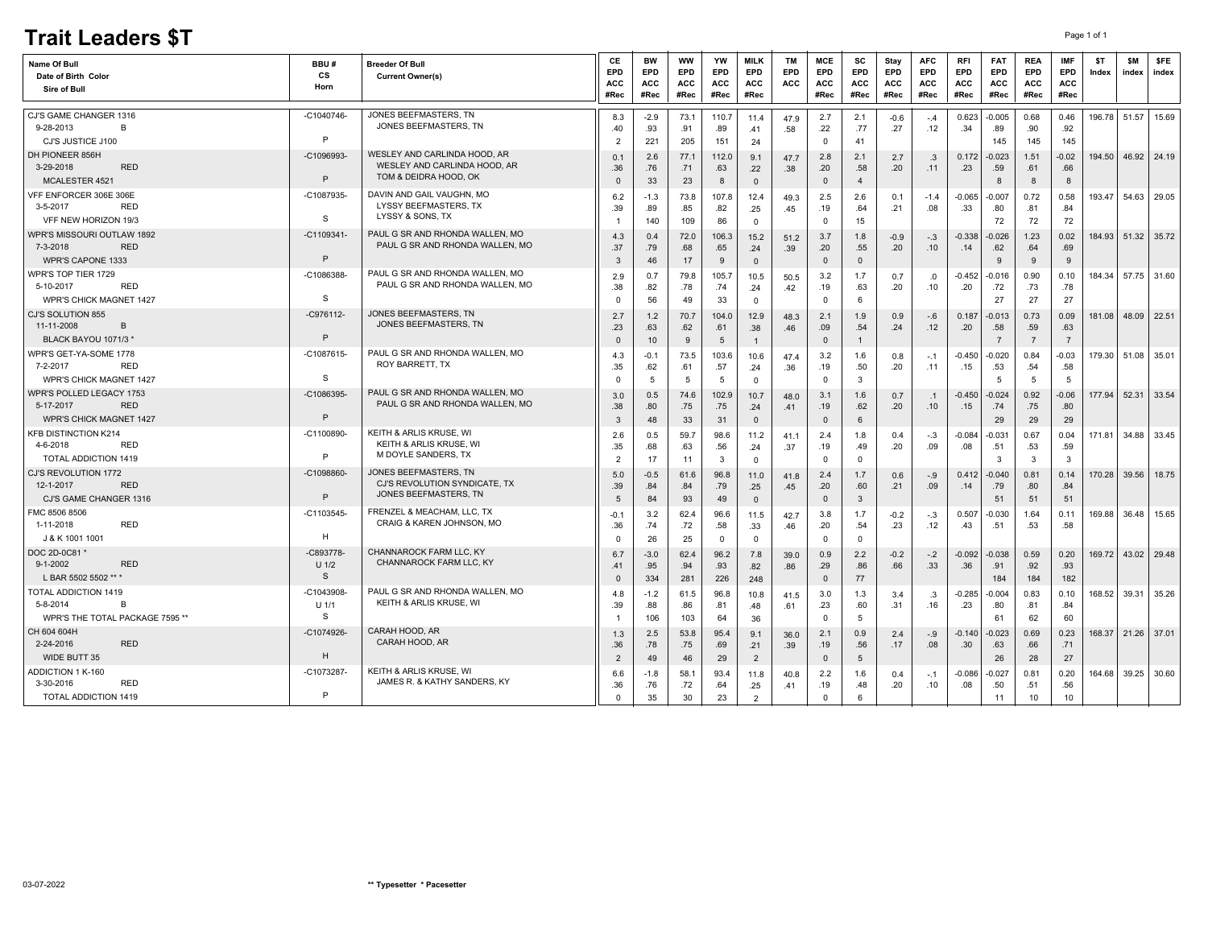# Trait Leaders $T

| Name Of Bull<br>Date of Birth Color<br>Sire of Bull | BBU #<br>CS<br>Horn | Breeder Of Bull<br>Current Owner(s) | CE EPD ACC #Rec | BW EPD ACC #Rec | WW EPD ACC #Rec | YW EPD ACC #Rec | MILK EPD ACC #Rec | TM EPD ACC | MCE EPD ACC #Rec | SC EPD ACC #Rec | Stay EPD ACC #Rec | AFC EPD ACC #Rec | RFI EPD ACC #Rec | FAT EPD ACC #Rec | REA EPD ACC #Rec | IMF EPD ACC #Rec | $T Index | $M index | $FE index |
|---|---|---|---|---|---|---|---|---|---|---|---|---|---|---|---|---|---|---|---|
| CJ'S GAME CHANGER 1316<br>9-28-2013 B<br>CJ'S JUSTICE J100 | -C1040746-<br><br>P | JONES BEEFMASTERS, TN<br>JONES BEEFMASTERS, TN | 8.3<br>.40<br>2 | -2.9<br>.93<br>221 | 73.1<br>.91<br>205 | 110.7<br>.89<br>151 | 11.4<br>.41<br>24 | 47.9<br>.58 | 2.7<br>.22<br>0 | 2.1<br>.77<br>41 | -0.6<br>.27 | -.4<br>.12 | 0.623<br>.34 | -0.005<br>.89<br>145 | 0.68<br>.90<br>145 | 0.46<br>.92<br>145 | 196.78 | 51.57 | 15.69 |
| DH PIONEER 856H<br>3-29-2018 RED<br>MCALESTER 4521 | -C1096993-<br><br>P | WESLEY AND CARLINDA HOOD, AR<br>WESLEY AND CARLINDA HOOD, AR<br>TOM & DEIDRA HOOD, OK | 0.1<br>.36<br>0 | 2.6<br>.76<br>33 | 77.1<br>.71<br>23 | 112.0<br>.63<br>8 | 9.1<br>.22<br>0 | 47.7<br>.38 | 2.8<br>.20<br>0 | 2.1<br>.58<br>4 | 2.7<br>.20 | .3<br>.11 | 0.172<br>.23 | -0.023<br>.59<br>8 | 1.51<br>.61<br>8 | -0.02<br>.66<br>8 | 194.50 | 46.92 | 24.19 |
| VFF ENFORCER 306E 306E<br>3-5-2017 RED<br>VFF NEW HORIZON 19/3 | -C1087935-<br><br>S | DAVIN AND GAIL VAUGHN, MO<br>LYSSY BEEFMASTERS, TX<br>LYSSY & SONS, TX | 6.2<br>.39<br>1 | -1.3<br>.89<br>140 | 73.8<br>.85<br>109 | 107.8<br>.82<br>86 | 12.4<br>.25<br>0 | 49.3<br>.45 | 2.5<br>.19<br>0 | 2.6<br>.64<br>15 | 0.1<br>.21 | -1.4<br>.08 | -0.065<br>.33 | -0.007<br>.80<br>72 | 0.72<br>.81<br>72 | 0.58<br>.84<br>72 | 193.47 | 54.63 | 29.05 |
| WPR'S MISSOURI OUTLAW 1892<br>7-3-2018 RED<br>WPR'S CAPONE 1333 | -C1109341-<br><br>P | PAUL G SR AND RHONDA WALLEN, MO<br>PAUL G SR AND RHONDA WALLEN, MO | 4.3<br>.37<br>3 | 0.4<br>.79<br>46 | 72.0<br>.68<br>17 | 106.3<br>.65<br>9 | 15.2<br>.24<br>0 | 51.2<br>.39 | 3.7<br>.20<br>0 | 1.8<br>.55<br>0 | -0.9<br>.20 | -.3<br>.10 | -0.338<br>.14 | -0.026<br>.62<br>9 | 1.23<br>.64<br>9 | 0.02<br>.69<br>9 | 184.93 | 51.32 | 35.72 |
| WPR'S TOP TIER 1729<br>5-10-2017 RED<br>WPR'S CHICK MAGNET 1427 | -C1086388-<br><br>S | PAUL G SR AND RHONDA WALLEN, MO<br>PAUL G SR AND RHONDA WALLEN, MO | 2.9<br>.38<br>0 | 0.7<br>.82<br>56 | 79.8<br>.78<br>49 | 105.7<br>.74<br>33 | 10.5<br>.24<br>0 | 50.5<br>.42 | 3.2<br>.19<br>0 | 1.7<br>.63<br>6 | 0.7<br>.20 | .0<br>.10 | -0.452<br>.20 | -0.016<br>.72<br>27 | 0.90<br>.73<br>27 | 0.10<br>.78<br>27 | 184.34 | 57.75 | 31.60 |
| CJ'S SOLUTION 855<br>11-11-2008 B<br>BLACK BAYOU 1071/3 * | -C976112-<br><br>P | JONES BEEFMASTERS, TN<br>JONES BEEFMASTERS, TN | 2.7<br>.23<br>0 | 1.2<br>.63<br>10 | 70.7<br>.62<br>9 | 104.0<br>.61<br>5 | 12.9<br>.38<br>1 | 48.3<br>.46 | 2.1<br>.09<br>0 | 1.9<br>.54<br>1 | 0.9<br>.24 | -.6<br>.12 | 0.187<br>.20 | -0.013<br>.58<br>7 | 0.73<br>.59<br>7 | 0.09<br>.63<br>7 | 181.08 | 48.09 | 22.51 |
| WPR'S GET-YA-SOME 1778<br>7-2-2017 RED<br>WPR'S CHICK MAGNET 1427 | -C1087615-<br><br>S | PAUL G SR AND RHONDA WALLEN, MO<br>ROY BARRETT, TX | 4.3<br>.35<br>0 | -0.1<br>.62<br>5 | 73.5<br>.61<br>5 | 103.6<br>.57<br>5 | 10.6<br>.24<br>0 | 47.4<br>.36 | 3.2<br>.19<br>0 | 1.6<br>.50<br>3 | 0.8<br>.20 | -.1<br>.11 | -0.450<br>.15 | -0.020<br>.53<br>5 | 0.84<br>.54<br>5 | -0.03<br>.58<br>5 | 179.30 | 51.08 | 35.01 |
| WPR'S POLLED LEGACY 1753<br>5-17-2017 RED<br>WPR'S CHICK MAGNET 1427 | -C1086395-<br><br>P | PAUL G SR AND RHONDA WALLEN, MO<br>PAUL G SR AND RHONDA WALLEN, MO | 3.0<br>.38<br>3 | 0.5<br>.80<br>48 | 74.6<br>.75<br>33 | 102.9<br>.75<br>31 | 10.7<br>.24<br>0 | 48.0<br>.41 | 3.1<br>.19<br>0 | 1.6<br>.62<br>6 | 0.7<br>.20 | .1<br>.10 | -0.450<br>.15 | -0.024<br>.74<br>29 | 0.92<br>.75<br>29 | -0.06<br>.80<br>29 | 177.94 | 52.31 | 33.54 |
| KFB DISTINCTION K214<br>4-6-2018 RED<br>TOTAL ADDICTION 1419 | -C1100890-<br><br>P | KEITH & ARLIS KRUSE, WI<br>KEITH & ARLIS KRUSE, WI<br>M DOYLE SANDERS, TX | 2.6<br>.35<br>2 | 0.5<br>.68<br>17 | 59.7<br>.63<br>11 | 98.6<br>.56<br>3 | 11.2<br>.24<br>0 | 41.1<br>.37 | 2.4<br>.19<br>0 | 1.8<br>.49<br>0 | 0.4<br>.20 | -.3<br>.09 | -0.084<br>.08 | -0.031<br>.51<br>3 | 0.67<br>.53<br>3 | 0.04<br>.59<br>3 | 171.81 | 34.88 | 33.45 |
| CJ'S REVOLUTION 1772<br>12-1-2017 RED<br>CJ'S GAME CHANGER 1316 | -C1098860-<br><br>P | JONES BEEFMASTERS, TN<br>CJ'S REVOLUTION SYNDICATE, TX<br>JONES BEEFMASTERS, TN | 5.0<br>.39<br>5 | -0.5<br>.84<br>84 | 61.6<br>.84<br>93 | 96.8<br>.79<br>49 | 11.0<br>.25<br>0 | 41.8<br>.45 | 2.4<br>.20<br>0 | 1.7<br>.60<br>3 | 0.6<br>.21 | -.9<br>.09 | 0.412<br>.14 | -0.040<br>.79<br>51 | 0.81<br>.80<br>51 | 0.14<br>.84<br>51 | 170.28 | 39.56 | 18.75 |
| FMC 8506 8506<br>1-11-2018 RED<br>J & K 1001 1001 | -C1103545-<br><br>H | FRENZEL & MEACHAM, LLC, TX<br>CRAIG & KAREN JOHNSON, MO | -0.1<br>.36<br>0 | 3.2<br>.74<br>26 | 62.4<br>.72<br>25 | 96.6<br>.58<br>0 | 11.5<br>.33<br>0 | 42.7<br>.46 | 3.8<br>.20<br>0 | 1.7<br>.54<br>0 | -0.2<br>.23 | -.3<br>.12 | 0.507<br>.43 | -0.030<br>.51 | 1.64<br>.53 | 0.11<br>.58 | 169.88 | 36.48 | 15.65 |
| DOC 2D-0C81 *<br>9-1-2002 RED<br>L BAR 5502 5502 ** * | -C893778-<br>U 1/2<br>S | CHANNAROCK FARM LLC, KY<br>CHANNAROCK FARM LLC, KY | 6.7<br>.41<br>0 | -3.0<br>.95<br>334 | 62.4<br>.94<br>281 | 96.2<br>.93<br>226 | 7.8<br>.82<br>248 | 39.0<br>.86 | 0.9<br>.29<br>0 | 2.2<br>.86<br>77 | -0.2<br>.66 | -.2<br>.33 | -0.092<br>.36 | -0.038<br>.91<br>184 | 0.59<br>.92<br>184 | 0.20<br>.93<br>182 | 169.72 | 43.02 | 29.48 |
| TOTAL ADDICTION 1419<br>5-8-2014 B<br>WPR'S THE TOTAL PACKAGE 7595 ** | -C1043908-<br>U 1/1<br>S | PAUL G SR AND RHONDA WALLEN, MO<br>KEITH & ARLIS KRUSE, WI | 4.8<br>.39<br>1 | -1.2<br>.88<br>106 | 61.5<br>.86<br>103 | 96.8<br>.81<br>64 | 10.8<br>.48<br>36 | 41.5<br>.61 | 3.0<br>.23<br>0 | 1.3<br>.60<br>5 | 3.4<br>.31 | .3<br>.16 | -0.285<br>.23 | -0.004<br>.80<br>61 | 0.83<br>.81<br>62 | 0.10<br>.84<br>60 | 168.52 | 39.31 | 35.26 |
| CH 604 604H<br>2-24-2016 RED<br>WIDE BUTT 35 | -C1074926-<br><br>H | CARAH HOOD, AR<br>CARAH HOOD, AR | 1.3<br>.36<br>2 | 2.5<br>.78<br>49 | 53.8<br>.75<br>46 | 95.4<br>.69<br>29 | 9.1<br>.21<br>2 | 36.0<br>.39 | 2.1<br>.19<br>0 | 0.9<br>.56<br>5 | 2.4<br>.17 | -.9<br>.08 | -0.140<br>.30 | -0.023<br>.63<br>26 | 0.69<br>.66<br>28 | 0.23<br>.71<br>27 | 168.37 | 21.26 | 37.01 |
| ADDICTION 1 K-160<br>3-30-2016 RED<br>TOTAL ADDICTION 1419 | -C1073287-<br><br>P | KEITH & ARLIS KRUSE, WI<br>JAMES R. & KATHY SANDERS, KY | 6.6<br>.36<br>0 | -1.8<br>.76<br>35 | 58.1<br>.72<br>30 | 93.4<br>.64<br>23 | 11.8<br>.25<br>2 | 40.8<br>.41 | 2.2<br>.19<br>0 | 1.6<br>.48<br>6 | 0.4<br>.20 | -.1<br>.10 | -0.086<br>.08 | -0.027<br>.50<br>11 | 0.81<br>.51<br>10 | 0.20<br>.56<br>10 | 164.68 | 39.25 | 30.60 |

03-07-2022

** Typesetter * Pacesetter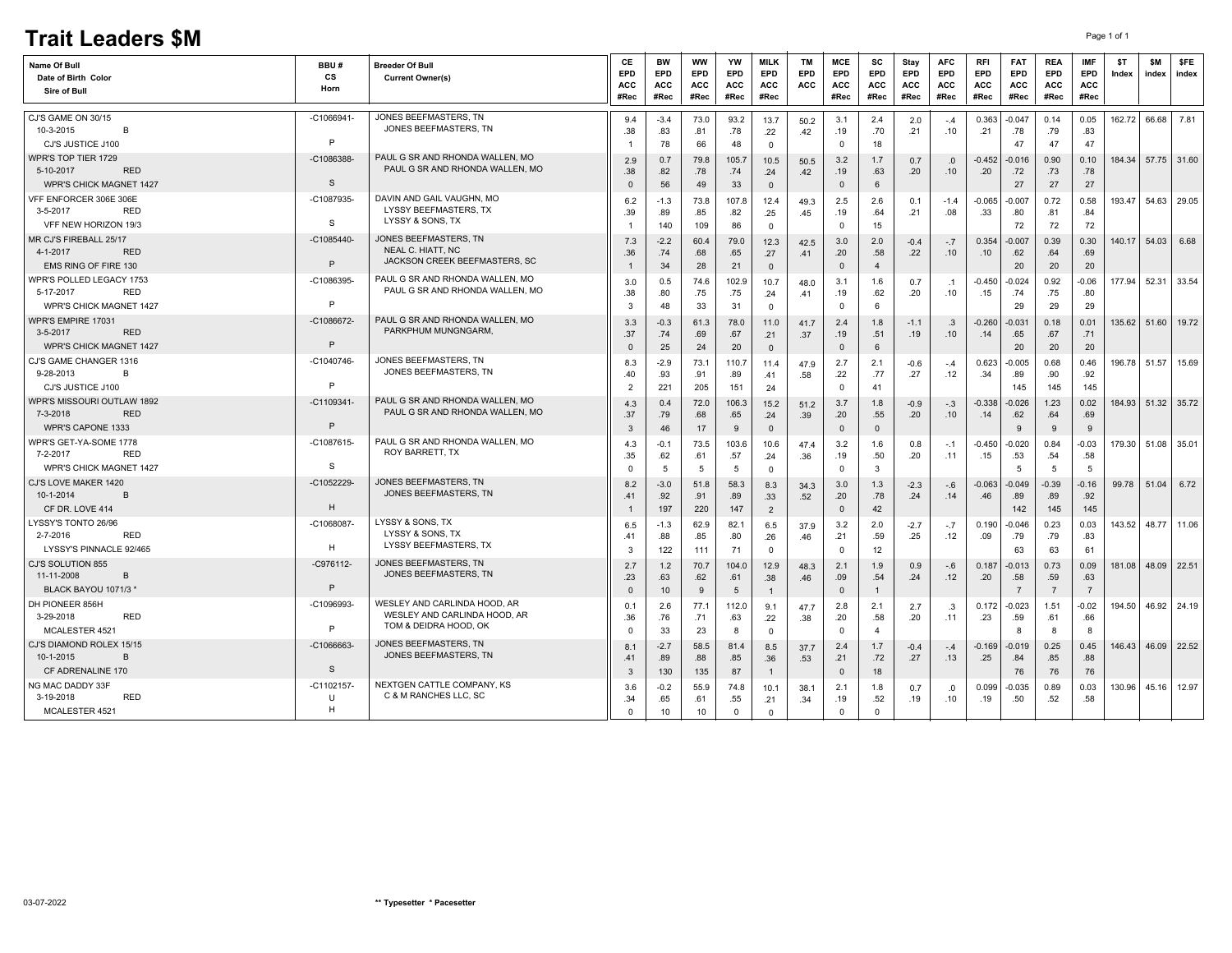# Trait Leaders $M

| Name Of Bull / Date of Birth Color / Sire of Bull | BBU # / CS / Horn | Breeder Of Bull / Current Owner(s) | CE EPD ACC #Rec | BW EPD ACC #Rec | WW EPD ACC #Rec | YW EPD ACC #Rec | MILK EPD ACC #Rec | TM EPD ACC | MCE EPD ACC #Rec | SC EPD ACC #Rec | Stay EPD ACC #Rec | AFC EPD ACC #Rec | RFI EPD ACC #Rec | FAT EPD ACC #Rec | REA EPD ACC #Rec | IMF EPD ACC #Rec | $T Index | $M index | $FE index |
|---|---|---|---|---|---|---|---|---|---|---|---|---|---|---|---|---|---|---|---|
| CJ'S GAME ON 30/15<br>10-3-2015 B<br>CJ'S JUSTICE J100 | -C1066941-<br><br>P | JONES BEEFMASTERS, TN<br>JONES BEEFMASTERS, TN | 9.4<br>.38<br>1 | -3.4<br>.83<br>78 | 73.0<br>.81<br>66 | 93.2<br>.78<br>48 | 13.7<br>.22<br>0 | 50.2<br>.42 | 3.1<br>.19<br>0 | 2.4<br>.70<br>18 | 2.0<br>.21 | -.4<br>.10 | 0.363<br>.21 | -0.047<br>.78<br>47 | 0.14<br>.79<br>47 | 0.05<br>.83<br>47 | 162.72 | 66.68 | 7.81 |
| WPR'S TOP TIER 1729<br>5-10-2017 RED<br>WPR'S CHICK MAGNET 1427 | -C1086388-<br><br>S | PAUL G SR AND RHONDA WALLEN, MO<br>PAUL G SR AND RHONDA WALLEN, MO | 2.9<br>.38<br>0 | 0.7<br>.82<br>56 | 79.8<br>.78<br>49 | 105.7<br>.74<br>33 | 10.5<br>.24<br>0 | 50.5<br>.42 | 3.2<br>.19<br>0 | 1.7<br>.63<br>6 | 0.7<br>.20 | .0<br>.10 | -0.452<br>.20 | -0.016<br>.72<br>27 | 0.90<br>.73<br>27 | 0.10<br>.78<br>27 | 184.34 | 57.75 | 31.60 |
| VFF ENFORCER 306E 306E<br>3-5-2017 RED<br>VFF NEW HORIZON 19/3 | -C1087935-<br><br>S | DAVIN AND GAIL VAUGHN, MO<br>LYSSY BEEFMASTERS, TX<br>LYSSY & SONS, TX | 6.2<br>.39<br>1 | -1.3<br>.89<br>140 | 73.8<br>.85<br>109 | 107.8<br>.82<br>86 | 12.4<br>.25<br>0 | 49.3<br>.45 | 2.5<br>.19<br>0 | 2.6<br>.64<br>15 | 0.1<br>.21 | -1.4<br>.08 | -0.065<br>.33 | -0.007<br>.80<br>72 | 0.72<br>.81<br>72 | 0.58<br>.84<br>72 | 193.47 | 54.63 | 29.05 |
| MR CJ'S FIREBALL 25/17<br>4-1-2017 RED<br>EMS RING OF FIRE 130 | -C1085440-<br><br>P | JONES BEEFMASTERS, TN<br>NEAL C. HIATT, NC<br>JACKSON CREEK BEEFMASTERS, SC | 7.3<br>.36<br>1 | -2.2<br>.74<br>34 | 60.4<br>.68<br>28 | 79.0<br>.65<br>21 | 12.3<br>.27<br>0 | 42.5<br>.41 | 3.0<br>.20<br>0 | 2.0<br>.58<br>4 | -0.4<br>.22 | -.7<br>.10 | 0.354<br>.10 | -0.007<br>.62<br>20 | 0.39<br>.64<br>20 | 0.30<br>.69<br>20 | 140.17 | 54.03 | 6.68 |
| WPR'S POLLED LEGACY 1753<br>5-17-2017 RED<br>WPR'S CHICK MAGNET 1427 | -C1086395-<br><br>P | PAUL G SR AND RHONDA WALLEN, MO<br>PAUL G SR AND RHONDA WALLEN, MO | 3.0<br>.38<br>3 | 0.5<br>.80<br>48 | 74.6<br>.75<br>33 | 102.9<br>.75<br>31 | 10.7<br>.24<br>0 | 48.0<br>.41 | 3.1<br>.19<br>0 | 1.6<br>.62<br>6 | 0.7<br>.20 | .1<br>.10 | -0.450<br>.15 | -0.024<br>.74<br>29 | 0.92<br>.75<br>29 | -0.06<br>.80<br>29 | 177.94 | 52.31 | 33.54 |
| WPR'S EMPIRE 17031<br>3-5-2017 RED<br>WPR'S CHICK MAGNET 1427 | -C1086672-<br><br>P | PAUL G SR AND RHONDA WALLEN, MO<br>PARKPHUM MUNGNGARM, | 3.3<br>.37<br>0 | -0.3<br>.74<br>25 | 61.3<br>.69<br>24 | 78.0<br>.67<br>20 | 11.0<br>.21<br>0 | 41.7<br>.37 | 2.4<br>.19<br>0 | 1.8<br>.51<br>6 | -1.1<br>.19 | .3<br>.10 | -0.260<br>.14 | -0.031<br>.65<br>20 | 0.18<br>.67<br>20 | 0.01<br>.71<br>20 | 135.62 | 51.60 | 19.72 |
| CJ'S GAME CHANGER 1316<br>9-28-2013 B<br>CJ'S JUSTICE J100 | -C1040746-<br><br>P | JONES BEEFMASTERS, TN<br>JONES BEEFMASTERS, TN | 8.3<br>.40<br>2 | -2.9<br>.93<br>221 | 73.1<br>.91<br>205 | 110.7<br>.89<br>151 | 11.4<br>.41<br>24 | 47.9<br>.58 | 2.7<br>.22<br>0 | 2.1<br>.77<br>41 | -0.6<br>.27 | -.4<br>.12 | 0.623<br>.34 | -0.005<br>.89<br>145 | 0.68<br>.90<br>145 | 0.46<br>.92<br>145 | 196.78 | 51.57 | 15.69 |
| WPR'S MISSOURI OUTLAW 1892<br>7-3-2018 RED<br>WPR'S CAPONE 1333 | -C1109341-<br><br>P | PAUL G SR AND RHONDA WALLEN, MO<br>PAUL G SR AND RHONDA WALLEN, MO | 4.3<br>.37<br>3 | 0.4<br>.79<br>46 | 72.0<br>.68<br>17 | 106.3<br>.65<br>9 | 15.2<br>.24<br>0 | 51.2<br>.39 | 3.7<br>.20<br>0 | 1.8<br>.55<br>0 | -0.9<br>.20 | -.3<br>.10 | -0.338<br>.14 | -0.026<br>.62<br>9 | 1.23<br>.64<br>9 | 0.02<br>.69<br>9 | 184.93 | 51.32 | 35.72 |
| WPR'S GET-YA-SOME 1778<br>7-2-2017 RED<br>WPR'S CHICK MAGNET 1427 | -C1087615-<br><br>S | PAUL G SR AND RHONDA WALLEN, MO<br>ROY BARRETT, TX | 4.3<br>.35<br>0 | -0.1<br>.62<br>5 | 73.5<br>.61<br>5 | 103.6<br>.57<br>5 | 10.6<br>.24<br>0 | 47.4<br>.36 | 3.2<br>.19<br>0 | 1.6<br>.50<br>3 | 0.8<br>.20 | -.1<br>.11 | -0.450<br>.15 | -0.020<br>.53<br>5 | 0.84<br>.54<br>5 | -0.03<br>.58<br>5 | 179.30 | 51.08 | 35.01 |
| CJ'S LOVE MAKER 1420<br>10-1-2014 B<br>CF DR. LOVE 414 | -C1052229-<br><br>H | JONES BEEFMASTERS, TN<br>JONES BEEFMASTERS, TN | 8.2<br>.41<br>1 | -3.0<br>.92<br>197 | 51.8<br>.91<br>220 | 58.3<br>.89<br>147 | 8.3<br>.33<br>2 | 34.3<br>.52 | 3.0<br>.20<br>0 | 1.3<br>.78<br>42 | -2.3<br>.24 | -.6<br>.14 | -0.063<br>.46 | -0.049<br>.89<br>142 | -0.39<br>.89<br>145 | -0.16<br>.92<br>145 | 99.78 | 51.04 | 6.72 |
| LYSSY'S TONTO 26/96<br>2-7-2016 RED<br>LYSSY'S PINNACLE 92/465 | -C1068087-<br><br>H | LYSSY & SONS, TX<br>LYSSY & SONS, TX<br>LYSSY BEEFMASTERS, TX | 6.5<br>.41<br>3 | -1.3<br>.88<br>122 | 62.9<br>.85<br>111 | 82.1<br>.80<br>71 | 6.5<br>.26<br>0 | 37.9<br>.46 | 3.2<br>.21<br>0 | 2.0<br>.59<br>12 | -2.7<br>.25 | -.7<br>.12 | 0.190<br>.09 | -0.046<br>.79<br>63 | 0.23<br>.79<br>63 | 0.03<br>.83<br>61 | 143.52 | 48.77 | 11.06 |
| CJ'S SOLUTION 855<br>11-11-2008 B<br>BLACK BAYOU 1071/3 * | -C976112-<br><br>P | JONES BEEFMASTERS, TN<br>JONES BEEFMASTERS, TN | 2.7<br>.23<br>0 | 1.2<br>.63<br>10 | 70.7<br>.62<br>9 | 104.0<br>.61<br>5 | 12.9<br>.38<br>1 | 48.3<br>.46 | 2.1<br>.09<br>0 | 1.9<br>.54<br>1 | 0.9<br>.24 | -.6<br>.12 | 0.187<br>.20 | -0.013<br>.58<br>7 | 0.73<br>.59<br>7 | 0.09<br>.63<br>7 | 181.08 | 48.09 | 22.51 |
| DH PIONEER 856H<br>3-29-2018 RED<br>MCALESTER 4521 | -C1096993-<br><br>P | WESLEY AND CARLINDA HOOD, AR<br>WESLEY AND CARLINDA HOOD, AR<br>TOM & DEIDRA HOOD, OK | 0.1<br>.36<br>0 | 2.6<br>.76<br>33 | 77.1<br>.71<br>23 | 112.0<br>.63<br>8 | 9.1<br>.22<br>0 | 47.7<br>.38 | 2.8<br>.20<br>0 | 2.1<br>.58<br>4 | 2.7<br>.20 | .3<br>.11 | 0.172<br>.23 | -0.023<br>.59<br>8 | 1.51<br>.61<br>8 | -0.02<br>.66<br>8 | 194.50 | 46.92 | 24.19 |
| CJ'S DIAMOND ROLEX 15/15<br>10-1-2015 B<br>CF ADRENALINE 170 | -C1066663-<br><br>S | JONES BEEFMASTERS, TN<br>JONES BEEFMASTERS, TN | 8.1<br>.41<br>3 | -2.7<br>.89<br>130 | 58.5<br>.88<br>135 | 81.4<br>.85<br>87 | 8.5<br>.36<br>1 | 37.7<br>.53 | 2.4<br>.21<br>0 | 1.7<br>.72<br>18 | -0.4<br>.27 | -.4<br>.13 | -0.169<br>.25 | -0.019<br>.84<br>76 | 0.25<br>.85<br>76 | 0.45<br>.88<br>76 | 146.43 | 46.09 | 22.52 |
| NG MAC DADDY 33F<br>3-19-2018 RED<br>MCALESTER 4521 | -C1102157-<br>U<br>H | NEXTGEN CATTLE COMPANY, KS<br>C & M RANCHES LLC, SC | 3.6<br>.34<br>0 | -0.2<br>.65<br>10 | 55.9<br>.61<br>10 | 74.8<br>.55<br>0 | 10.1<br>.21<br>0 | 38.1<br>.34 | 2.1<br>.19<br>0 | 1.8<br>.52<br>0 | 0.7<br>.19 | .0<br>.10 | 0.099<br>.19 | -0.035<br>.50 | 0.89<br>.52 | 0.03<br>.58 | 130.96 | 45.16 | 12.97 |

03-07-2022

** Typesetter * Pacesetter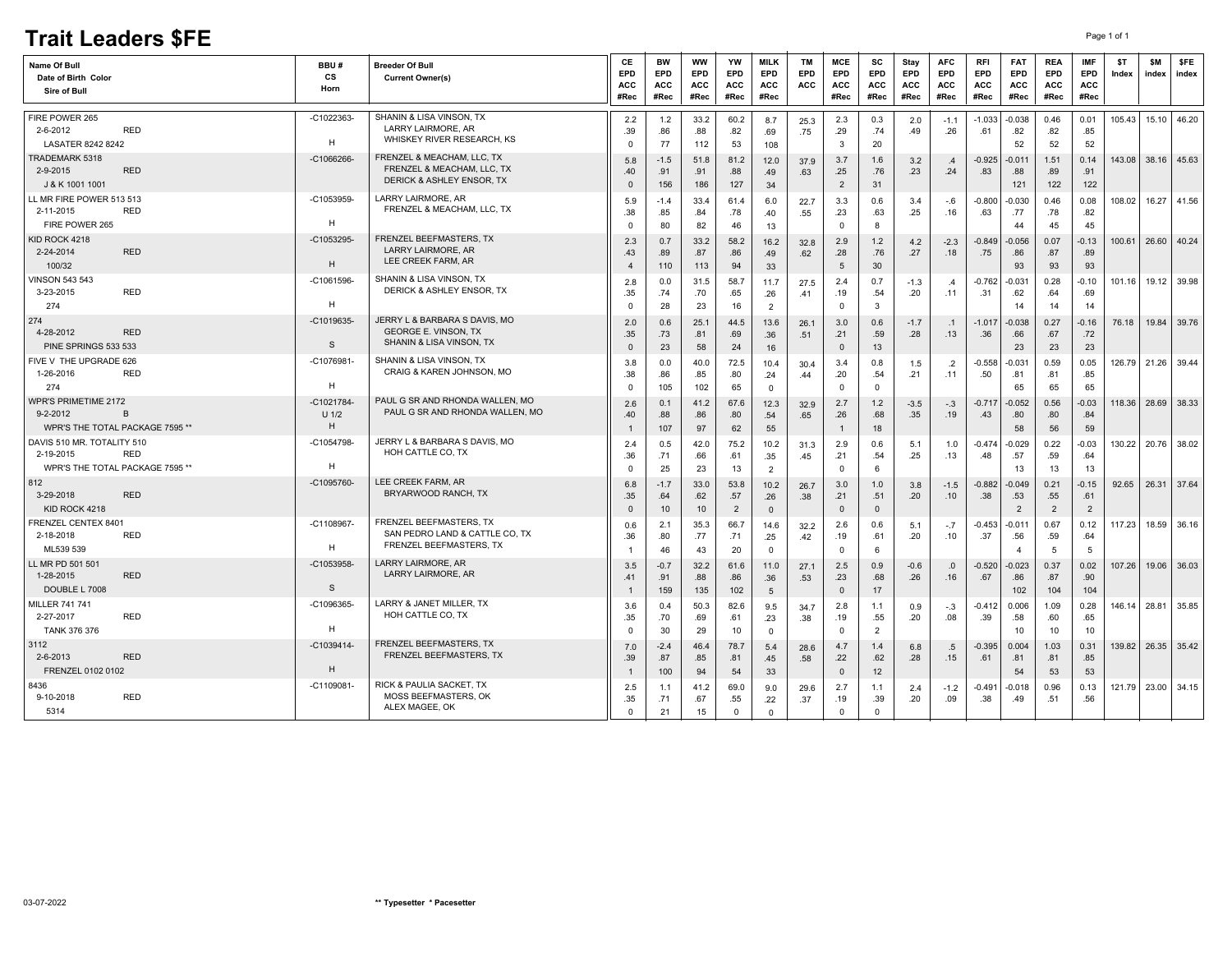# Trait Leaders $FE

| Name Of Bull<br>Date of Birth Color<br>Sire of Bull | BBU #<br>CS<br>Horn | Breeder Of Bull<br>Current Owner(s) | CE EPD ACC #Rec | BW EPD ACC #Rec | WW EPD ACC #Rec | YW EPD ACC #Rec | MILK EPD ACC #Rec | TM EPD ACC | MCE EPD ACC #Rec | SC EPD ACC #Rec | Stay EPD ACC #Rec | AFC EPD ACC #Rec | RFI EPD ACC #Rec | FAT EPD ACC #Rec | REA EPD ACC #Rec | IMF EPD ACC #Rec | $T Index | $M index | $FE index |
|---|---|---|---|---|---|---|---|---|---|---|---|---|---|---|---|---|---|---|---|
| FIRE POWER 265<br>2-6-2012 RED<br>LASATER 8242 8242 | -C1022363-<br><br>H | SHANIN & LISA VINSON, TX<br>LARRY LAIRMORE, AR<br>WHISKEY RIVER RESEARCH, KS | 2.2<br>.39<br>0 | 1.2<br>.86<br>77 | 33.2<br>.88<br>112 | 60.2<br>.82<br>53 | 8.7<br>.69<br>108 | 25.3<br>.75 | 2.3<br>.29<br>3 | 0.3<br>.74<br>20 | 2.0<br>.49 | -1.1<br>.26 | -1.033<br>.61 | -0.038<br>.82<br>52 | 0.46<br>.82<br>52 | 0.01<br>.85<br>52 | 105.43 | 15.10 | 46.20 |
| TRADEMARK 5318<br>2-9-2015 RED<br>J & K 1001 1001 | -C1066266- | FRENZEL & MEACHAM, LLC, TX<br>FRENZEL & MEACHAM, LLC, TX<br>DERICK & ASHLEY ENSOR, TX | 5.8<br>.40<br>0 | -1.5<br>.91<br>156 | 51.8<br>.91<br>186 | 81.2<br>.88<br>127 | 12.0<br>.49<br>34 | 37.9<br>.63 | 3.7<br>.25<br>2 | 1.6<br>.76<br>31 | 3.2<br>.23 | .4<br>.24 | -0.925<br>.83 | -0.011<br>.88<br>121 | 1.51<br>.89<br>122 | 0.14<br>.91<br>122 | 143.08 | 38.16 | 45.63 |
| LL MR FIRE POWER 513 513<br>2-11-2015 RED<br>FIRE POWER 265 | -C1053959-<br><br>H | LARRY LAIRMORE, AR<br>FRENZEL & MEACHAM, LLC, TX | 5.9<br>.38<br>0 | -1.4<br>.85<br>80 | 33.4<br>.84<br>82 | 61.4<br>.78<br>46 | 6.0<br>.40<br>13 | 22.7<br>.55 | 3.3<br>.23<br>0 | 0.6<br>.63<br>8 | 3.4<br>.25 | -.6<br>.16 | -0.800<br>.63 | -0.030<br>.77<br>44 | 0.46<br>.78<br>45 | 0.08<br>.82<br>45 | 108.02 | 16.27 | 41.56 |
| KID ROCK 4218<br>2-24-2014 RED<br>100/32 | -C1053295-<br><br>H | FRENZEL BEEFMASTERS, TX<br>LARRY LAIRMORE, AR<br>LEE CREEK FARM, AR | 2.3<br>.43<br>4 | 0.7<br>.89<br>110 | 33.2<br>.87<br>113 | 58.2<br>.86<br>94 | 16.2<br>.49<br>33 | 32.8<br>.62 | 2.9<br>.28<br>5 | 1.2<br>.76<br>30 | 4.2<br>.27 | -2.3<br>.18 | -0.849<br>.75 | -0.056<br>.86<br>93 | 0.07<br>.87<br>93 | -0.13<br>.89<br>93 | 100.61 | 26.60 | 40.24 |
| VINSON 543 543<br>3-23-2015 RED<br>274 | -C1061596-<br><br>H | SHANIN & LISA VINSON, TX<br>DERICK & ASHLEY ENSOR, TX | 2.8<br>.35<br>0 | 0.0<br>.74<br>28 | 31.5<br>.70<br>23 | 58.7<br>.65<br>16 | 11.7<br>.26<br>2 | 27.5<br>.41 | 2.4<br>.19<br>0 | 0.7<br>.54<br>3 | -1.3<br>.20 | .4<br>.11 | -0.762<br>.31 | -0.031<br>.62<br>14 | 0.28<br>.64<br>14 | -0.10<br>.69<br>14 | 101.16 | 19.12 | 39.98 |
| 274<br>4-28-2012 RED<br>PINE SPRINGS 533 533 | -C1019635-<br><br>S | JERRY L & BARBARA S DAVIS, MO<br>GEORGE E. VINSON, TX<br>SHANIN & LISA VINSON, TX | 2.0<br>.35<br>0 | 0.6<br>.73<br>23 | 25.1<br>.81<br>58 | 44.5<br>.69<br>24 | 13.6<br>.36<br>16 | 26.1<br>.51 | 3.0<br>.21<br>0 | 0.6<br>.59<br>13 | -1.7<br>.28 | .1<br>.13 | -1.017<br>.36 | -0.038<br>.66<br>23 | 0.27<br>.67<br>23 | -0.16<br>.72<br>23 | 76.18 | 19.84 | 39.76 |
| FIVE V THE UPGRADE 626<br>1-26-2016 RED<br>274 | -C1076981-<br><br>H | SHANIN & LISA VINSON, TX<br>CRAIG & KAREN JOHNSON, MO | 3.8<br>.38<br>0 | 0.0<br>.86<br>105 | 40.0<br>.85<br>102 | 72.5<br>.80<br>65 | 10.4<br>.24<br>0 | 30.4<br>.44 | 3.4<br>.20<br>0 | 0.8<br>.54<br>0 | 1.5<br>.21 | .2<br>.11 | -0.558<br>.50 | -0.031<br>.81<br>65 | 0.59<br>.81<br>65 | 0.05<br>.85<br>65 | 126.79 | 21.26 | 39.44 |
| WPR'S PRIMETIME 2172<br>9-2-2012 B<br>WPR'S THE TOTAL PACKAGE 7595 ** | -C1021784-<br>U 1/2<br>H | PAUL G SR AND RHONDA WALLEN, MO<br>PAUL G SR AND RHONDA WALLEN, MO | 2.6<br>.40<br>1 | 0.1<br>.88<br>107 | 41.2<br>.86<br>97 | 67.6<br>.80<br>62 | 12.3<br>.54<br>55 | 32.9<br>.65 | 2.7<br>.26<br>1 | 1.2<br>.68<br>18 | -3.5<br>.35 | -.3<br>.19 | -0.717<br>.43 | -0.052<br>.80<br>58 | 0.56<br>.80<br>56 | -0.03<br>.84<br>59 | 118.36 | 28.69 | 38.33 |
| DAVIS 510 MR. TOTALITY 510<br>2-19-2015 RED<br>WPR'S THE TOTAL PACKAGE 7595 ** | -C1054798-<br><br>H | JERRY L & BARBARA S DAVIS, MO<br>HOH CATTLE CO, TX | 2.4<br>.36<br>0 | 0.5<br>.71<br>25 | 42.0<br>.66<br>23 | 75.2<br>.61<br>13 | 10.2<br>.35<br>2 | 31.3<br>.45 | 2.9<br>.21<br>0 | 0.6<br>.54<br>6 | 5.1<br>.25 | 1.0<br>.13 | -0.474<br>.48 | -0.029<br>.57<br>13 | 0.22<br>.59<br>13 | -0.03<br>.64<br>13 | 130.22 | 20.76 | 38.02 |
| 812<br>3-29-2018 RED<br>KID ROCK 4218 | -C1095760- | LEE CREEK FARM, AR<br>BRYARWOOD RANCH, TX | 6.8<br>.35<br>0 | -1.7<br>.64<br>10 | 33.0<br>.62<br>10 | 53.8<br>.57<br>2 | 10.2<br>.26<br>0 | 26.7<br>.38 | 3.0<br>.21<br>0 | 1.0<br>.51<br>0 | 3.8<br>.20 | -1.5<br>.10 | -0.882<br>.38 | -0.049<br>.53<br>2 | 0.21<br>.55<br>2 | -0.15<br>.61<br>2 | 92.65 | 26.31 | 37.64 |
| FRENZEL CENTEX 8401<br>2-18-2018 RED<br>ML539 539 | -C1108967-<br><br>H | FRENZEL BEEFMASTERS, TX<br>SAN PEDRO LAND & CATTLE CO, TX<br>FRENZEL BEEFMASTERS, TX | 0.6<br>.36<br>1 | 2.1<br>.80<br>46 | 35.3<br>.77<br>43 | 66.7<br>.71<br>20 | 14.6<br>.25<br>0 | 32.2<br>.42 | 2.6<br>.19<br>0 | 0.6<br>.61<br>6 | 5.1<br>.20 | -.7<br>.10 | -0.453<br>.37 | -0.011<br>.56<br>4 | 0.67<br>.59<br>5 | 0.12<br>.64<br>5 | 117.23 | 18.59 | 36.16 |
| LL MR PD 501 501<br>1-28-2015 RED<br>DOUBLE L 7008 | -C1053958-<br><br>S | LARRY LAIRMORE, AR<br>LARRY LAIRMORE, AR | 3.5<br>.41<br>1 | -0.7<br>.91<br>159 | 32.2<br>.88<br>135 | 61.6<br>.86<br>102 | 11.0<br>.36<br>5 | 27.1<br>.53 | 2.5<br>.23<br>0 | 0.9<br>.68<br>17 | -0.6<br>.26 | .0<br>.16 | -0.520<br>.67 | -0.023<br>.86<br>102 | 0.37<br>.87<br>104 | 0.02<br>.90<br>104 | 107.26 | 19.06 | 36.03 |
| MILLER 741 741<br>2-27-2017 RED<br>TANK 376 376 | -C1096365-<br><br>H | LARRY & JANET MILLER, TX<br>HOH CATTLE CO, TX | 3.6<br>.35<br>0 | 0.4<br>.70<br>30 | 50.3<br>.69<br>29 | 82.6<br>.61<br>10 | 9.5<br>.23<br>0 | 34.7<br>.38 | 2.8<br>.19<br>0 | 1.1<br>.55<br>2 | 0.9<br>.20 | -.3<br>.08 | -0.412<br>.39 | 0.006<br>.58<br>10 | 1.09<br>.60<br>10 | 0.28<br>.65<br>10 | 146.14 | 28.81 | 35.85 |
| 3112<br>2-6-2013 RED<br>FRENZEL 0102 0102 | -C1039414-<br><br>H | FRENZEL BEEFMASTERS, TX<br>FRENZEL BEEFMASTERS, TX | 7.0<br>.39<br>1 | -2.4<br>.87<br>100 | 46.4<br>.85<br>94 | 78.7<br>.81<br>54 | 5.4<br>.45<br>33 | 28.6<br>.58 | 4.7<br>.22<br>0 | 1.4<br>.62<br>12 | 6.8<br>.28 | .5<br>.15 | -0.395<br>.61 | 0.004<br>.81<br>54 | 1.03<br>.81<br>53 | 0.31<br>.85<br>53 | 139.82 | 26.35 | 35.42 |
| 8436<br>9-10-2018 RED<br>5314 | -C1109081- | RICK & PAULIA SACKET, TX<br>MOSS BEEFMASTERS, OK<br>ALEX MAGEE, OK | 2.5<br>.35<br>0 | 1.1<br>.71<br>21 | 41.2<br>.67<br>15 | 69.0<br>.55<br>0 | 9.0<br>.22<br>0 | 29.6<br>.37 | 2.7<br>.19<br>0 | 1.1<br>.39<br>0 | 2.4<br>.20 | -1.2<br>.09 | -0.491<br>.38 | -0.018<br>.49 | 0.96<br>.51 | 0.13<br>.56 | 121.79 | 23.00 | 34.15 |

03-07-2022

** Typesetter * Pacesetter